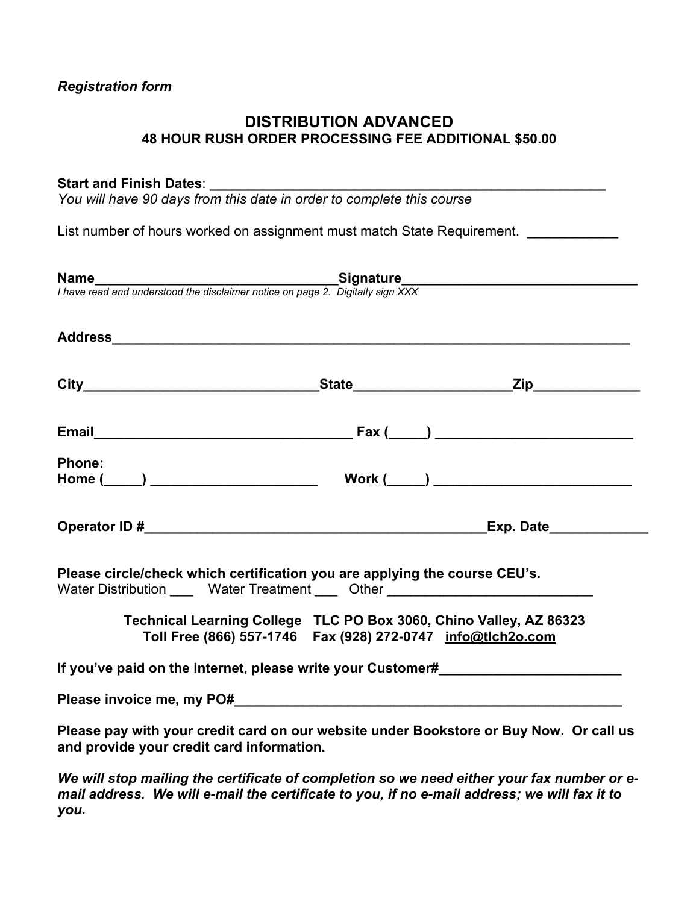*Registration form*

# DISTRIBUTION ADVANCED

### 48 HOUR RUSH ORDER PROCESSING FEE ADDITIONAL $50.00

**Start and Finish Dates**: _______________________________________________
*You will have 90 days from this date in order to complete this course*

List number of hours worked on assignment must match State Requirement. ___________

**Name**______________________________**Signature**____________________________
*I have read and understood the disclaimer notice on page 2. Digitally sign XXX*

**Address**_________________________________________________________________

**City**_____________________________**State**___________________**Zip**____________

**Email**________________________________ **Fax (_____)** _________________________

**Phone:**
**Home (_____)** _____________________ **Work (_____)** _________________________

**Operator ID #**___________________________________________**Exp. Date**____________

**Please circle/check which certification you are applying the course CEU's.**
Water Distribution ___ Water Treatment ___ Other __________________________

**Technical Learning College TLC PO Box 3060, Chino Valley, AZ 86323**
**Toll Free (866) 557-1746 Fax (928) 272-0747 info@tlch2o.com**

**If you've paid on the Internet, please write your Customer#**______________________

**Please invoice me, my PO#**_____________________________________________

**Please pay with your credit card on our website under Bookstore or Buy Now. Or call us and provide your credit card information.**

***We will stop mailing the certificate of completion so we need either your fax number or e-mail address. We will e-mail the certificate to you, if no e-mail address; we will fax it to you.***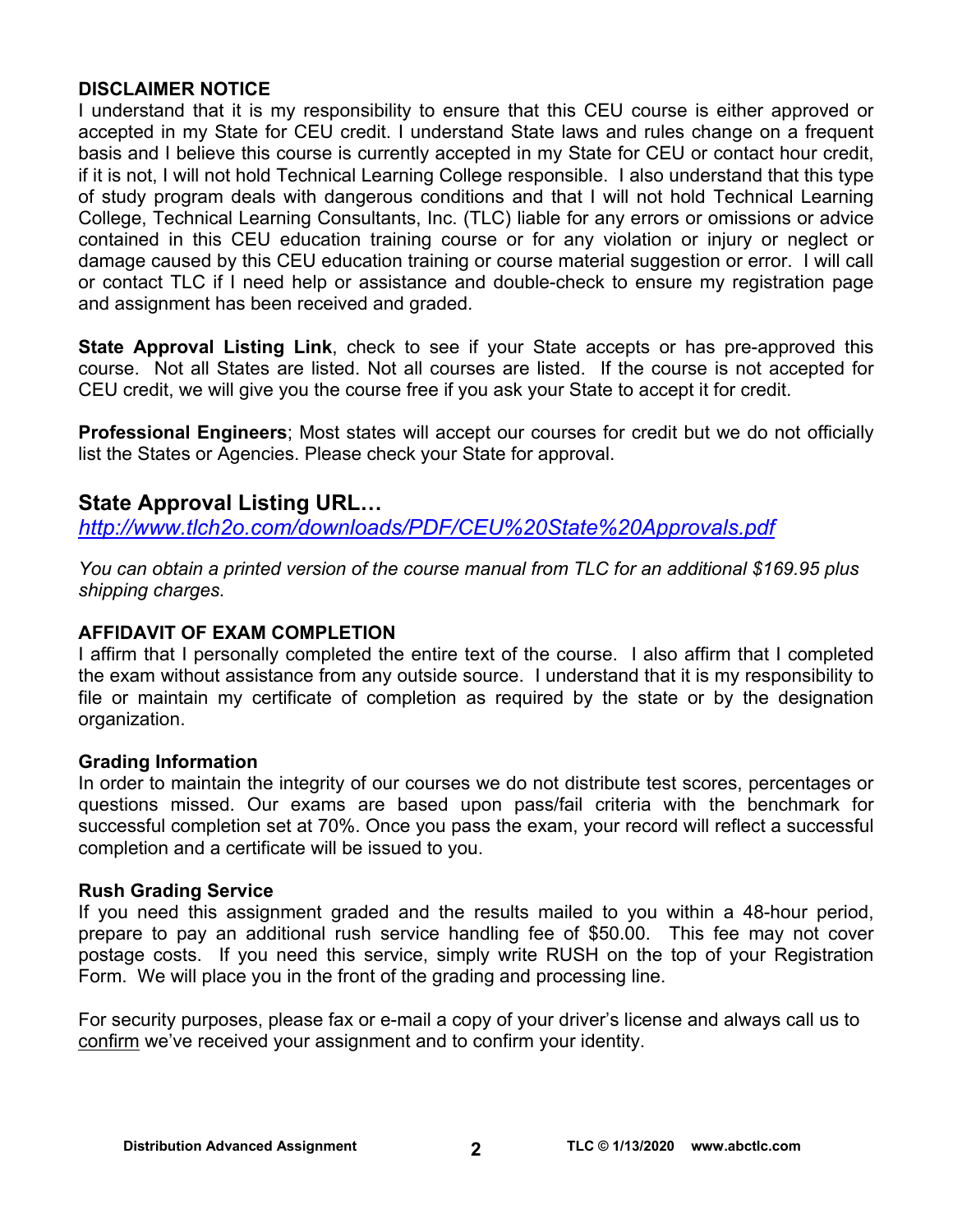**DISCLAIMER NOTICE**

I understand that it is my responsibility to ensure that this CEU course is either approved or accepted in my State for CEU credit. I understand State laws and rules change on a frequent basis and I believe this course is currently accepted in my State for CEU or contact hour credit, if it is not, I will not hold Technical Learning College responsible. I also understand that this type of study program deals with dangerous conditions and that I will not hold Technical Learning College, Technical Learning Consultants, Inc. (TLC) liable for any errors or omissions or advice contained in this CEU education training course or for any violation or injury or neglect or damage caused by this CEU education training or course material suggestion or error. I will call or contact TLC if I need help or assistance and double-check to ensure my registration page and assignment has been received and graded.

**State Approval Listing Link**, check to see if your State accepts or has pre-approved this course. Not all States are listed. Not all courses are listed. If the course is not accepted for CEU credit, we will give you the course free if you ask your State to accept it for credit.

**Professional Engineers**; Most states will accept our courses for credit but we do not officially list the States or Agencies. Please check your State for approval.

## State Approval Listing URL…

*http://www.tlch2o.com/downloads/PDF/CEU%20State%20Approvals.pdf*

*You can obtain a printed version of the course manual from TLC for an additional $169.95 plus shipping charges.*

**AFFIDAVIT OF EXAM COMPLETION**

I affirm that I personally completed the entire text of the course. I also affirm that I completed the exam without assistance from any outside source. I understand that it is my responsibility to file or maintain my certificate of completion as required by the state or by the designation organization.

**Grading Information**

In order to maintain the integrity of our courses we do not distribute test scores, percentages or questions missed. Our exams are based upon pass/fail criteria with the benchmark for successful completion set at 70%. Once you pass the exam, your record will reflect a successful completion and a certificate will be issued to you.

**Rush Grading Service**

If you need this assignment graded and the results mailed to you within a 48-hour period, prepare to pay an additional rush service handling fee of $50.00. This fee may not cover postage costs. If you need this service, simply write RUSH on the top of your Registration Form. We will place you in the front of the grading and processing line.

For security purposes, please fax or e-mail a copy of your driver's license and always call us to confirm we've received your assignment and to confirm your identity.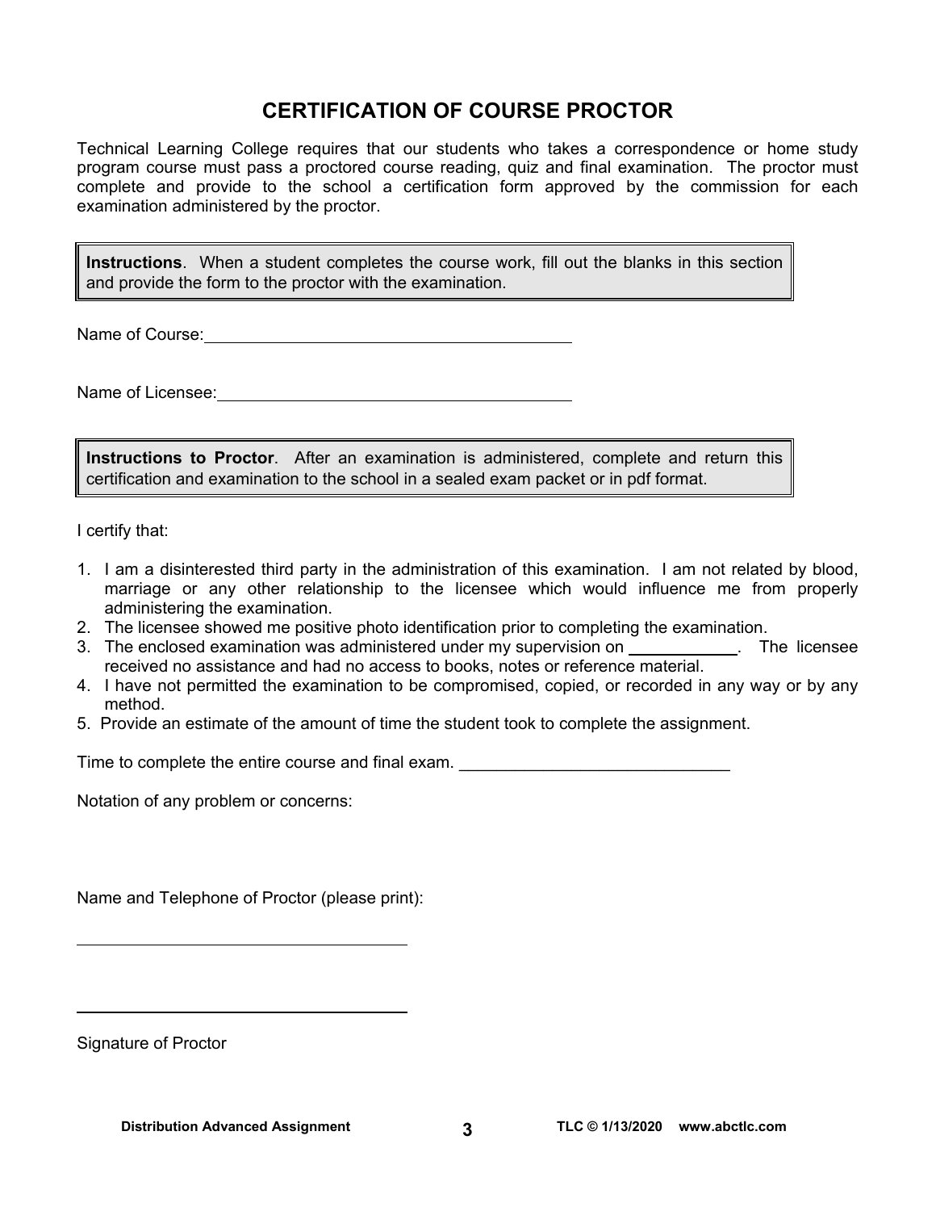# CERTIFICATION OF COURSE PROCTOR

Technical Learning College requires that our students who takes a correspondence or home study program course must pass a proctored course reading, quiz and final examination. The proctor must complete and provide to the school a certification form approved by the commission for each examination administered by the proctor.

**Instructions**. When a student completes the course work, fill out the blanks in this section and provide the form to the proctor with the examination.

Name of Course: ___________________________________________

Name of Licensee: _________________________________________

**Instructions to Proctor**. After an examination is administered, complete and return this certification and examination to the school in a sealed exam packet or in pdf format.

I certify that:

1. I am a disinterested third party in the administration of this examination. I am not related by blood, marriage or any other relationship to the licensee which would influence me from properly administering the examination.
2. The licensee showed me positive photo identification prior to completing the examination.
3. The enclosed examination was administered under my supervision on ____________. The licensee received no assistance and had no access to books, notes or reference material.
4. I have not permitted the examination to be compromised, copied, or recorded in any way or by any method.
5. Provide an estimate of the amount of time the student took to complete the assignment.

Time to complete the entire course and final exam. _____________________________

Notation of any problem or concerns:

Name and Telephone of Proctor (please print):

_____________________________________

_____________________________________

Signature of Proctor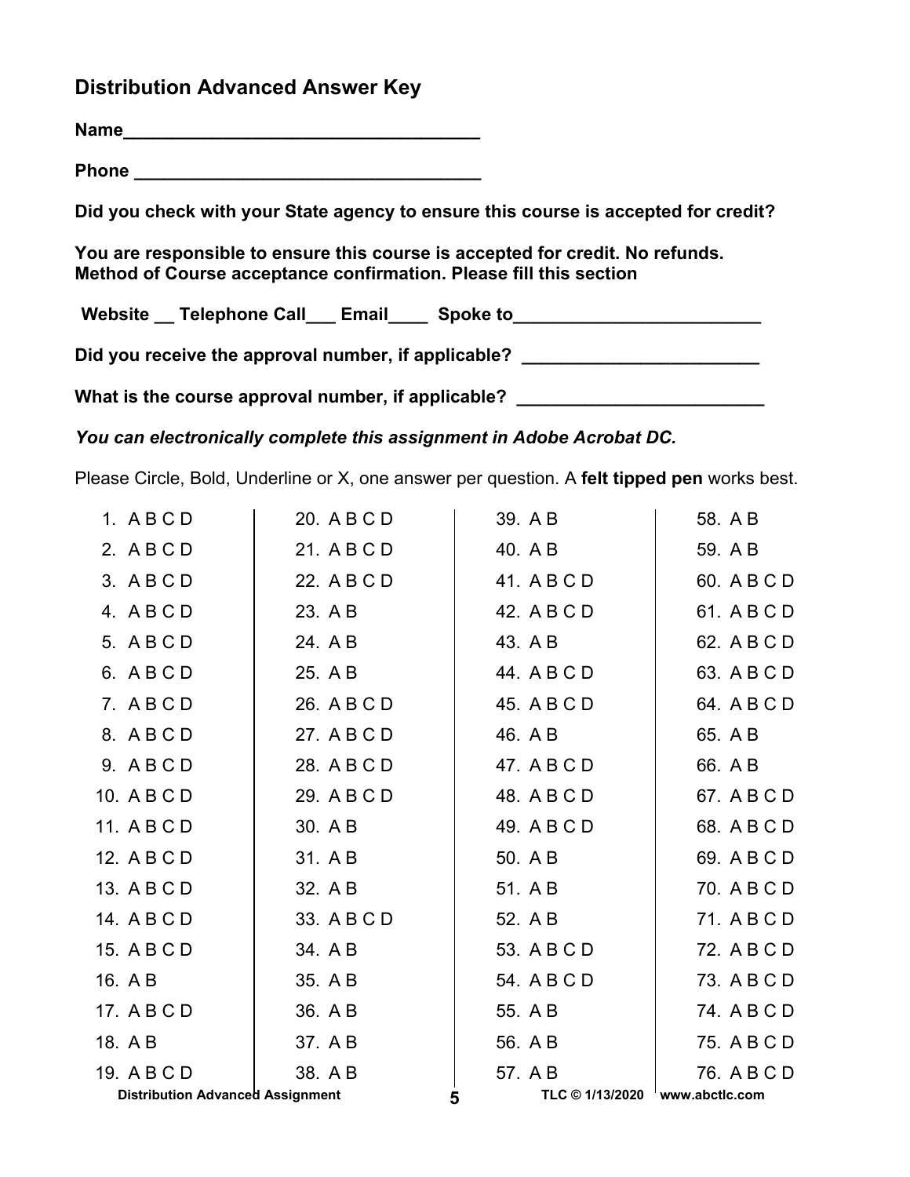## Distribution Advanced Answer Key

**Name____________________________________**

**Phone ___________________________________**

**Did you check with your State agency to ensure this course is accepted for credit?**

**You are responsible to ensure this course is accepted for credit. No refunds.**
**Method of Course acceptance confirmation. Please fill this section**

**Website __ Telephone Call___ Email____ Spoke to_________________________**

**Did you receive the approval number, if applicable? ________________________**

**What is the course approval number, if applicable? _________________________**

***You can electronically complete this assignment in Adobe Acrobat DC.***

Please Circle, Bold, Underline or X, one answer per question. A **felt tipped pen** works best.

| | | | |
|---|---|---|---|
| 1. A B C D | 20. A B C D | 39. A B | 58. A B |
| 2. A B C D | 21. A B C D | 40. A B | 59. A B |
| 3. A B C D | 22. A B C D | 41. A B C D | 60. A B C D |
| 4. A B C D | 23. A B | 42. A B C D | 61. A B C D |
| 5. A B C D | 24. A B | 43. A B | 62. A B C D |
| 6. A B C D | 25. A B | 44. A B C D | 63. A B C D |
| 7. A B C D | 26. A B C D | 45. A B C D | 64. A B C D |
| 8. A B C D | 27. A B C D | 46. A B | 65. A B |
| 9. A B C D | 28. A B C D | 47. A B C D | 66. A B |
| 10. A B C D | 29. A B C D | 48. A B C D | 67. A B C D |
| 11. A B C D | 30. A B | 49. A B C D | 68. A B C D |
| 12. A B C D | 31. A B | 50. A B | 69. A B C D |
| 13. A B C D | 32. A B | 51. A B | 70. A B C D |
| 14. A B C D | 33. A B C D | 52. A B | 71. A B C D |
| 15. A B C D | 34. A B | 53. A B C D | 72. A B C D |
| 16. A B | 35. A B | 54. A B C D | 73. A B C D |
| 17. A B C D | 36. A B | 55. A B | 74. A B C D |
| 18. A B | 37. A B | 56. A B | 75. A B C D |
| 19. A B C D | 38. A B | 57. A B | 76. A B C D |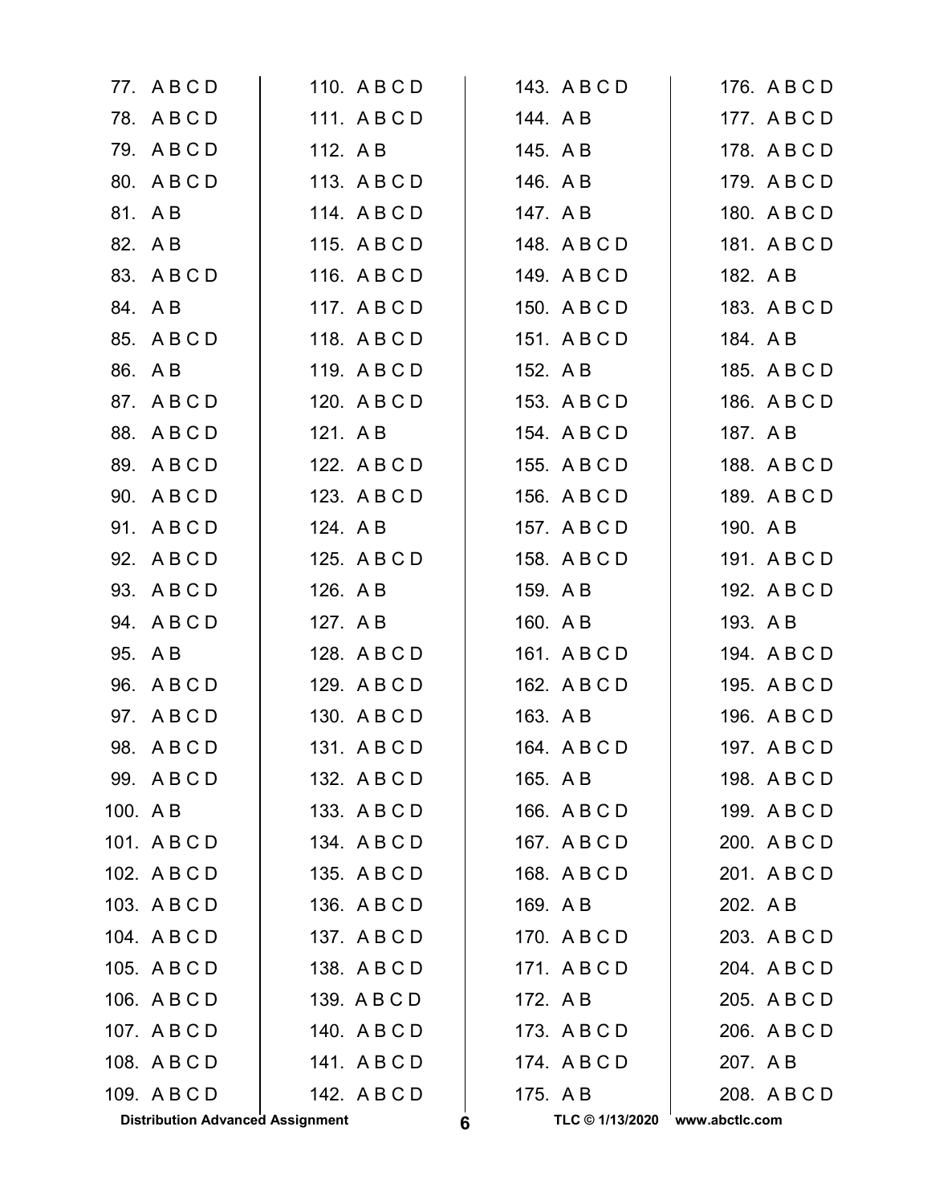77. A B C D
78. A B C D
79. A B C D
80. A B C D
81. A B
82. A B
83. A B C D
84. A B
85. A B C D
86. A B
87. A B C D
88. A B C D
89. A B C D
90. A B C D
91. A B C D
92. A B C D
93. A B C D
94. A B C D
95. A B
96. A B C D
97. A B C D
98. A B C D
99. A B C D
100. A B
101. A B C D
102. A B C D
103. A B C D
104. A B C D
105. A B C D
106. A B C D
107. A B C D
108. A B C D
109. A B C D
110. A B C D
111. A B C D
112. A B
113. A B C D
114. A B C D
115. A B C D
116. A B C D
117. A B C D
118. A B C D
119. A B C D
120. A B C D
121. A B
122. A B C D
123. A B C D
124. A B
125. A B C D
126. A B
127. A B
128. A B C D
129. A B C D
130. A B C D
131. A B C D
132. A B C D
133. A B C D
134. A B C D
135. A B C D
136. A B C D
137. A B C D
138. A B C D
139. A B C D
140. A B C D
141. A B C D
142. A B C D
143. A B C D
144. A B
145. A B
146. A B
147. A B
148. A B C D
149. A B C D
150. A B C D
151. A B C D
152. A B
153. A B C D
154. A B C D
155. A B C D
156. A B C D
157. A B C D
158. A B C D
159. A B
160. A B
161. A B C D
162. A B C D
163. A B
164. A B C D
165. A B
166. A B C D
167. A B C D
168. A B C D
169. A B
170. A B C D
171. A B C D
172. A B
173. A B C D
174. A B C D
175. A B
176. A B C D
177. A B C D
178. A B C D
179. A B C D
180. A B C D
181. A B C D
182. A B
183. A B C D
184. A B
185. A B C D
186. A B C D
187. A B
188. A B C D
189. A B C D
190. A B
191. A B C D
192. A B C D
193. A B
194. A B C D
195. A B C D
196. A B C D
197. A B C D
198. A B C D
199. A B C D
200. A B C D
201. A B C D
202. A B
203. A B C D
204. A B C D
205. A B C D
206. A B C D
207. A B
208. A B C D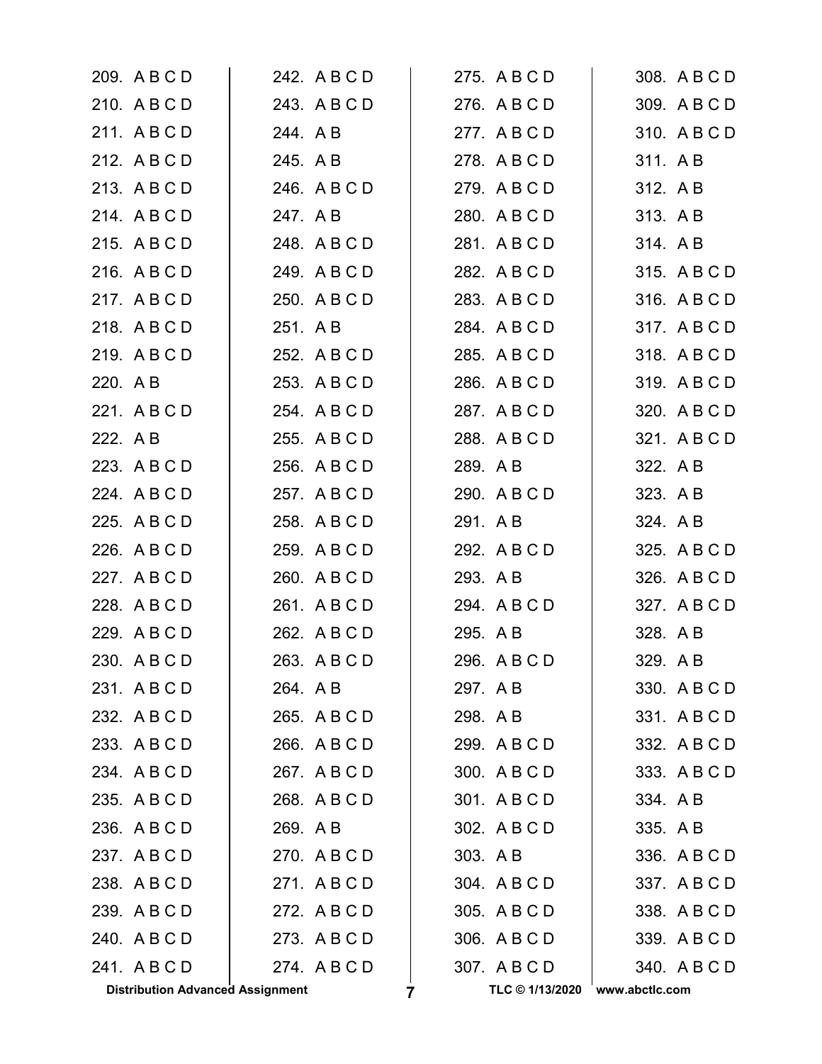209. A B C D
210. A B C D
211. A B C D
212. A B C D
213. A B C D
214. A B C D
215. A B C D
216. A B C D
217. A B C D
218. A B C D
219. A B C D
220. A B
221. A B C D
222. A B
223. A B C D
224. A B C D
225. A B C D
226. A B C D
227. A B C D
228. A B C D
229. A B C D
230. A B C D
231. A B C D
232. A B C D
233. A B C D
234. A B C D
235. A B C D
236. A B C D
237. A B C D
238. A B C D
239. A B C D
240. A B C D
241. A B C D
242. A B C D
243. A B C D
244. A B
245. A B
246. A B C D
247. A B
248. A B C D
249. A B C D
250. A B C D
251. A B
252. A B C D
253. A B C D
254. A B C D
255. A B C D
256. A B C D
257. A B C D
258. A B C D
259. A B C D
260. A B C D
261. A B C D
262. A B C D
263. A B C D
264. A B
265. A B C D
266. A B C D
267. A B C D
268. A B C D
269. A B
270. A B C D
271. A B C D
272. A B C D
273. A B C D
274. A B C D
275. A B C D
276. A B C D
277. A B C D
278. A B C D
279. A B C D
280. A B C D
281. A B C D
282. A B C D
283. A B C D
284. A B C D
285. A B C D
286. A B C D
287. A B C D
288. A B C D
289. A B
290. A B C D
291. A B
292. A B C D
293. A B
294. A B C D
295. A B
296. A B C D
297. A B
298. A B
299. A B C D
300. A B C D
301. A B C D
302. A B C D
303. A B
304. A B C D
305. A B C D
306. A B C D
307. A B C D
308. A B C D
309. A B C D
310. A B C D
311. A B
312. A B
313. A B
314. A B
315. A B C D
316. A B C D
317. A B C D
318. A B C D
319. A B C D
320. A B C D
321. A B C D
322. A B
323. A B
324. A B
325. A B C D
326. A B C D
327. A B C D
328. A B
329. A B
330. A B C D
331. A B C D
332. A B C D
333. A B C D
334. A B
335. A B
336. A B C D
337. A B C D
338. A B C D
339. A B C D
340. A B C D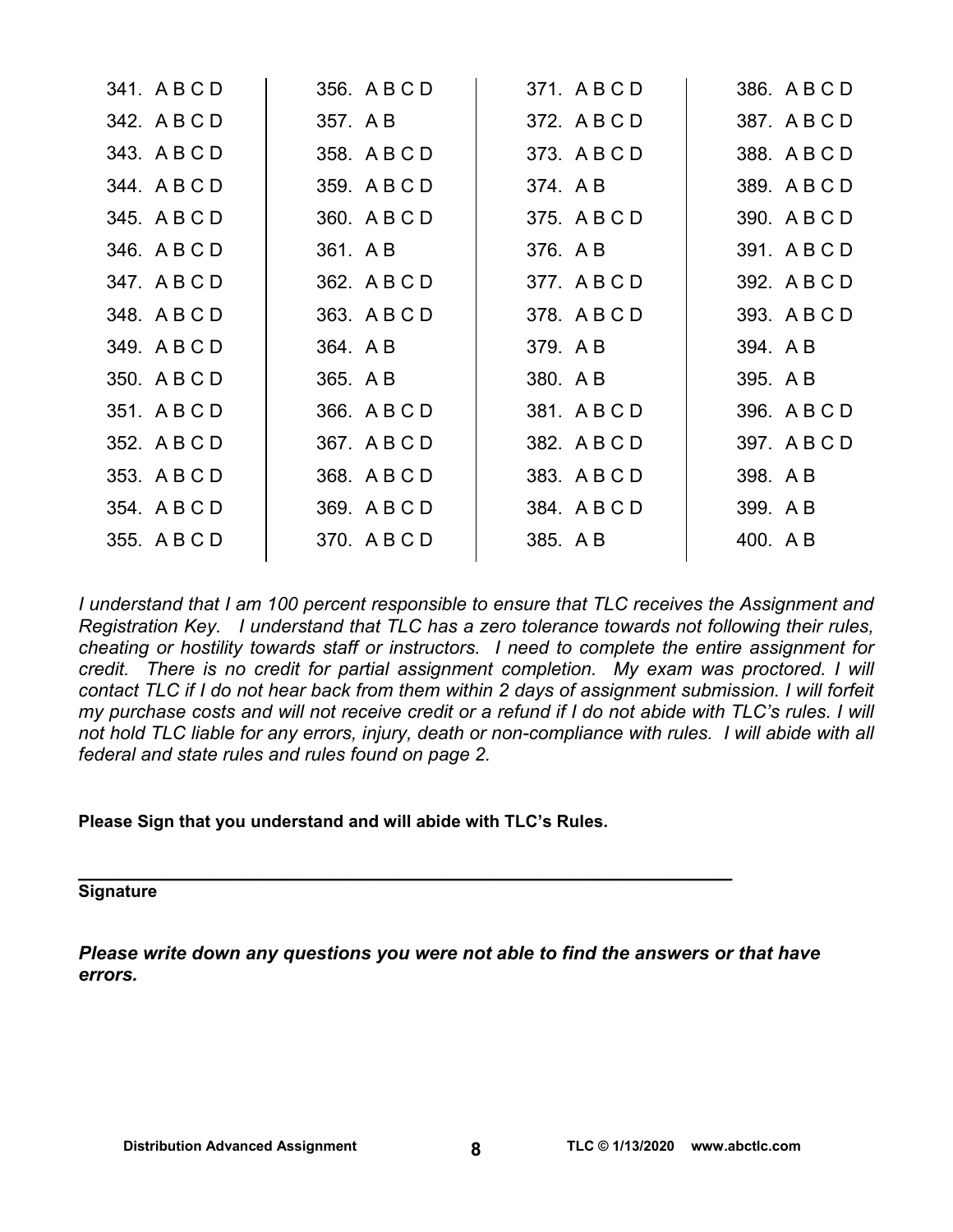| | | | |
|---|---|---|---|
| 341. A B C D | 356. A B C D | 371. A B C D | 386. A B C D |
| 342. A B C D | 357. A B | 372. A B C D | 387. A B C D |
| 343. A B C D | 358. A B C D | 373. A B C D | 388. A B C D |
| 344. A B C D | 359. A B C D | 374. A B | 389. A B C D |
| 345. A B C D | 360. A B C D | 375. A B C D | 390. A B C D |
| 346. A B C D | 361. A B | 376. A B | 391. A B C D |
| 347. A B C D | 362. A B C D | 377. A B C D | 392. A B C D |
| 348. A B C D | 363. A B C D | 378. A B C D | 393. A B C D |
| 349. A B C D | 364. A B | 379. A B | 394. A B |
| 350. A B C D | 365. A B | 380. A B | 395. A B |
| 351. A B C D | 366. A B C D | 381. A B C D | 396. A B C D |
| 352. A B C D | 367. A B C D | 382. A B C D | 397. A B C D |
| 353. A B C D | 368. A B C D | 383. A B C D | 398. A B |
| 354. A B C D | 369. A B C D | 384. A B C D | 399. A B |
| 355. A B C D | 370. A B C D | 385. A B | 400. A B |

*I understand that I am 100 percent responsible to ensure that TLC receives the Assignment and Registration Key. I understand that TLC has a zero tolerance towards not following their rules, cheating or hostility towards staff or instructors. I need to complete the entire assignment for credit. There is no credit for partial assignment completion. My exam was proctored. I will contact TLC if I do not hear back from them within 2 days of assignment submission. I will forfeit my purchase costs and will not receive credit or a refund if I do not abide with TLC's rules. I will not hold TLC liable for any errors, injury, death or non-compliance with rules. I will abide with all federal and state rules and rules found on page 2.*

**Please Sign that you understand and will abide with TLC's Rules.**

_______________________________________________________________

**Signature**

***Please write down any questions you were not able to find the answers or that have errors.***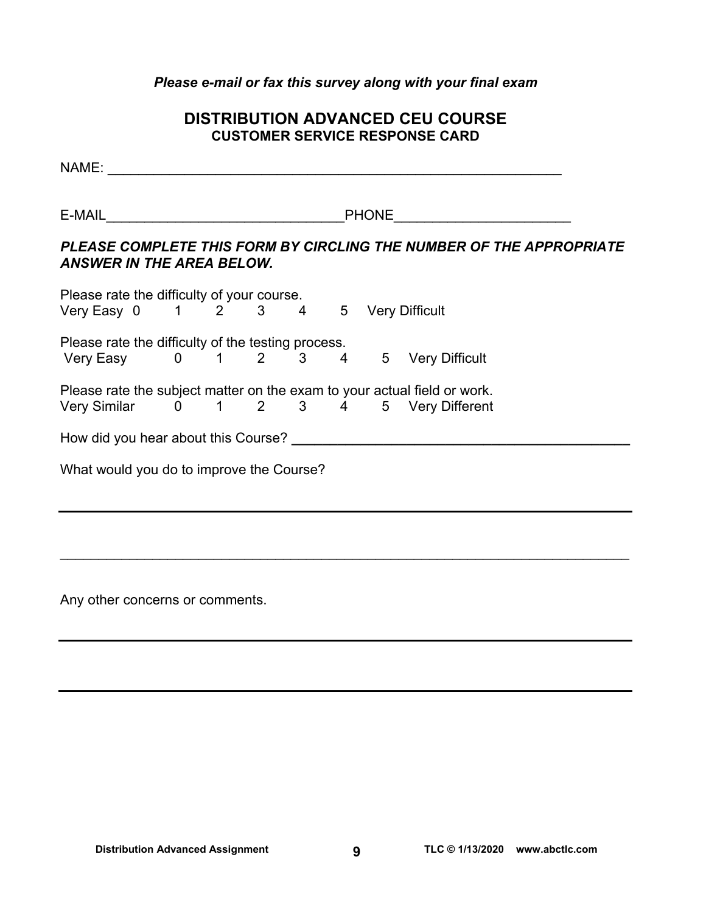*Please e-mail or fax this survey along with your final exam*

# DISTRIBUTION ADVANCED CEU COURSE
## CUSTOMER SERVICE RESPONSE CARD

NAME: ___________________________________________________________

E-MAIL______________________________PHONE______________________

***PLEASE COMPLETE THIS FORM BY CIRCLING THE NUMBER OF THE APPROPRIATE ANSWER IN THE AREA BELOW.***

Please rate the difficulty of your course.
Very Easy 0 1 2 3 4 5 Very Difficult

Please rate the difficulty of the testing process.
Very Easy 0 1 2 3 4 5 Very Difficult

Please rate the subject matter on the exam to your actual field or work.
Very Similar 0 1 2 3 4 5 Very Different

How did you hear about this Course? ___________________________________________

What would you do to improve the Course?

_________________________________________________________________________

_________________________________________________________________________

Any other concerns or comments.

_________________________________________________________________________

_________________________________________________________________________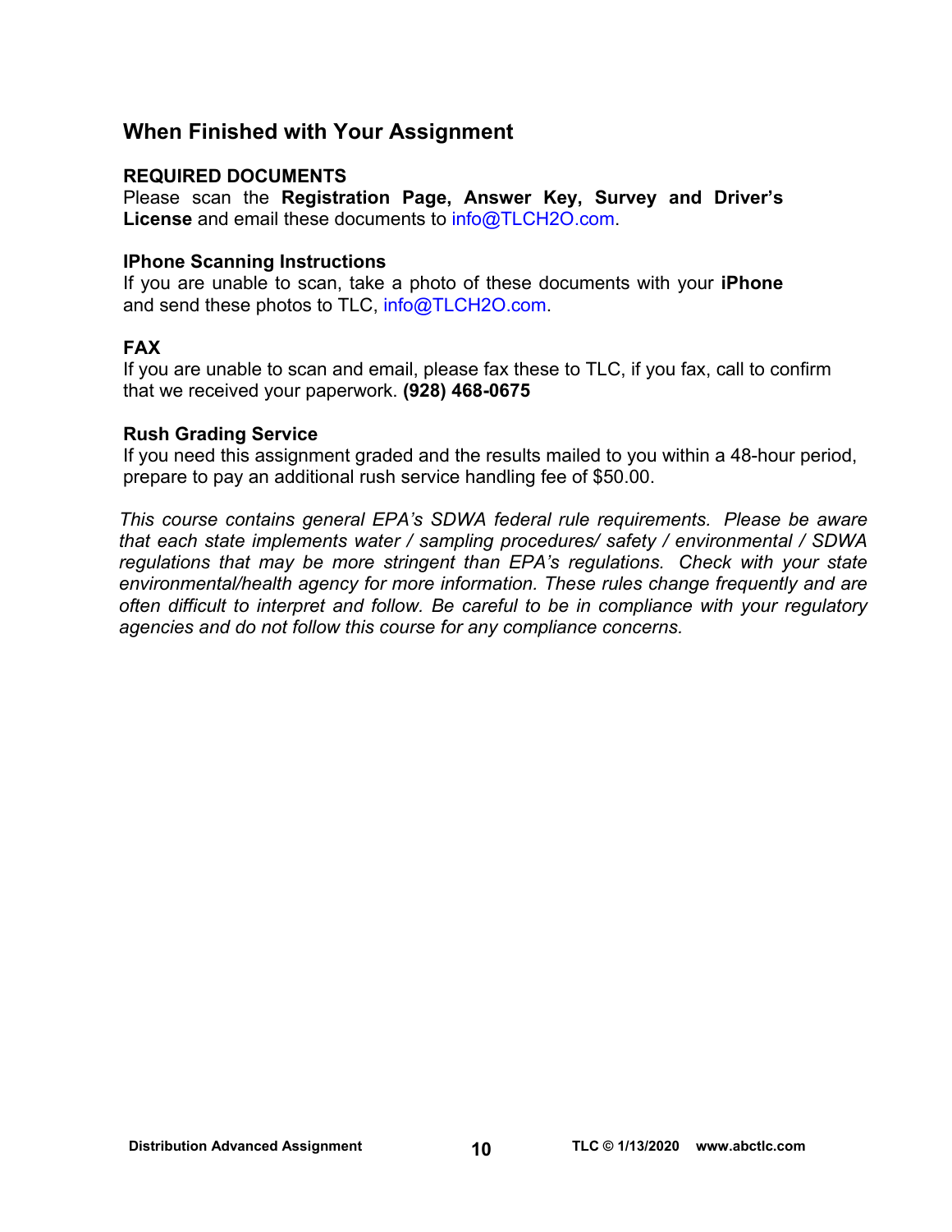## When Finished with Your Assignment

**REQUIRED DOCUMENTS**
Please scan the **Registration Page, Answer Key, Survey and Driver's License** and email these documents to info@TLCH2O.com.

**IPhone Scanning Instructions**
If you are unable to scan, take a photo of these documents with your **iPhone** and send these photos to TLC, info@TLCH2O.com.

**FAX**
If you are unable to scan and email, please fax these to TLC, if you fax, call to confirm that we received your paperwork. **(928) 468-0675**

**Rush Grading Service**
If you need this assignment graded and the results mailed to you within a 48-hour period, prepare to pay an additional rush service handling fee of $50.00.

*This course contains general EPA's SDWA federal rule requirements. Please be aware that each state implements water / sampling procedures/ safety / environmental / SDWA regulations that may be more stringent than EPA's regulations. Check with your state environmental/health agency for more information. These rules change frequently and are often difficult to interpret and follow. Be careful to be in compliance with your regulatory agencies and do not follow this course for any compliance concerns.*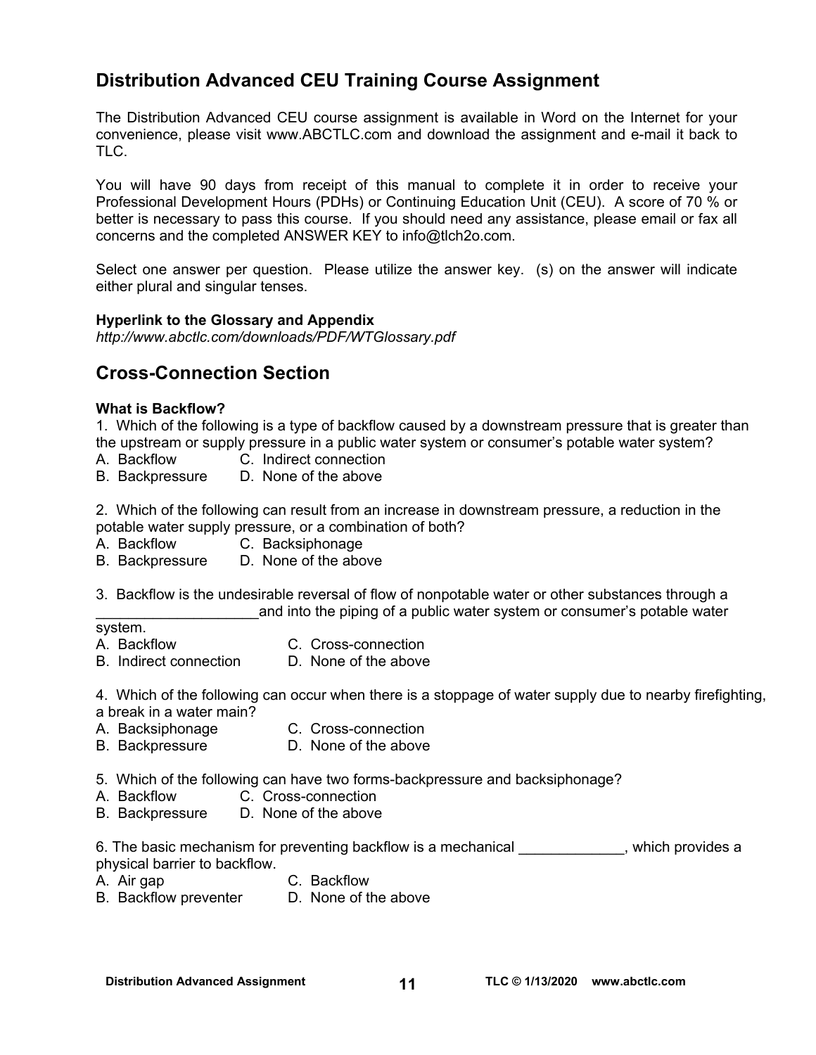## Distribution Advanced CEU Training Course Assignment

The Distribution Advanced CEU course assignment is available in Word on the Internet for your convenience, please visit www.ABCTLC.com and download the assignment and e-mail it back to TLC.

You will have 90 days from receipt of this manual to complete it in order to receive your Professional Development Hours (PDHs) or Continuing Education Unit (CEU). A score of 70 % or better is necessary to pass this course. If you should need any assistance, please email or fax all concerns and the completed ANSWER KEY to info@tlch2o.com.

Select one answer per question. Please utilize the answer key. (s) on the answer will indicate either plural and singular tenses.

**Hyperlink to the Glossary and Appendix**
*http://www.abctlc.com/downloads/PDF/WTGlossary.pdf*

## Cross-Connection Section

**What is Backflow?**

1. Which of the following is a type of backflow caused by a downstream pressure that is greater than the upstream or supply pressure in a public water system or consumer's potable water system?
A. Backflow C. Indirect connection
B. Backpressure D. None of the above

2. Which of the following can result from an increase in downstream pressure, a reduction in the potable water supply pressure, or a combination of both?
A. Backflow C. Backsiphonage
B. Backpressure D. None of the above

3. Backflow is the undesirable reversal of flow of nonpotable water or other substances through a ____________________and into the piping of a public water system or consumer's potable water system.
A. Backflow C. Cross-connection
B. Indirect connection D. None of the above

4. Which of the following can occur when there is a stoppage of water supply due to nearby firefighting, a break in a water main?
A. Backsiphonage C. Cross-connection
B. Backpressure D. None of the above

5. Which of the following can have two forms-backpressure and backsiphonage?
A. Backflow C. Cross-connection
B. Backpressure D. None of the above

6. The basic mechanism for preventing backflow is a mechanical _____________, which provides a physical barrier to backflow.
A. Air gap C. Backflow
B. Backflow preventer D. None of the above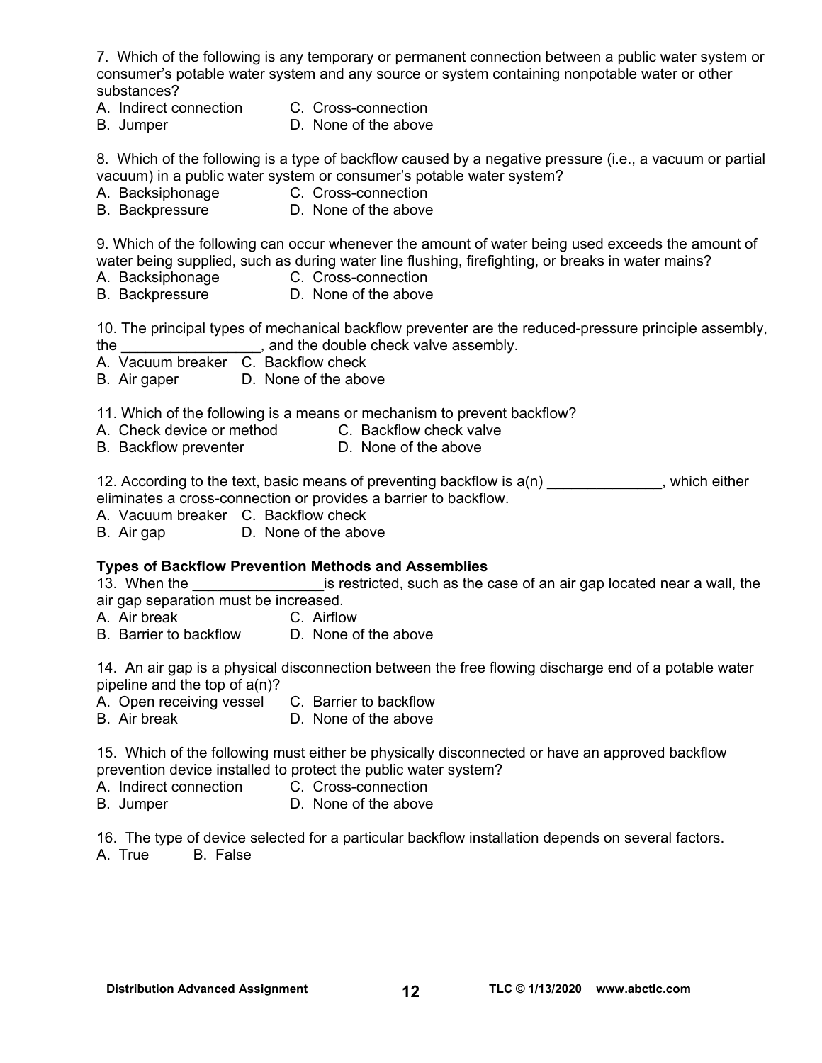7. Which of the following is any temporary or permanent connection between a public water system or consumer's potable water system and any source or system containing nonpotable water or other substances?

A. Indirect connection  C. Cross-connection
B. Jumper  D. None of the above

8. Which of the following is a type of backflow caused by a negative pressure (i.e., a vacuum or partial vacuum) in a public water system or consumer's potable water system?

A. Backsiphonage  C. Cross-connection
B. Backpressure  D. None of the above

9. Which of the following can occur whenever the amount of water being used exceeds the amount of water being supplied, such as during water line flushing, firefighting, or breaks in water mains?

A. Backsiphonage  C. Cross-connection
B. Backpressure  D. None of the above

10. The principal types of mechanical backflow preventer are the reduced-pressure principle assembly, the ________________, and the double check valve assembly.

A. Vacuum breaker  C. Backflow check
B. Air gaper  D. None of the above

11. Which of the following is a means or mechanism to prevent backflow?

A. Check device or method  C. Backflow check valve
B. Backflow preventer  D. None of the above

12. According to the text, basic means of preventing backflow is a(n) ______________, which either eliminates a cross-connection or provides a barrier to backflow.

A. Vacuum breaker  C. Backflow check
B. Air gap  D. None of the above

**Types of Backflow Prevention Methods and Assemblies**

13. When the ________________is restricted, such as the case of an air gap located near a wall, the air gap separation must be increased.

A. Air break  C. Airflow
B. Barrier to backflow  D. None of the above

14. An air gap is a physical disconnection between the free flowing discharge end of a potable water pipeline and the top of a(n)?

A. Open receiving vessel  C. Barrier to backflow
B. Air break  D. None of the above

15. Which of the following must either be physically disconnected or have an approved backflow prevention device installed to protect the public water system?

A. Indirect connection  C. Cross-connection
B. Jumper  D. None of the above

16. The type of device selected for a particular backflow installation depends on several factors.

A. True  B. False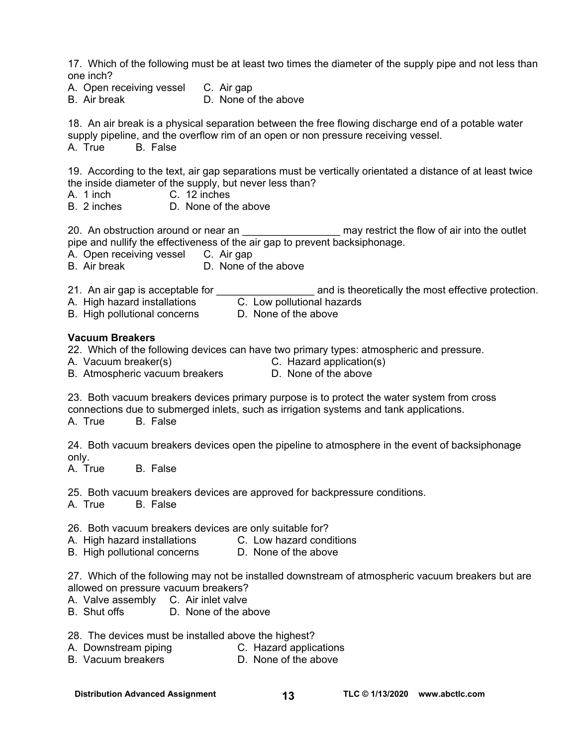17. Which of the following must be at least two times the diameter of the supply pipe and not less than one inch?
A. Open receiving vessel  C. Air gap
B. Air break  D. None of the above

18. An air break is a physical separation between the free flowing discharge end of a potable water supply pipeline, and the overflow rim of an open or non pressure receiving vessel.
A. True  B. False

19. According to the text, air gap separations must be vertically orientated a distance of at least twice the inside diameter of the supply, but never less than?
A. 1 inch  C. 12 inches
B. 2 inches  D. None of the above

20. An obstruction around or near an _________________ may restrict the flow of air into the outlet pipe and nullify the effectiveness of the air gap to prevent backsiphonage.
A. Open receiving vessel  C. Air gap
B. Air break  D. None of the above

21. An air gap is acceptable for _________________ and is theoretically the most effective protection.
A. High hazard installations  C. Low pollutional hazards
B. High pollutional concerns  D. None of the above

**Vacuum Breakers**

22. Which of the following devices can have two primary types: atmospheric and pressure.
A. Vacuum breaker(s)  C. Hazard application(s)
B. Atmospheric vacuum breakers  D. None of the above

23. Both vacuum breakers devices primary purpose is to protect the water system from cross connections due to submerged inlets, such as irrigation systems and tank applications.
A. True  B. False

24. Both vacuum breakers devices open the pipeline to atmosphere in the event of backsiphonage only.
A. True  B. False

25. Both vacuum breakers devices are approved for backpressure conditions.
A. True  B. False

26. Both vacuum breakers devices are only suitable for?
A. High hazard installations  C. Low hazard conditions
B. High pollutional concerns  D. None of the above

27. Which of the following may not be installed downstream of atmospheric vacuum breakers but are allowed on pressure vacuum breakers?
A. Valve assembly  C. Air inlet valve
B. Shut offs  D. None of the above

28. The devices must be installed above the highest?
A. Downstream piping  C. Hazard applications
B. Vacuum breakers  D. None of the above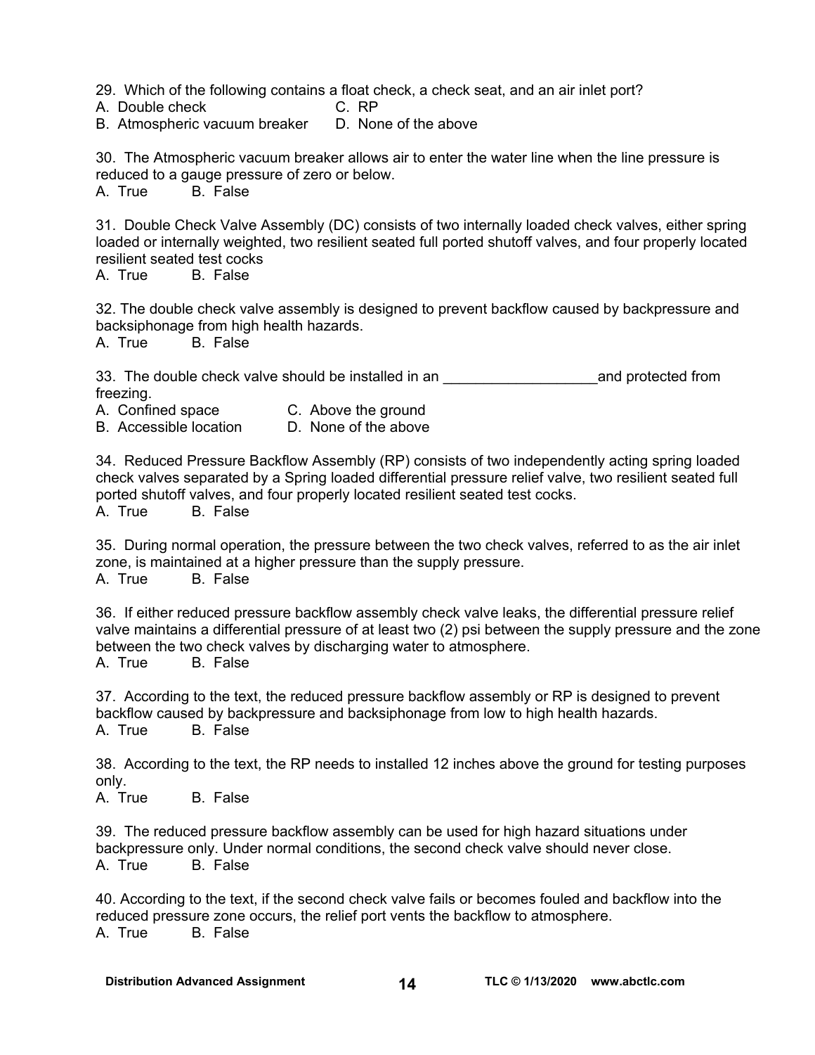29. Which of the following contains a float check, a check seat, and an air inlet port?
A. Double check
B. Atmospheric vacuum breaker
C. RP
D. None of the above

30. The Atmospheric vacuum breaker allows air to enter the water line when the line pressure is reduced to a gauge pressure of zero or below.
A. True B. False

31. Double Check Valve Assembly (DC) consists of two internally loaded check valves, either spring loaded or internally weighted, two resilient seated full ported shutoff valves, and four properly located resilient seated test cocks
A. True B. False

32. The double check valve assembly is designed to prevent backflow caused by backpressure and backsiphonage from high health hazards.
A. True B. False

33. The double check valve should be installed in an ___________________and protected from freezing.
A. Confined space
B. Accessible location
C. Above the ground
D. None of the above

34. Reduced Pressure Backflow Assembly (RP) consists of two independently acting spring loaded check valves separated by a Spring loaded differential pressure relief valve, two resilient seated full ported shutoff valves, and four properly located resilient seated test cocks.
A. True B. False

35. During normal operation, the pressure between the two check valves, referred to as the air inlet zone, is maintained at a higher pressure than the supply pressure.
A. True B. False

36. If either reduced pressure backflow assembly check valve leaks, the differential pressure relief valve maintains a differential pressure of at least two (2) psi between the supply pressure and the zone between the two check valves by discharging water to atmosphere.
A. True B. False

37. According to the text, the reduced pressure backflow assembly or RP is designed to prevent backflow caused by backpressure and backsiphonage from low to high health hazards.
A. True B. False

38. According to the text, the RP needs to installed 12 inches above the ground for testing purposes only.
A. True B. False

39. The reduced pressure backflow assembly can be used for high hazard situations under backpressure only. Under normal conditions, the second check valve should never close.
A. True B. False

40. According to the text, if the second check valve fails or becomes fouled and backflow into the reduced pressure zone occurs, the relief port vents the backflow to atmosphere.
A. True B. False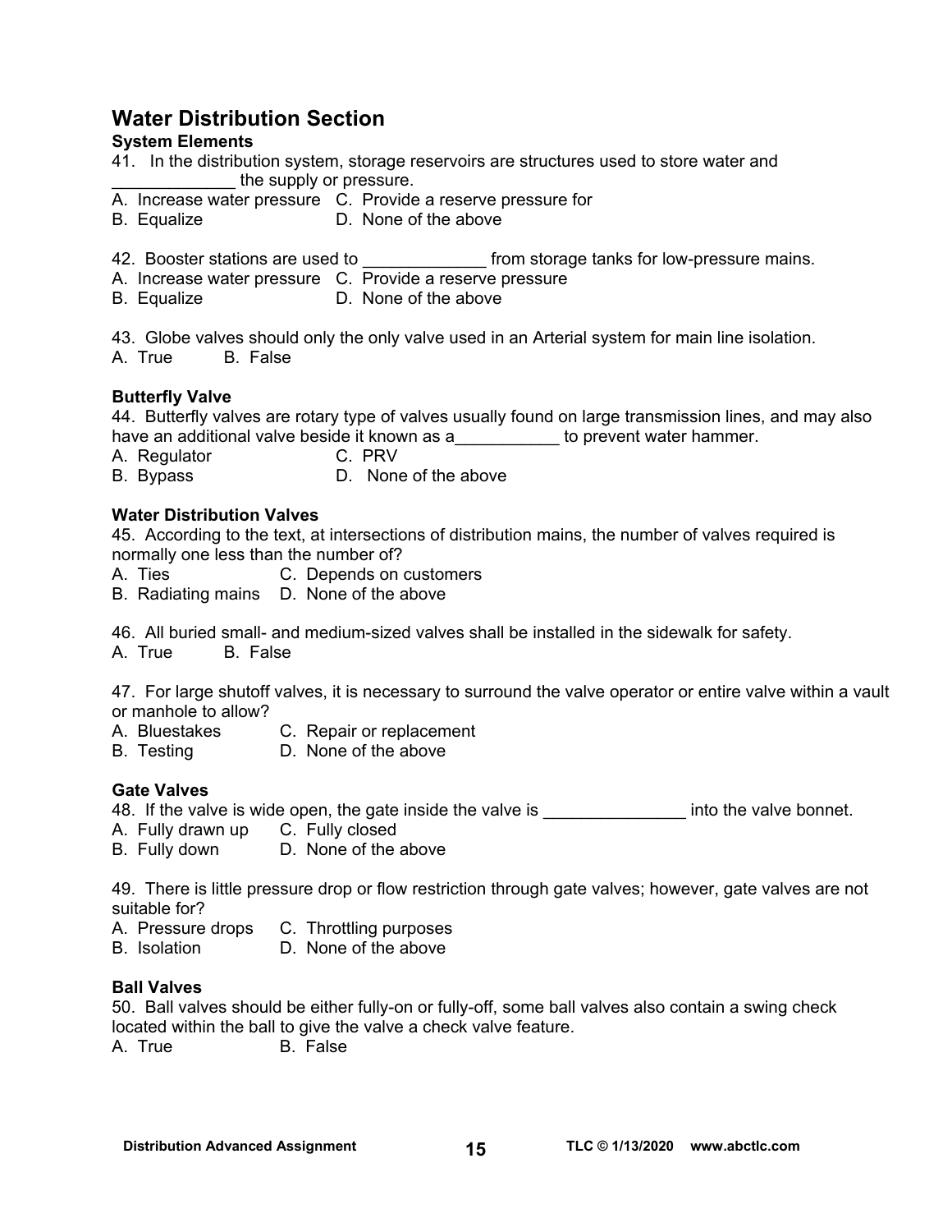## Water Distribution Section

### System Elements

41. In the distribution system, storage reservoirs are structures used to store water and _____________ the supply or pressure.
A. Increase water pressure C. Provide a reserve pressure for
B. Equalize D. None of the above

42. Booster stations are used to _____________ from storage tanks for low-pressure mains.
A. Increase water pressure C. Provide a reserve pressure
B. Equalize D. None of the above

43. Globe valves should only the only valve used in an Arterial system for main line isolation.
A. True B. False

### Butterfly Valve

44. Butterfly valves are rotary type of valves usually found on large transmission lines, and may also have an additional valve beside it known as a___________ to prevent water hammer.
A. Regulator C. PRV
B. Bypass D. None of the above

### Water Distribution Valves

45. According to the text, at intersections of distribution mains, the number of valves required is normally one less than the number of?
A. Ties C. Depends on customers
B. Radiating mains D. None of the above

46. All buried small- and medium-sized valves shall be installed in the sidewalk for safety.
A. True B. False

47. For large shutoff valves, it is necessary to surround the valve operator or entire valve within a vault or manhole to allow?
A. Bluestakes C. Repair or replacement
B. Testing D. None of the above

### Gate Valves

48. If the valve is wide open, the gate inside the valve is _______________ into the valve bonnet.
A. Fully drawn up C. Fully closed
B. Fully down D. None of the above

49. There is little pressure drop or flow restriction through gate valves; however, gate valves are not suitable for?
A. Pressure drops C. Throttling purposes
B. Isolation D. None of the above

### Ball Valves

50. Ball valves should be either fully-on or fully-off, some ball valves also contain a swing check located within the ball to give the valve a check valve feature.
A. True B. False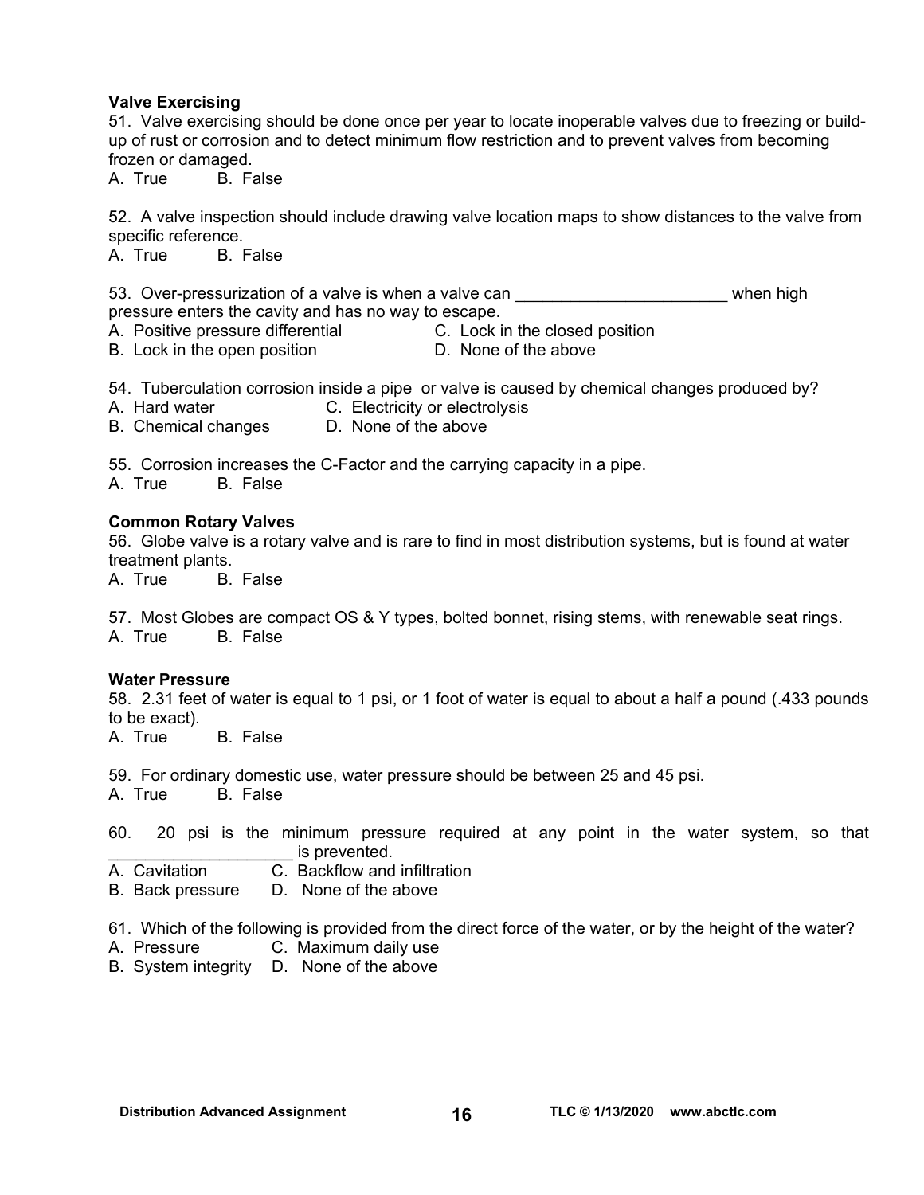**Valve Exercising**

51. Valve exercising should be done once per year to locate inoperable valves due to freezing or build-up of rust or corrosion and to detect minimum flow restriction and to prevent valves from becoming frozen or damaged.
A. True B. False

52. A valve inspection should include drawing valve location maps to show distances to the valve from specific reference.
A. True B. False

53. Over-pressurization of a valve is when a valve can _______________________ when high pressure enters the cavity and has no way to escape.
A. Positive pressure differential
B. Lock in the open position
C. Lock in the closed position
D. None of the above

54. Tuberculation corrosion inside a pipe or valve is caused by chemical changes produced by?
A. Hard water
B. Chemical changes
C. Electricity or electrolysis
D. None of the above

55. Corrosion increases the C-Factor and the carrying capacity in a pipe.
A. True B. False

**Common Rotary Valves**

56. Globe valve is a rotary valve and is rare to find in most distribution systems, but is found at water treatment plants.
A. True B. False

57. Most Globes are compact OS & Y types, bolted bonnet, rising stems, with renewable seat rings.
A. True B. False

**Water Pressure**

58. 2.31 feet of water is equal to 1 psi, or 1 foot of water is equal to about a half a pound (.433 pounds to be exact).
A. True B. False

59. For ordinary domestic use, water pressure should be between 25 and 45 psi.
A. True B. False

60. 20 psi is the minimum pressure required at any point in the water system, so that ____________________ is prevented.
A. Cavitation
B. Back pressure
C. Backflow and infiltration
D. None of the above

61. Which of the following is provided from the direct force of the water, or by the height of the water?
A. Pressure
B. System integrity
C. Maximum daily use
D. None of the above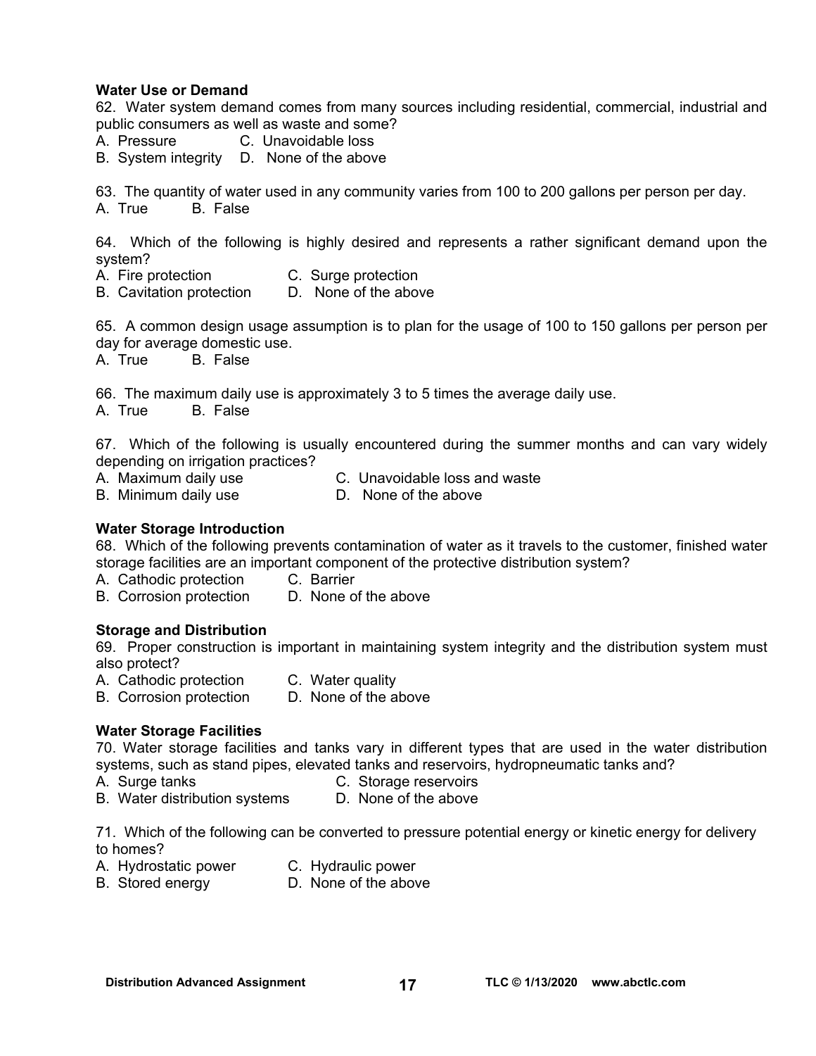**Water Use or Demand**

62. Water system demand comes from many sources including residential, commercial, industrial and public consumers as well as waste and some?

A. Pressure  C. Unavoidable loss
B. System integrity  D. None of the above

63. The quantity of water used in any community varies from 100 to 200 gallons per person per day.

A. True  B. False

64. Which of the following is highly desired and represents a rather significant demand upon the system?

A. Fire protection  C. Surge protection
B. Cavitation protection  D. None of the above

65. A common design usage assumption is to plan for the usage of 100 to 150 gallons per person per day for average domestic use.

A. True  B. False

66. The maximum daily use is approximately 3 to 5 times the average daily use.

A. True  B. False

67. Which of the following is usually encountered during the summer months and can vary widely depending on irrigation practices?

A. Maximum daily use  C. Unavoidable loss and waste
B. Minimum daily use  D. None of the above

**Water Storage Introduction**

68. Which of the following prevents contamination of water as it travels to the customer, finished water storage facilities are an important component of the protective distribution system?

A. Cathodic protection  C. Barrier
B. Corrosion protection  D. None of the above

**Storage and Distribution**

69. Proper construction is important in maintaining system integrity and the distribution system must also protect?

A. Cathodic protection  C. Water quality
B. Corrosion protection  D. None of the above

**Water Storage Facilities**

70. Water storage facilities and tanks vary in different types that are used in the water distribution systems, such as stand pipes, elevated tanks and reservoirs, hydropneumatic tanks and?

A. Surge tanks  C. Storage reservoirs
B. Water distribution systems  D. None of the above

71. Which of the following can be converted to pressure potential energy or kinetic energy for delivery to homes?

A. Hydrostatic power  C. Hydraulic power
B. Stored energy  D. None of the above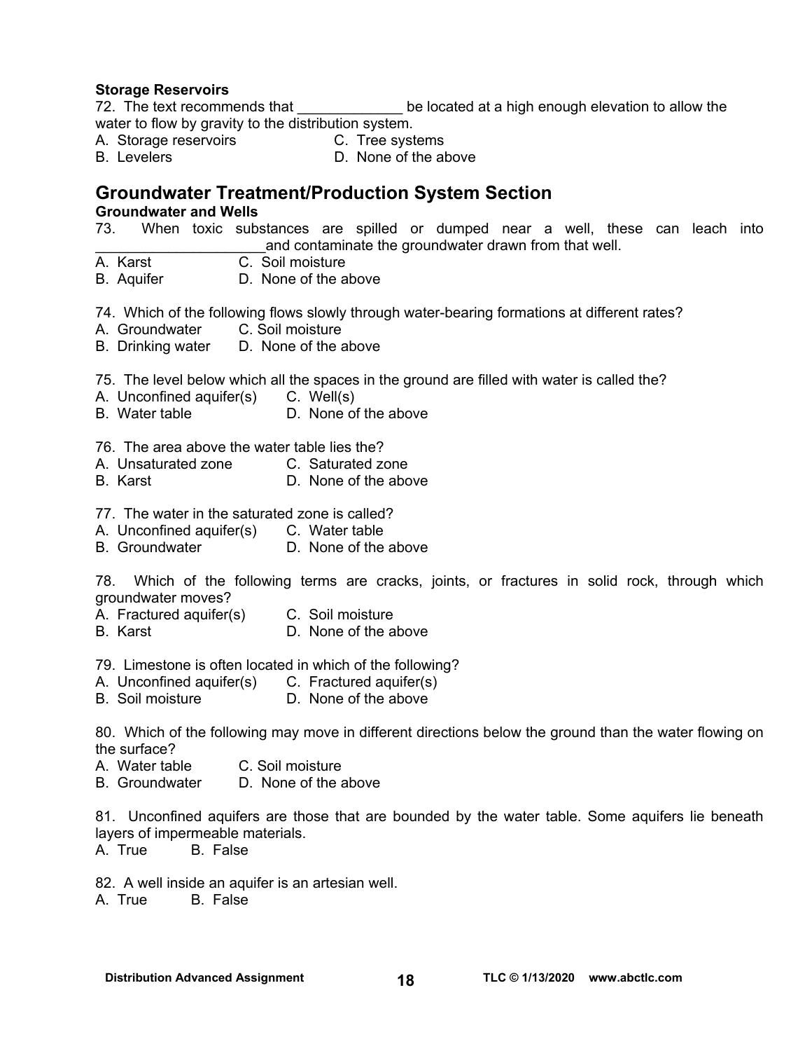**Storage Reservoirs**

72. The text recommends that _____________ be located at a high enough elevation to allow the water to flow by gravity to the distribution system.
A. Storage reservoirs
B. Levelers
C. Tree systems
D. None of the above

## Groundwater Treatment/Production System Section

**Groundwater and Wells**

73. When toxic substances are spilled or dumped near a well, these can leach into _____________________and contaminate the groundwater drawn from that well.
A. Karst
B. Aquifer
C. Soil moisture
D. None of the above

74. Which of the following flows slowly through water-bearing formations at different rates?
A. Groundwater
B. Drinking water
C. Soil moisture
D. None of the above

75. The level below which all the spaces in the ground are filled with water is called the?
A. Unconfined aquifer(s)
B. Water table
C. Well(s)
D. None of the above

76. The area above the water table lies the?
A. Unsaturated zone
B. Karst
C. Saturated zone
D. None of the above

77. The water in the saturated zone is called?
A. Unconfined aquifer(s)
B. Groundwater
C. Water table
D. None of the above

78. Which of the following terms are cracks, joints, or fractures in solid rock, through which groundwater moves?
A. Fractured aquifer(s)
B. Karst
C. Soil moisture
D. None of the above

79. Limestone is often located in which of the following?
A. Unconfined aquifer(s)
B. Soil moisture
C. Fractured aquifer(s)
D. None of the above

80. Which of the following may move in different directions below the ground than the water flowing on the surface?
A. Water table
B. Groundwater
C. Soil moisture
D. None of the above

81. Unconfined aquifers are those that are bounded by the water table. Some aquifers lie beneath layers of impermeable materials.
A. True
B. False

82. A well inside an aquifer is an artesian well.
A. True
B. False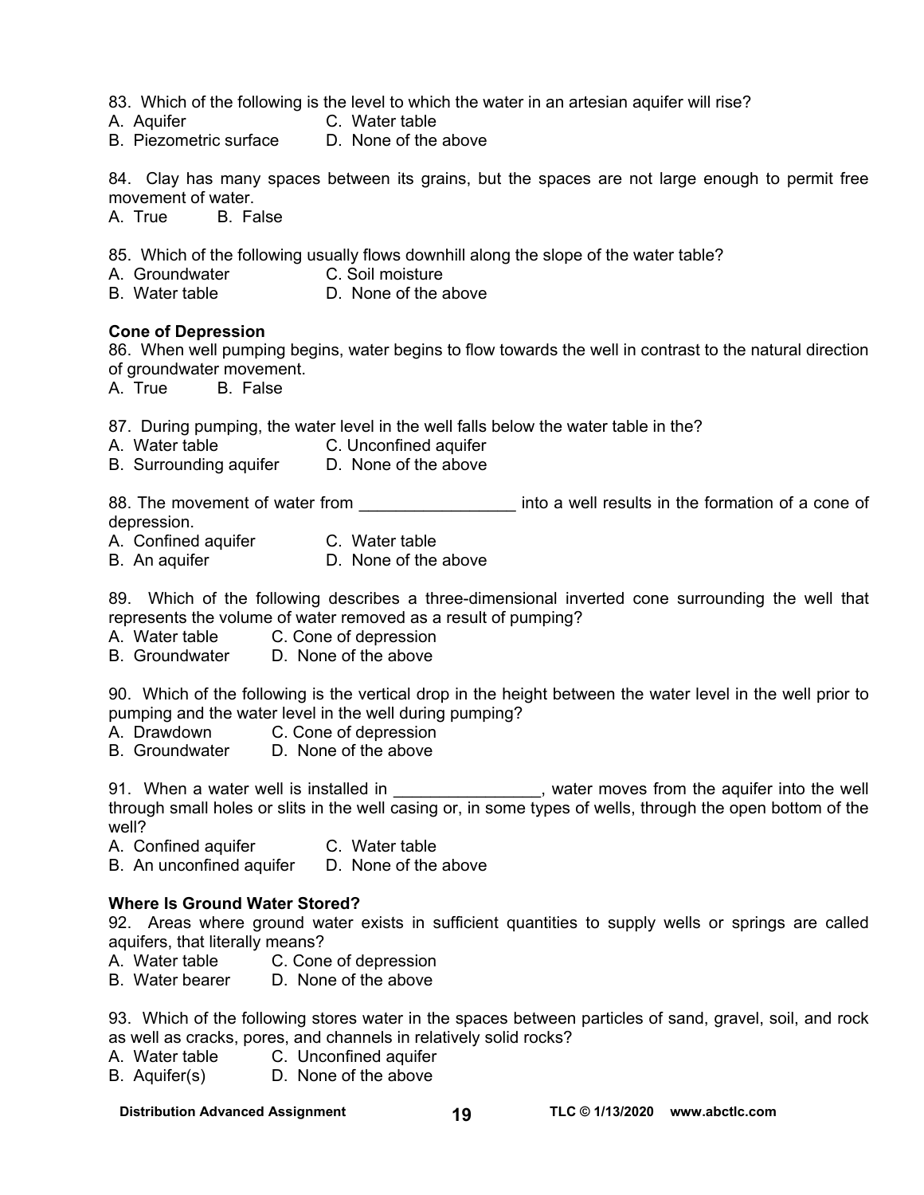83. Which of the following is the level to which the water in an artesian aquifer will rise?
A. Aquifer C. Water table
B. Piezometric surface D. None of the above

84. Clay has many spaces between its grains, but the spaces are not large enough to permit free movement of water.
A. True B. False

85. Which of the following usually flows downhill along the slope of the water table?
A. Groundwater C. Soil moisture
B. Water table D. None of the above

**Cone of Depression**

86. When well pumping begins, water begins to flow towards the well in contrast to the natural direction of groundwater movement.
A. True B. False

87. During pumping, the water level in the well falls below the water table in the?
A. Water table C. Unconfined aquifer
B. Surrounding aquifer D. None of the above

88. The movement of water from _________________ into a well results in the formation of a cone of depression.
A. Confined aquifer C. Water table
B. An aquifer D. None of the above

89. Which of the following describes a three-dimensional inverted cone surrounding the well that represents the volume of water removed as a result of pumping?
A. Water table C. Cone of depression
B. Groundwater D. None of the above

90. Which of the following is the vertical drop in the height between the water level in the well prior to pumping and the water level in the well during pumping?
A. Drawdown C. Cone of depression
B. Groundwater D. None of the above

91. When a water well is installed in ________________, water moves from the aquifer into the well through small holes or slits in the well casing or, in some types of wells, through the open bottom of the well?
A. Confined aquifer C. Water table
B. An unconfined aquifer D. None of the above

**Where Is Ground Water Stored?**

92. Areas where ground water exists in sufficient quantities to supply wells or springs are called aquifers, that literally means?
A. Water table C. Cone of depression
B. Water bearer D. None of the above

93. Which of the following stores water in the spaces between particles of sand, gravel, soil, and rock as well as cracks, pores, and channels in relatively solid rocks?
A. Water table C. Unconfined aquifer
B. Aquifer(s) D. None of the above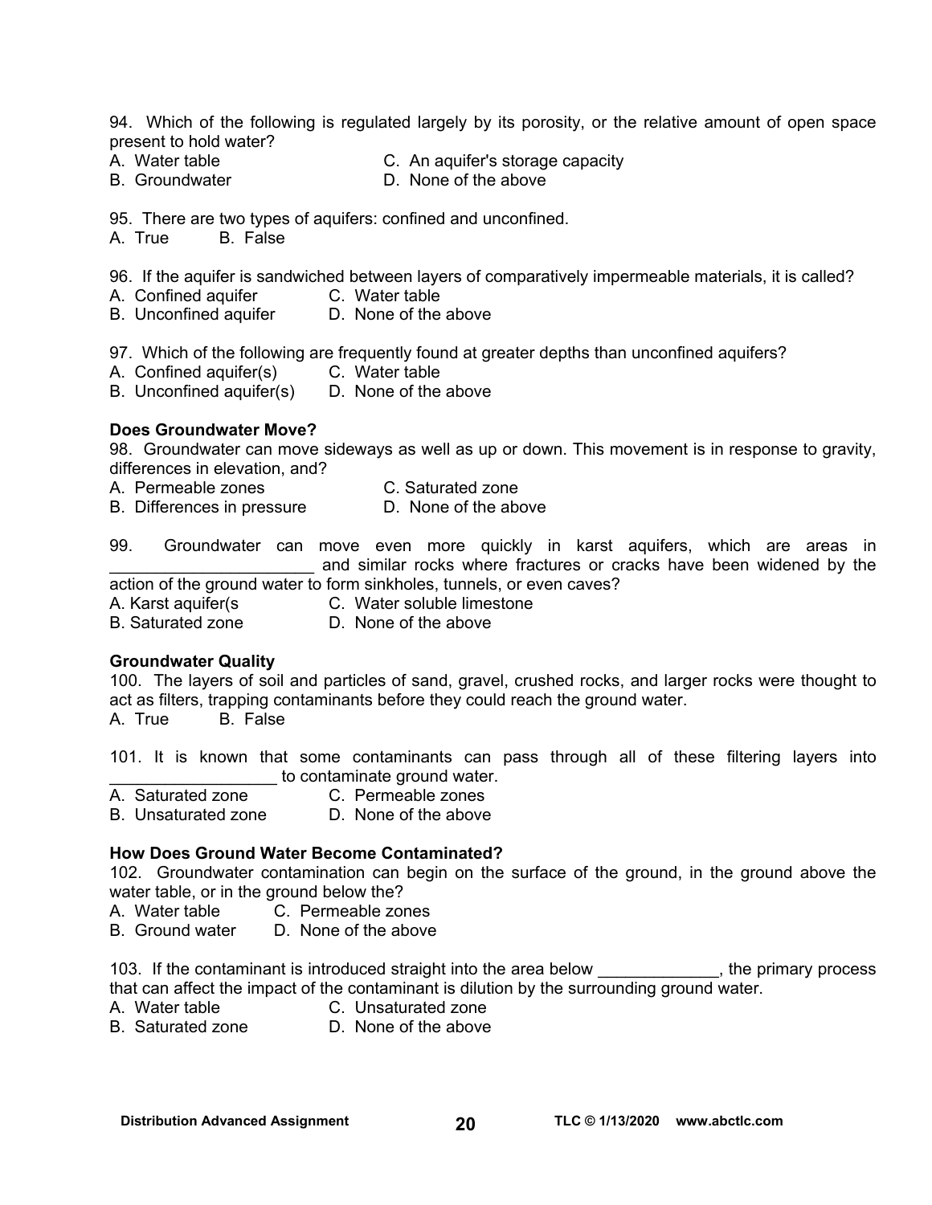94. Which of the following is regulated largely by its porosity, or the relative amount of open space present to hold water?
A. Water table  C. An aquifer's storage capacity
B. Groundwater  D. None of the above

95. There are two types of aquifers: confined and unconfined.
A. True  B. False

96. If the aquifer is sandwiched between layers of comparatively impermeable materials, it is called?
A. Confined aquifer  C. Water table
B. Unconfined aquifer  D. None of the above

97. Which of the following are frequently found at greater depths than unconfined aquifers?
A. Confined aquifer(s)  C. Water table
B. Unconfined aquifer(s)  D. None of the above

**Does Groundwater Move?**

98. Groundwater can move sideways as well as up or down. This movement is in response to gravity, differences in elevation, and?
A. Permeable zones  C. Saturated zone
B. Differences in pressure  D. None of the above

99. Groundwater can move even more quickly in karst aquifers, which are areas in ______________________ and similar rocks where fractures or cracks have been widened by the action of the ground water to form sinkholes, tunnels, or even caves?
A. Karst aquifer(s  C. Water soluble limestone
B. Saturated zone  D. None of the above

**Groundwater Quality**

100. The layers of soil and particles of sand, gravel, crushed rocks, and larger rocks were thought to act as filters, trapping contaminants before they could reach the ground water.
A. True  B. False

101. It is known that some contaminants can pass through all of these filtering layers into __________________ to contaminate ground water.
A. Saturated zone  C. Permeable zones
B. Unsaturated zone  D. None of the above

**How Does Ground Water Become Contaminated?**

102. Groundwater contamination can begin on the surface of the ground, in the ground above the water table, or in the ground below the?
A. Water table  C. Permeable zones
B. Ground water  D. None of the above

103. If the contaminant is introduced straight into the area below _____________, the primary process that can affect the impact of the contaminant is dilution by the surrounding ground water.
A. Water table  C. Unsaturated zone
B. Saturated zone  D. None of the above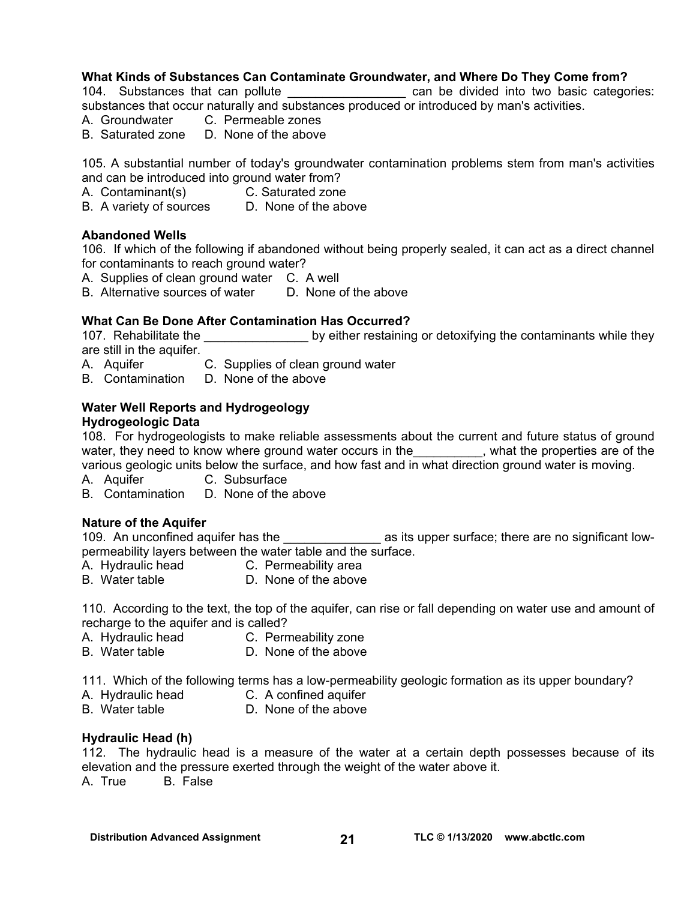**What Kinds of Substances Can Contaminate Groundwater, and Where Do They Come from?**

104. Substances that can pollute _________________ can be divided into two basic categories: substances that occur naturally and substances produced or introduced by man's activities.

A. Groundwater  C. Permeable zones
B. Saturated zone  D. None of the above

105. A substantial number of today's groundwater contamination problems stem from man's activities and can be introduced into ground water from?

A. Contaminant(s)  C. Saturated zone
B. A variety of sources  D. None of the above

**Abandoned Wells**

106. If which of the following if abandoned without being properly sealed, it can act as a direct channel for contaminants to reach ground water?

A. Supplies of clean ground water  C. A well
B. Alternative sources of water  D. None of the above

**What Can Be Done After Contamination Has Occurred?**

107. Rehabilitate the _______________ by either restaining or detoxifying the contaminants while they are still in the aquifer.

A. Aquifer  C. Supplies of clean ground water
B. Contamination  D. None of the above

**Water Well Reports and Hydrogeology**

**Hydrogeologic Data**

108. For hydrogeologists to make reliable assessments about the current and future status of ground water, they need to know where ground water occurs in the__________, what the properties are of the various geologic units below the surface, and how fast and in what direction ground water is moving.

A. Aquifer  C. Subsurface
B. Contamination  D. None of the above

**Nature of the Aquifer**

109. An unconfined aquifer has the ______________ as its upper surface; there are no significant low-permeability layers between the water table and the surface.

A. Hydraulic head  C. Permeability area
B. Water table  D. None of the above

110. According to the text, the top of the aquifer, can rise or fall depending on water use and amount of recharge to the aquifer and is called?

A. Hydraulic head  C. Permeability zone
B. Water table  D. None of the above

111. Which of the following terms has a low-permeability geologic formation as its upper boundary?

A. Hydraulic head  C. A confined aquifer
B. Water table  D. None of the above

**Hydraulic Head (h)**

112. The hydraulic head is a measure of the water at a certain depth possesses because of its elevation and the pressure exerted through the weight of the water above it.

A. True  B. False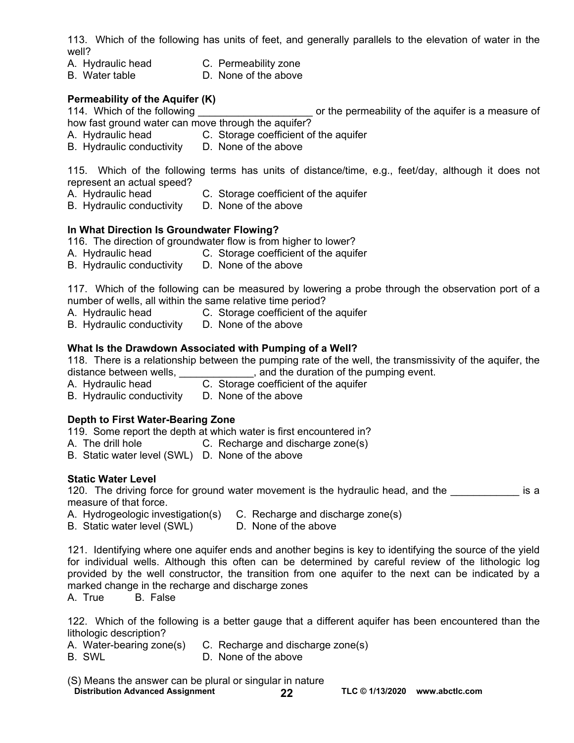113. Which of the following has units of feet, and generally parallels to the elevation of water in the well?

A. Hydraulic head C. Permeability zone
B. Water table D. None of the above

**Permeability of the Aquifer (K)**

114. Which of the following ___________________ or the permeability of the aquifer is a measure of how fast ground water can move through the aquifer?

A. Hydraulic head C. Storage coefficient of the aquifer
B. Hydraulic conductivity D. None of the above

115. Which of the following terms has units of distance/time, e.g., feet/day, although it does not represent an actual speed?

A. Hydraulic head C. Storage coefficient of the aquifer
B. Hydraulic conductivity D. None of the above

**In What Direction Is Groundwater Flowing?**

116. The direction of groundwater flow is from higher to lower?

A. Hydraulic head C. Storage coefficient of the aquifer
B. Hydraulic conductivity D. None of the above

117. Which of the following can be measured by lowering a probe through the observation port of a number of wells, all within the same relative time period?

A. Hydraulic head C. Storage coefficient of the aquifer
B. Hydraulic conductivity D. None of the above

**What Is the Drawdown Associated with Pumping of a Well?**

118. There is a relationship between the pumping rate of the well, the transmissivity of the aquifer, the distance between wells, _____________, and the duration of the pumping event.

A. Hydraulic head C. Storage coefficient of the aquifer
B. Hydraulic conductivity D. None of the above

**Depth to First Water-Bearing Zone**

119. Some report the depth at which water is first encountered in?

A. The drill hole C. Recharge and discharge zone(s)
B. Static water level (SWL) D. None of the above

**Static Water Level**

120. The driving force for ground water movement is the hydraulic head, and the ____________ is a measure of that force.

A. Hydrogeologic investigation(s) C. Recharge and discharge zone(s)
B. Static water level (SWL) D. None of the above

121. Identifying where one aquifer ends and another begins is key to identifying the source of the yield for individual wells. Although this often can be determined by careful review of the lithologic log provided by the well constructor, the transition from one aquifer to the next can be indicated by a marked change in the recharge and discharge zones

A. True B. False

122. Which of the following is a better gauge that a different aquifer has been encountered than the lithologic description?

A. Water-bearing zone(s) C. Recharge and discharge zone(s)
B. SWL D. None of the above

(S) Means the answer can be plural or singular in nature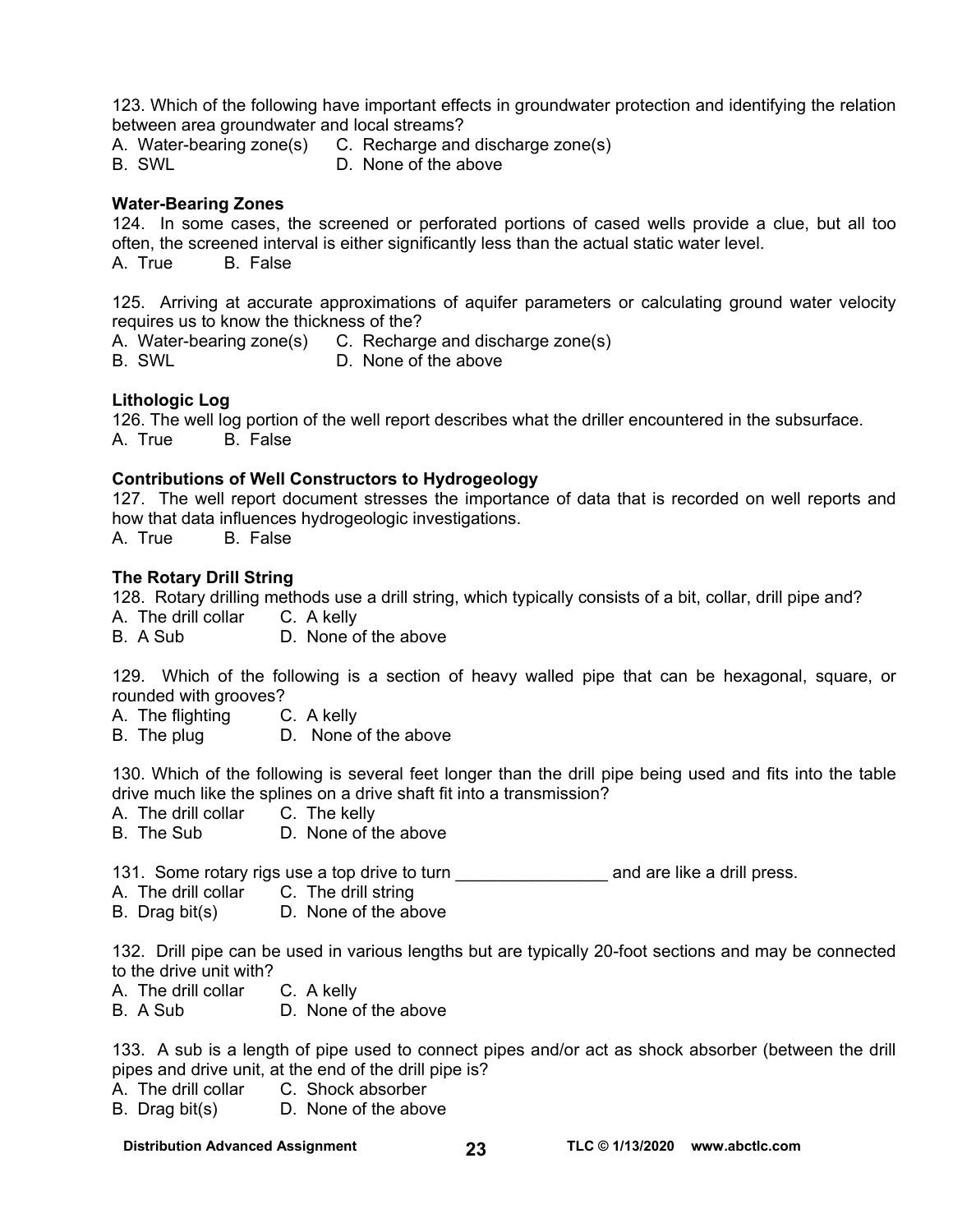123. Which of the following have important effects in groundwater protection and identifying the relation between area groundwater and local streams?
A. Water-bearing zone(s)    C. Recharge and discharge zone(s)
B. SWL    D. None of the above

**Water-Bearing Zones**

124. In some cases, the screened or perforated portions of cased wells provide a clue, but all too often, the screened interval is either significantly less than the actual static water level.
A. True    B. False

125. Arriving at accurate approximations of aquifer parameters or calculating ground water velocity requires us to know the thickness of the?
A. Water-bearing zone(s)    C. Recharge and discharge zone(s)
B. SWL    D. None of the above

**Lithologic Log**

126. The well log portion of the well report describes what the driller encountered in the subsurface.
A. True    B. False

**Contributions of Well Constructors to Hydrogeology**

127. The well report document stresses the importance of data that is recorded on well reports and how that data influences hydrogeologic investigations.
A. True    B. False

**The Rotary Drill String**

128. Rotary drilling methods use a drill string, which typically consists of a bit, collar, drill pipe and?
A. The drill collar    C. A kelly
B. A Sub    D. None of the above

129. Which of the following is a section of heavy walled pipe that can be hexagonal, square, or rounded with grooves?
A. The flighting    C. A kelly
B. The plug    D. None of the above

130. Which of the following is several feet longer than the drill pipe being used and fits into the table drive much like the splines on a drive shaft fit into a transmission?
A. The drill collar    C. The kelly
B. The Sub    D. None of the above

131. Some rotary rigs use a top drive to turn ________________ and are like a drill press.
A. The drill collar    C. The drill string
B. Drag bit(s)    D. None of the above

132. Drill pipe can be used in various lengths but are typically 20-foot sections and may be connected to the drive unit with?
A. The drill collar    C. A kelly
B. A Sub    D. None of the above

133. A sub is a length of pipe used to connect pipes and/or act as shock absorber (between the drill pipes and drive unit, at the end of the drill pipe is?
A. The drill collar    C. Shock absorber
B. Drag bit(s)    D. None of the above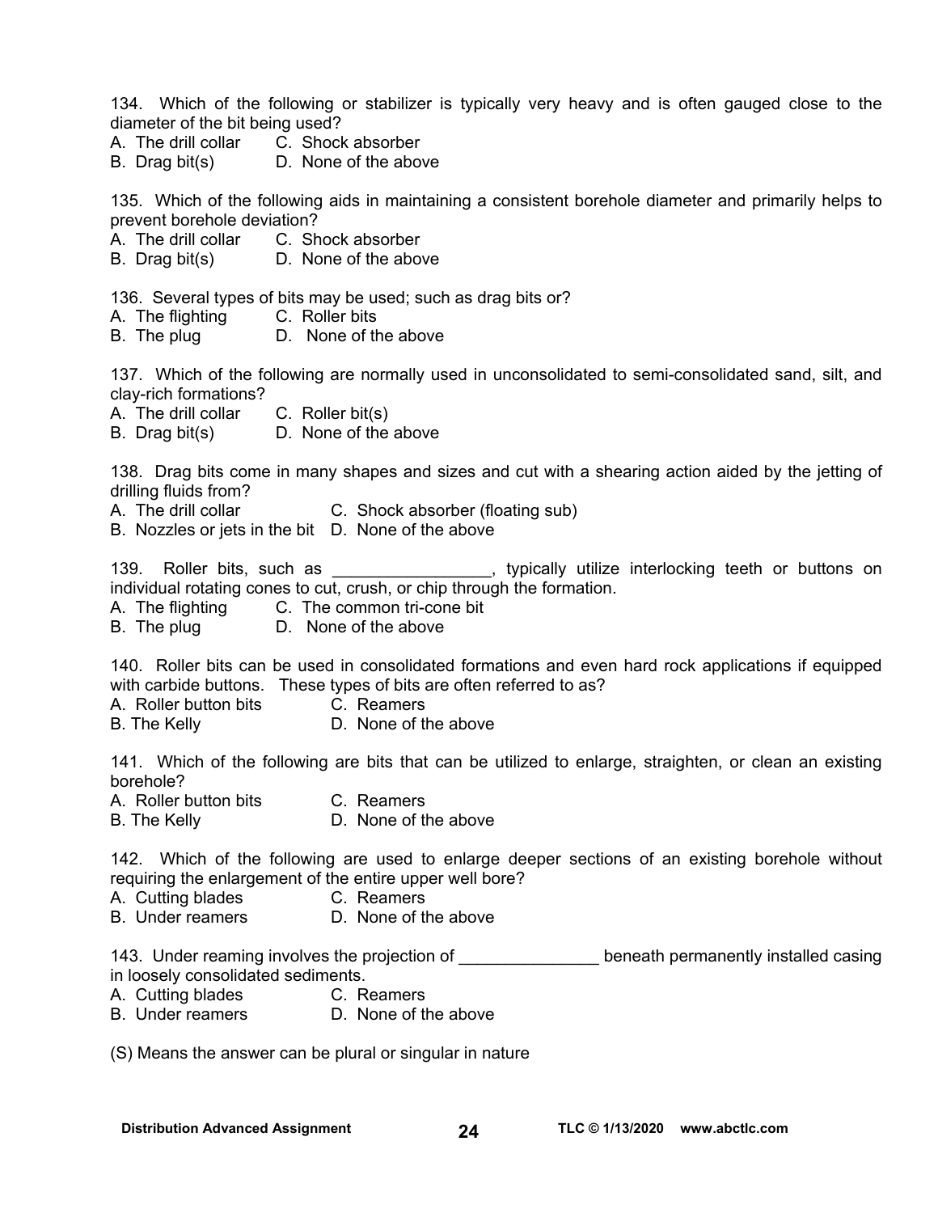134. Which of the following or stabilizer is typically very heavy and is often gauged close to the diameter of the bit being used?
A. The drill collar C. Shock absorber
B. Drag bit(s) D. None of the above

135. Which of the following aids in maintaining a consistent borehole diameter and primarily helps to prevent borehole deviation?
A. The drill collar C. Shock absorber
B. Drag bit(s) D. None of the above

136. Several types of bits may be used; such as drag bits or?
A. The flighting C. Roller bits
B. The plug D. None of the above

137. Which of the following are normally used in unconsolidated to semi-consolidated sand, silt, and clay-rich formations?
A. The drill collar C. Roller bit(s)
B. Drag bit(s) D. None of the above

138. Drag bits come in many shapes and sizes and cut with a shearing action aided by the jetting of drilling fluids from?
A. The drill collar C. Shock absorber (floating sub)
B. Nozzles or jets in the bit D. None of the above

139. Roller bits, such as _________________, typically utilize interlocking teeth or buttons on individual rotating cones to cut, crush, or chip through the formation.
A. The flighting C. The common tri-cone bit
B. The plug D. None of the above

140. Roller bits can be used in consolidated formations and even hard rock applications if equipped with carbide buttons. These types of bits are often referred to as?
A. Roller button bits C. Reamers
B. The Kelly D. None of the above

141. Which of the following are bits that can be utilized to enlarge, straighten, or clean an existing borehole?
A. Roller button bits C. Reamers
B. The Kelly D. None of the above

142. Which of the following are used to enlarge deeper sections of an existing borehole without requiring the enlargement of the entire upper well bore?
A. Cutting blades C. Reamers
B. Under reamers D. None of the above

143. Under reaming involves the projection of _______________ beneath permanently installed casing in loosely consolidated sediments.
A. Cutting blades C. Reamers
B. Under reamers D. None of the above

(S) Means the answer can be plural or singular in nature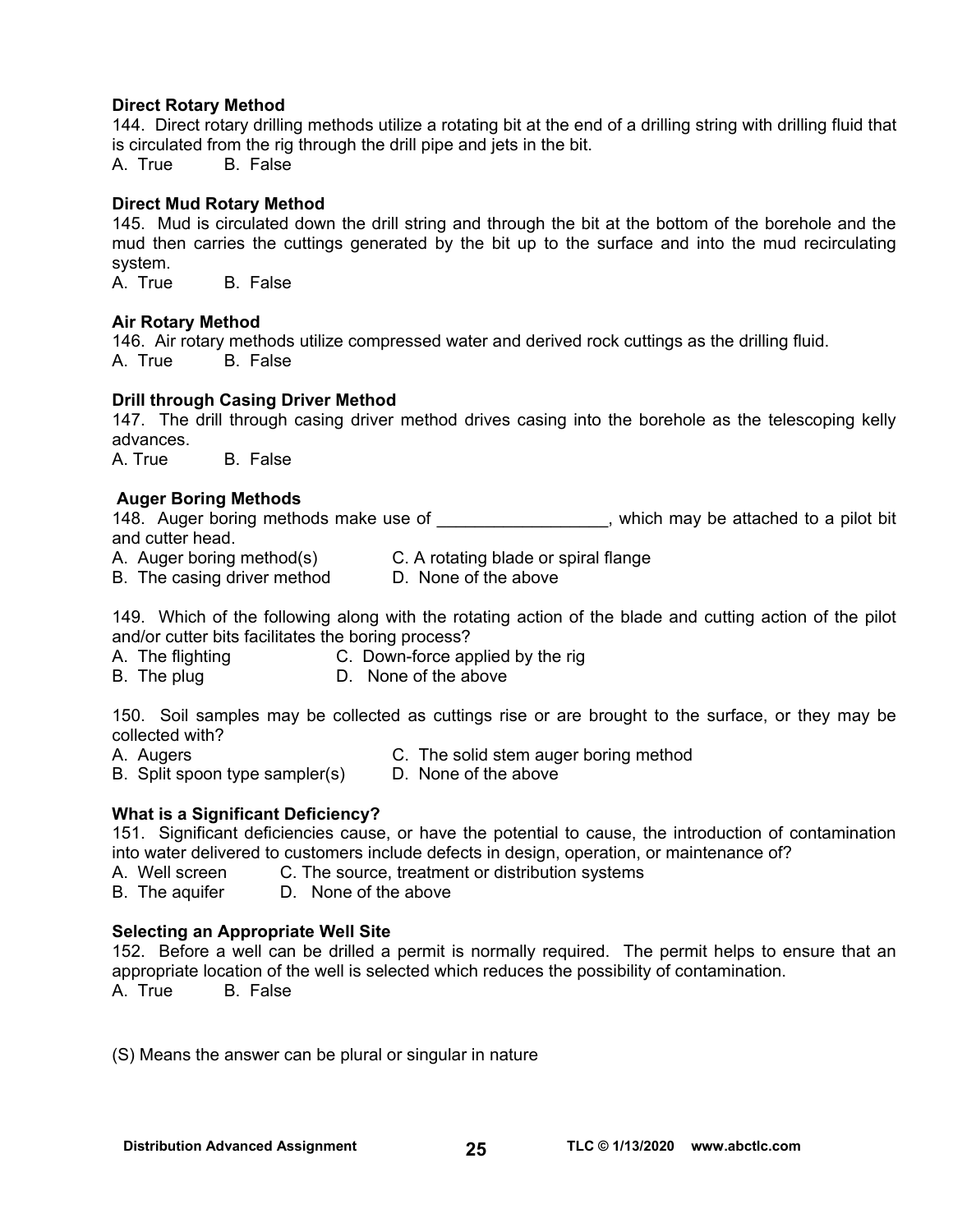**Direct Rotary Method**

144. Direct rotary drilling methods utilize a rotating bit at the end of a drilling string with drilling fluid that is circulated from the rig through the drill pipe and jets in the bit.

A. True B. False

**Direct Mud Rotary Method**

145. Mud is circulated down the drill string and through the bit at the bottom of the borehole and the mud then carries the cuttings generated by the bit up to the surface and into the mud recirculating system.

A. True B. False

**Air Rotary Method**

146. Air rotary methods utilize compressed water and derived rock cuttings as the drilling fluid.

A. True B. False

**Drill through Casing Driver Method**

147. The drill through casing driver method drives casing into the borehole as the telescoping kelly advances.

A. True B. False

**Auger Boring Methods**

148. Auger boring methods make use of _________________, which may be attached to a pilot bit and cutter head.

A. Auger boring method(s)
B. The casing driver method
C. A rotating blade or spiral flange
D. None of the above

149. Which of the following along with the rotating action of the blade and cutting action of the pilot and/or cutter bits facilitates the boring process?

A. The flighting
B. The plug
C. Down-force applied by the rig
D. None of the above

150. Soil samples may be collected as cuttings rise or are brought to the surface, or they may be collected with?

A. Augers
B. Split spoon type sampler(s)
C. The solid stem auger boring method
D. None of the above

**What is a Significant Deficiency?**

151. Significant deficiencies cause, or have the potential to cause, the introduction of contamination into water delivered to customers include defects in design, operation, or maintenance of?

A. Well screen
B. The aquifer
C. The source, treatment or distribution systems
D. None of the above

**Selecting an Appropriate Well Site**

152. Before a well can be drilled a permit is normally required. The permit helps to ensure that an appropriate location of the well is selected which reduces the possibility of contamination.

A. True B. False

(S) Means the answer can be plural or singular in nature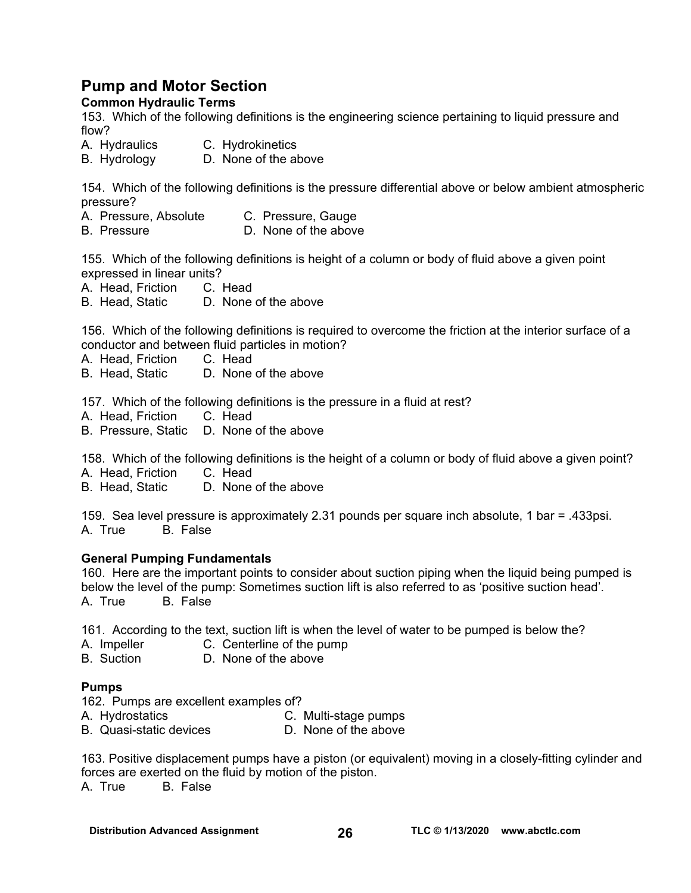## Pump and Motor Section

### Common Hydraulic Terms

153. Which of the following definitions is the engineering science pertaining to liquid pressure and flow?

A. Hydraulics  
B. Hydrology  
C. Hydrokinetics  
D. None of the above

154. Which of the following definitions is the pressure differential above or below ambient atmospheric pressure?

A. Pressure, Absolute  
B. Pressure  
C. Pressure, Gauge  
D. None of the above

155. Which of the following definitions is height of a column or body of fluid above a given point expressed in linear units?

A. Head, Friction  
B. Head, Static  
C. Head  
D. None of the above

156. Which of the following definitions is required to overcome the friction at the interior surface of a conductor and between fluid particles in motion?

A. Head, Friction  
B. Head, Static  
C. Head  
D. None of the above

157. Which of the following definitions is the pressure in a fluid at rest?

A. Head, Friction  
B. Pressure, Static  
C. Head  
D. None of the above

158. Which of the following definitions is the height of a column or body of fluid above a given point?

A. Head, Friction  
B. Head, Static  
C. Head  
D. None of the above

159. Sea level pressure is approximately 2.31 pounds per square inch absolute, 1 bar = .433psi.

A. True  
B. False

### General Pumping Fundamentals

160. Here are the important points to consider about suction piping when the liquid being pumped is below the level of the pump: Sometimes suction lift is also referred to as 'positive suction head'.

A. True  
B. False

161. According to the text, suction lift is when the level of water to be pumped is below the?

A. Impeller  
B. Suction  
C. Centerline of the pump  
D. None of the above

### Pumps

162. Pumps are excellent examples of?

A. Hydrostatics  
B. Quasi-static devices  
C. Multi-stage pumps  
D. None of the above

163. Positive displacement pumps have a piston (or equivalent) moving in a closely-fitting cylinder and forces are exerted on the fluid by motion of the piston.

A. True  
B. False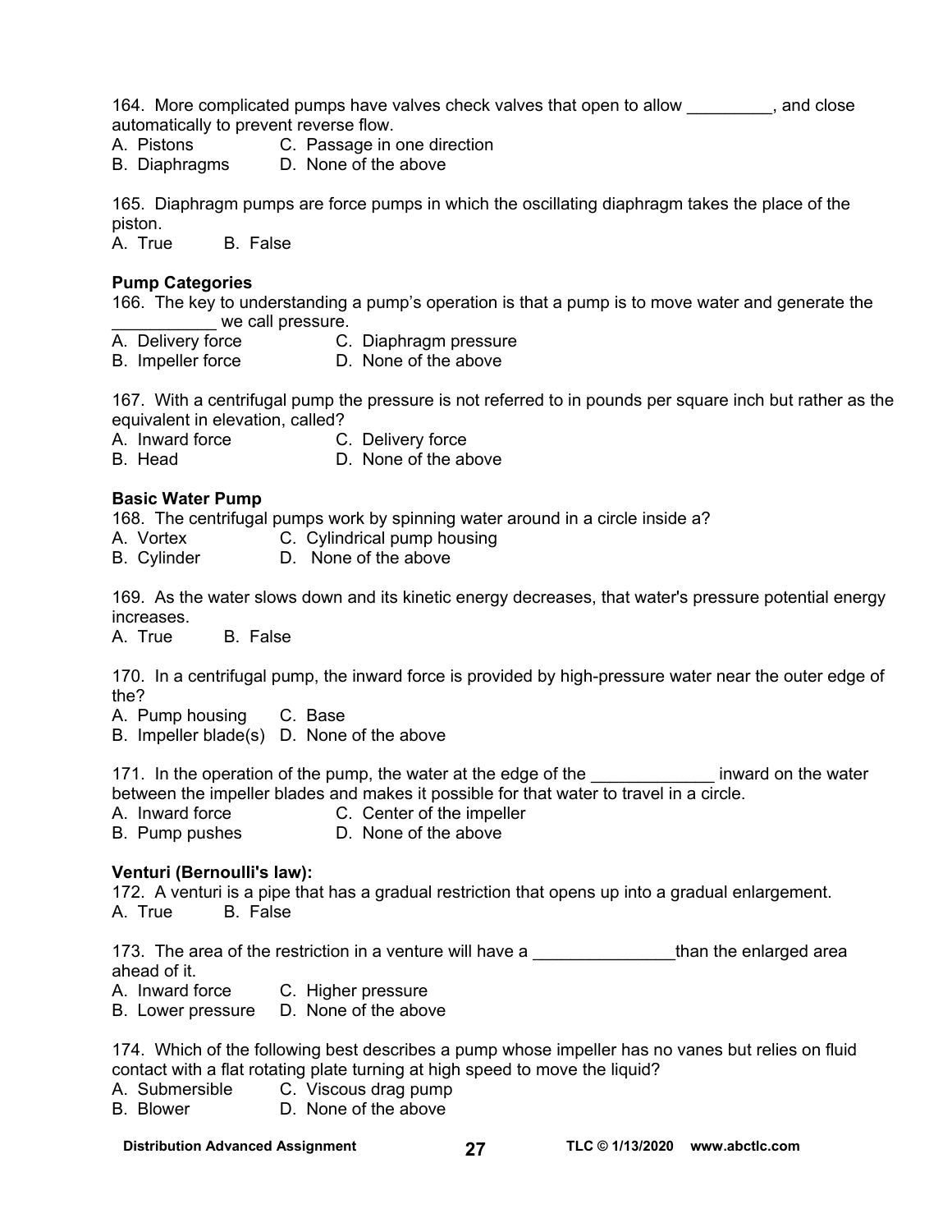164. More complicated pumps have valves check valves that open to allow _________, and close automatically to prevent reverse flow.
A. Pistons C. Passage in one direction
B. Diaphragms D. None of the above

165. Diaphragm pumps are force pumps in which the oscillating diaphragm takes the place of the piston.
A. True B. False

**Pump Categories**

166. The key to understanding a pump's operation is that a pump is to move water and generate the ___________ we call pressure.
A. Delivery force C. Diaphragm pressure
B. Impeller force D. None of the above

167. With a centrifugal pump the pressure is not referred to in pounds per square inch but rather as the equivalent in elevation, called?
A. Inward force C. Delivery force
B. Head D. None of the above

**Basic Water Pump**

168. The centrifugal pumps work by spinning water around in a circle inside a?
A. Vortex C. Cylindrical pump housing
B. Cylinder D. None of the above

169. As the water slows down and its kinetic energy decreases, that water's pressure potential energy increases.
A. True B. False

170. In a centrifugal pump, the inward force is provided by high-pressure water near the outer edge of the?
A. Pump housing C. Base
B. Impeller blade(s) D. None of the above

171. In the operation of the pump, the water at the edge of the _____________ inward on the water between the impeller blades and makes it possible for that water to travel in a circle.
A. Inward force C. Center of the impeller
B. Pump pushes D. None of the above

**Venturi (Bernoulli's law):**

172. A venturi is a pipe that has a gradual restriction that opens up into a gradual enlargement.
A. True B. False

173. The area of the restriction in a venture will have a _______________than the enlarged area ahead of it.
A. Inward force C. Higher pressure
B. Lower pressure D. None of the above

174. Which of the following best describes a pump whose impeller has no vanes but relies on fluid contact with a flat rotating plate turning at high speed to move the liquid?
A. Submersible C. Viscous drag pump
B. Blower D. None of the above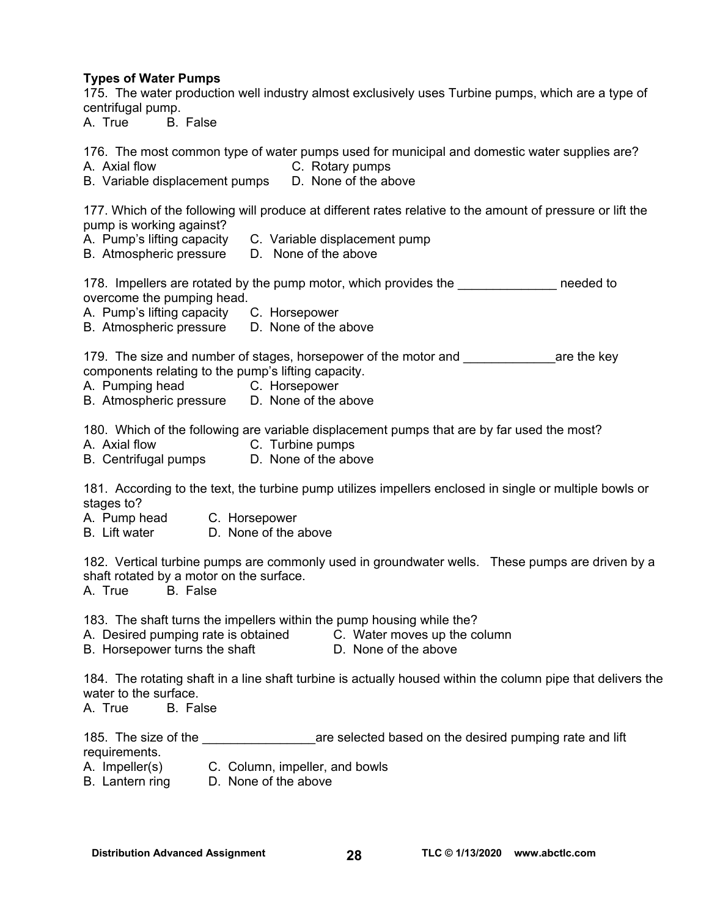**Types of Water Pumps**

175. The water production well industry almost exclusively uses Turbine pumps, which are a type of centrifugal pump.
A. True B. False

176. The most common type of water pumps used for municipal and domestic water supplies are?
A. Axial flow C. Rotary pumps
B. Variable displacement pumps D. None of the above

177. Which of the following will produce at different rates relative to the amount of pressure or lift the pump is working against?
A. Pump's lifting capacity C. Variable displacement pump
B. Atmospheric pressure D. None of the above

178. Impellers are rotated by the pump motor, which provides the ______________ needed to overcome the pumping head.
A. Pump's lifting capacity C. Horsepower
B. Atmospheric pressure D. None of the above

179. The size and number of stages, horsepower of the motor and _____________are the key components relating to the pump's lifting capacity.
A. Pumping head C. Horsepower
B. Atmospheric pressure D. None of the above

180. Which of the following are variable displacement pumps that are by far used the most?
A. Axial flow C. Turbine pumps
B. Centrifugal pumps D. None of the above

181. According to the text, the turbine pump utilizes impellers enclosed in single or multiple bowls or stages to?
A. Pump head C. Horsepower
B. Lift water D. None of the above

182. Vertical turbine pumps are commonly used in groundwater wells. These pumps are driven by a shaft rotated by a motor on the surface.
A. True B. False

183. The shaft turns the impellers within the pump housing while the?
A. Desired pumping rate is obtained C. Water moves up the column
B. Horsepower turns the shaft D. None of the above

184. The rotating shaft in a line shaft turbine is actually housed within the column pipe that delivers the water to the surface.
A. True B. False

185. The size of the ________________are selected based on the desired pumping rate and lift requirements.
A. Impeller(s) C. Column, impeller, and bowls
B. Lantern ring D. None of the above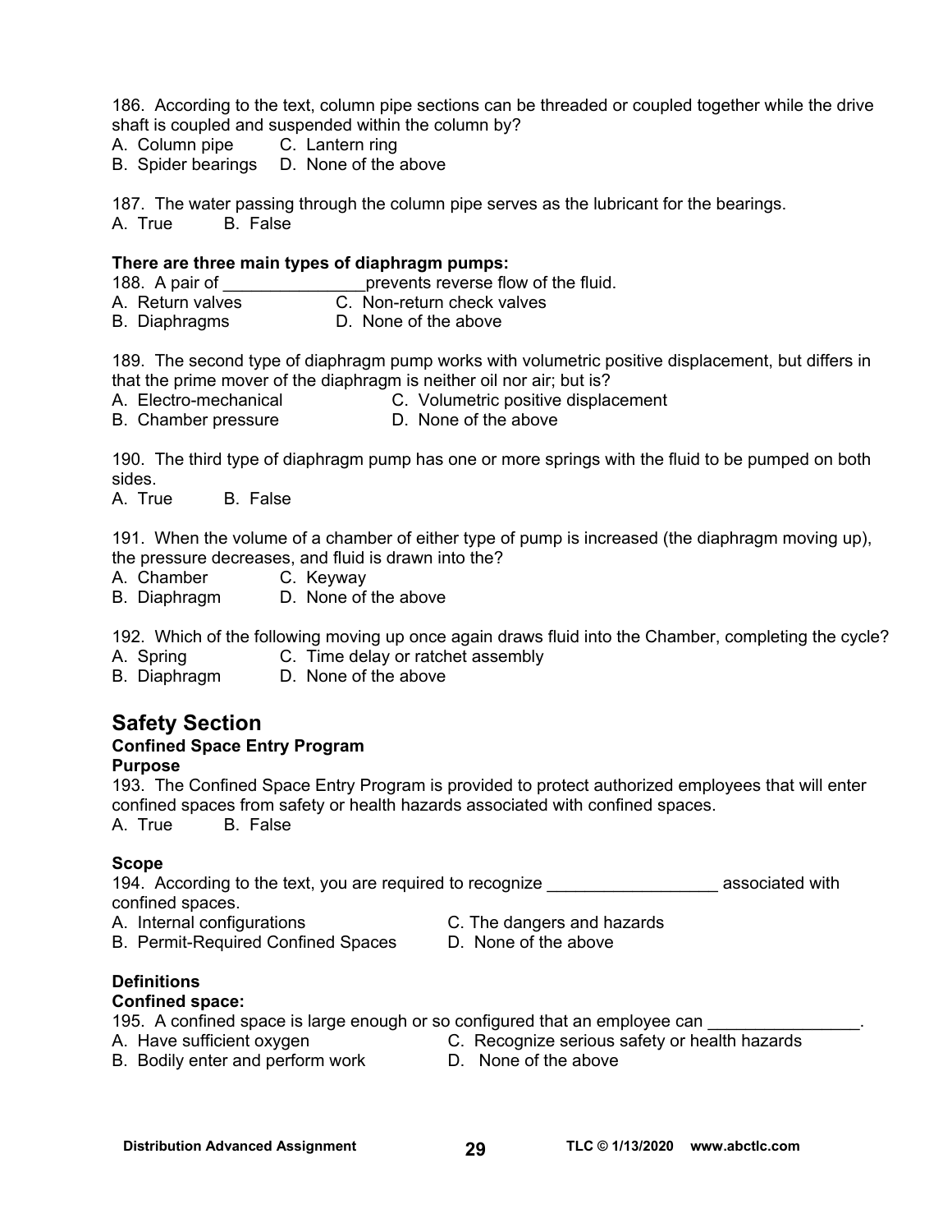186. According to the text, column pipe sections can be threaded or coupled together while the drive shaft is coupled and suspended within the column by?
A. Column pipe  C. Lantern ring
B. Spider bearings  D. None of the above

187. The water passing through the column pipe serves as the lubricant for the bearings.
A. True  B. False

**There are three main types of diaphragm pumps:**
188. A pair of _______________prevents reverse flow of the fluid.
A. Return valves  C. Non-return check valves
B. Diaphragms  D. None of the above

189. The second type of diaphragm pump works with volumetric positive displacement, but differs in that the prime mover of the diaphragm is neither oil nor air; but is?
A. Electro-mechanical  C. Volumetric positive displacement
B. Chamber pressure  D. None of the above

190. The third type of diaphragm pump has one or more springs with the fluid to be pumped on both sides.
A. True  B. False

191. When the volume of a chamber of either type of pump is increased (the diaphragm moving up), the pressure decreases, and fluid is drawn into the?
A. Chamber  C. Keyway
B. Diaphragm  D. None of the above

192. Which of the following moving up once again draws fluid into the Chamber, completing the cycle?
A. Spring  C. Time delay or ratchet assembly
B. Diaphragm  D. None of the above

## Safety Section

### Confined Space Entry Program

#### Purpose

193. The Confined Space Entry Program is provided to protect authorized employees that will enter confined spaces from safety or health hazards associated with confined spaces.
A. True  B. False

#### Scope

194. According to the text, you are required to recognize __________________ associated with confined spaces.
A. Internal configurations  C. The dangers and hazards
B. Permit-Required Confined Spaces  D. None of the above

#### Definitions

**Confined space:**
195. A confined space is large enough or so configured that an employee can ________________.
A. Have sufficient oxygen  C. Recognize serious safety or health hazards
B. Bodily enter and perform work  D. None of the above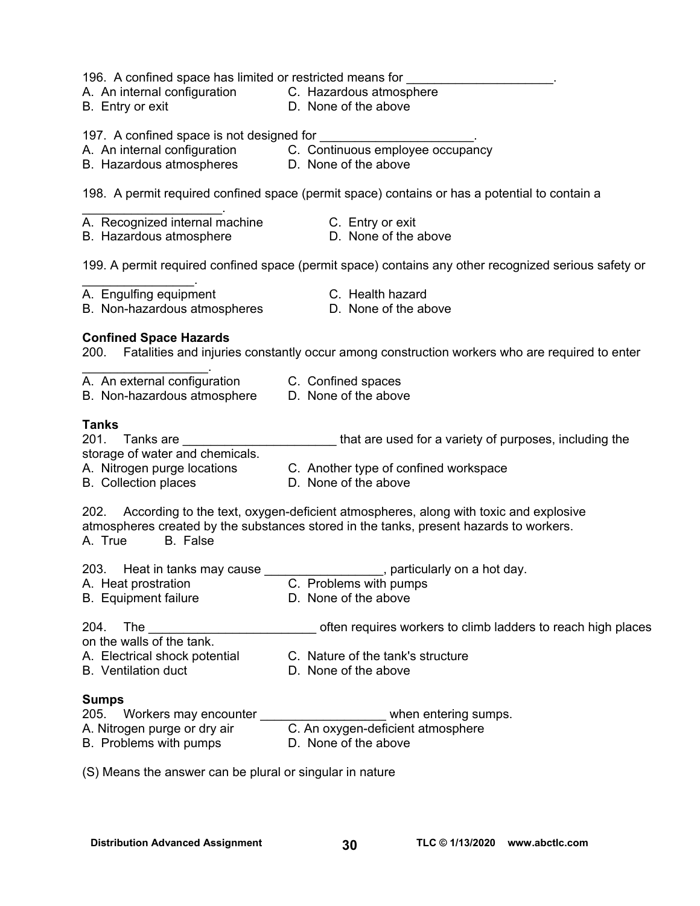196. A confined space has limited or restricted means for ____________________.

A. An internal configuration  
B. Entry or exit  
C. Hazardous atmosphere  
D. None of the above

197. A confined space is not designed for _____________________.

A. An internal configuration  
B. Hazardous atmospheres  
C. Continuous employee occupancy  
D. None of the above

198. A permit required confined space (permit space) contains or has a potential to contain a ____________________.

A. Recognized internal machine  
B. Hazardous atmosphere  
C. Entry or exit  
D. None of the above

199. A permit required confined space (permit space) contains any other recognized serious safety or _______________.

A. Engulfing equipment  
B. Non-hazardous atmospheres  
C. Health hazard  
D. None of the above

**Confined Space Hazards**

200. Fatalities and injuries constantly occur among construction workers who are required to enter _________________.

A. An external configuration  
B. Non-hazardous atmosphere  
C. Confined spaces  
D. None of the above

**Tanks**

201. Tanks are ______________________ that are used for a variety of purposes, including the storage of water and chemicals.

A. Nitrogen purge locations  
B. Collection places  
C. Another type of confined workspace  
D. None of the above

202. According to the text, oxygen-deficient atmospheres, along with toxic and explosive atmospheres created by the substances stored in the tanks, present hazards to workers.

A. True  B. False

203. Heat in tanks may cause _________________, particularly on a hot day.

A. Heat prostration  
B. Equipment failure  
C. Problems with pumps  
D. None of the above

204. The ________________________ often requires workers to climb ladders to reach high places on the walls of the tank.

A. Electrical shock potential  
B. Ventilation duct  
C. Nature of the tank's structure  
D. None of the above

**Sumps**

205. Workers may encounter __________________ when entering sumps.

A. Nitrogen purge or dry air  
B. Problems with pumps  
C. An oxygen-deficient atmosphere  
D. None of the above

(S) Means the answer can be plural or singular in nature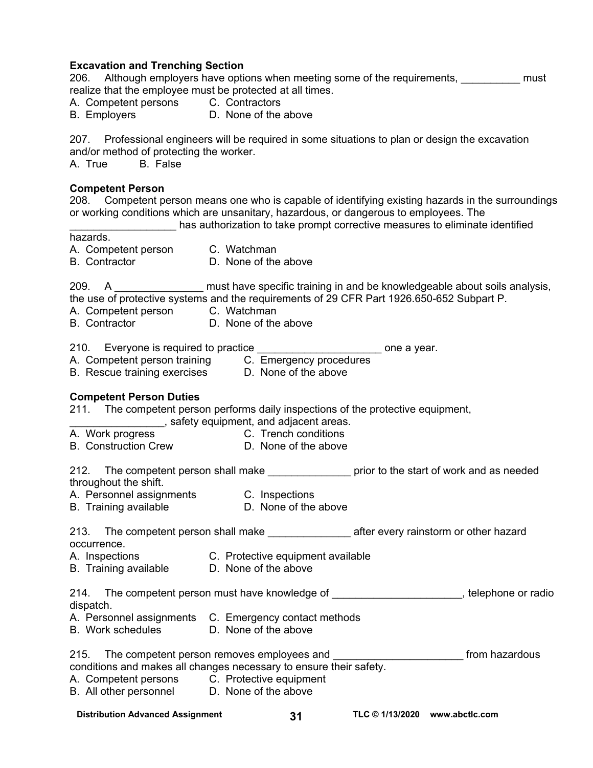**Excavation and Trenching Section**

206. Although employers have options when meeting some of the requirements, __________ must realize that the employee must be protected at all times.
A. Competent persons
B. Employers
C. Contractors
D. None of the above

207. Professional engineers will be required in some situations to plan or design the excavation and/or method of protecting the worker.
A. True  B. False

**Competent Person**

208. Competent person means one who is capable of identifying existing hazards in the surroundings or working conditions which are unsanitary, hazardous, or dangerous to employees. The __________________ has authorization to take prompt corrective measures to eliminate identified hazards.
A. Competent person
B. Contractor
C. Watchman
D. None of the above

209. A _______________ must have specific training in and be knowledgeable about soils analysis, the use of protective systems and the requirements of 29 CFR Part 1926.650-652 Subpart P.
A. Competent person
B. Contractor
C. Watchman
D. None of the above

210. Everyone is required to practice _____________________ one a year.
A. Competent person training
B. Rescue training exercises
C. Emergency procedures
D. None of the above

**Competent Person Duties**

211. The competent person performs daily inspections of the protective equipment, ________________, safety equipment, and adjacent areas.
A. Work progress
B. Construction Crew
C. Trench conditions
D. None of the above

212. The competent person shall make ______________ prior to the start of work and as needed throughout the shift.
A. Personnel assignments
B. Training available
C. Inspections
D. None of the above

213. The competent person shall make ______________ after every rainstorm or other hazard occurrence.
A. Inspections
B. Training available
C. Protective equipment available
D. None of the above

214. The competent person must have knowledge of ______________________, telephone or radio dispatch.
A. Personnel assignments
B. Work schedules
C. Emergency contact methods
D. None of the above

215. The competent person removes employees and ______________________ from hazardous conditions and makes all changes necessary to ensure their safety.
A. Competent persons
B. All other personnel
C. Protective equipment
D. None of the above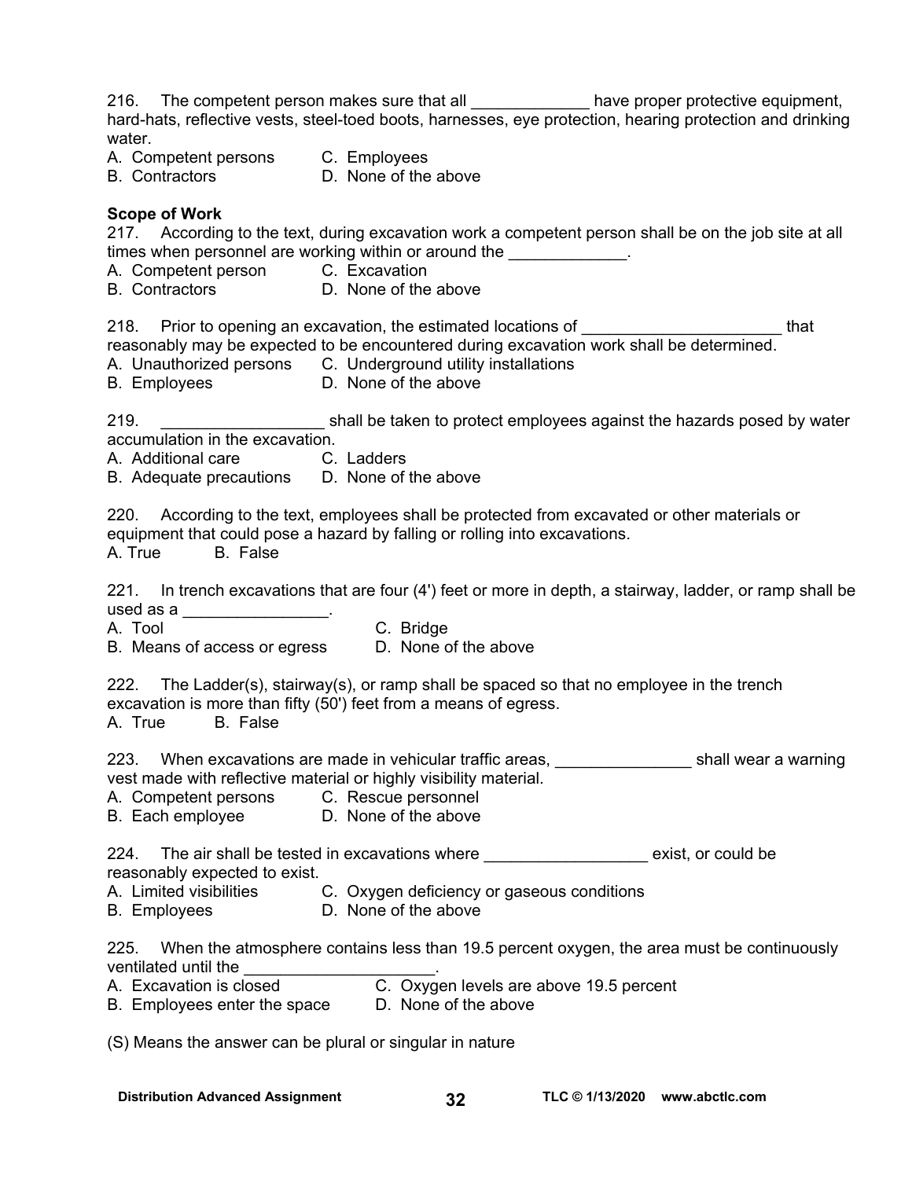216. The competent person makes sure that all _____________ have proper protective equipment, hard-hats, reflective vests, steel-toed boots, harnesses, eye protection, hearing protection and drinking water.

A. Competent persons  C. Employees
B. Contractors  D. None of the above

**Scope of Work**

217. According to the text, during excavation work a competent person shall be on the job site at all times when personnel are working within or around the _____________.

A. Competent person  C. Excavation
B. Contractors  D. None of the above

218. Prior to opening an excavation, the estimated locations of ______________________ that reasonably may be expected to be encountered during excavation work shall be determined.

A. Unauthorized persons  C. Underground utility installations
B. Employees  D. None of the above

219. __________________ shall be taken to protect employees against the hazards posed by water accumulation in the excavation.

A. Additional care  C. Ladders
B. Adequate precautions  D. None of the above

220. According to the text, employees shall be protected from excavated or other materials or equipment that could pose a hazard by falling or rolling into excavations.

A. True  B. False

221. In trench excavations that are four (4') feet or more in depth, a stairway, ladder, or ramp shall be used as a ________________.

A. Tool  C. Bridge
B. Means of access or egress  D. None of the above

222. The Ladder(s), stairway(s), or ramp shall be spaced so that no employee in the trench excavation is more than fifty (50') feet from a means of egress.

A. True  B. False

223. When excavations are made in vehicular traffic areas, _______________ shall wear a warning vest made with reflective material or highly visibility material.

A. Competent persons  C. Rescue personnel
B. Each employee  D. None of the above

224. The air shall be tested in excavations where __________________ exist, or could be reasonably expected to exist.

A. Limited visibilities  C. Oxygen deficiency or gaseous conditions
B. Employees  D. None of the above

225. When the atmosphere contains less than 19.5 percent oxygen, the area must be continuously ventilated until the _____________________.

A. Excavation is closed  C. Oxygen levels are above 19.5 percent
B. Employees enter the space  D. None of the above

(S) Means the answer can be plural or singular in nature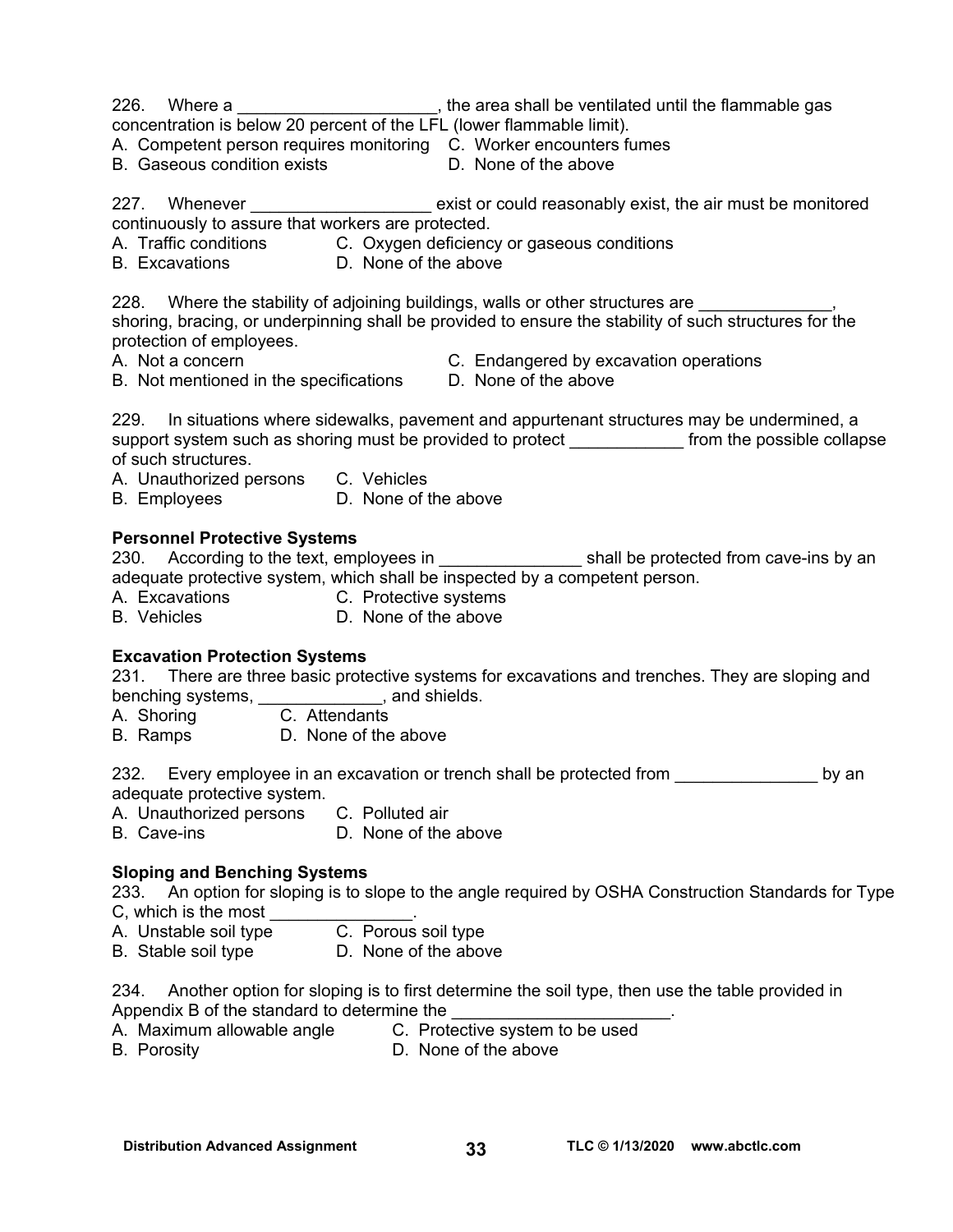226. Where a _____________________, the area shall be ventilated until the flammable gas concentration is below 20 percent of the LFL (lower flammable limit).
A. Competent person requires monitoring
B. Gaseous condition exists
C. Worker encounters fumes
D. None of the above

227. Whenever ___________________ exist or could reasonably exist, the air must be monitored continuously to assure that workers are protected.
A. Traffic conditions
B. Excavations
C. Oxygen deficiency or gaseous conditions
D. None of the above

228. Where the stability of adjoining buildings, walls or other structures are ______________, shoring, bracing, or underpinning shall be provided to ensure the stability of such structures for the protection of employees.
A. Not a concern
B. Not mentioned in the specifications
C. Endangered by excavation operations
D. None of the above

229. In situations where sidewalks, pavement and appurtenant structures may be undermined, a support system such as shoring must be provided to protect ____________ from the possible collapse of such structures.
A. Unauthorized persons
B. Employees
C. Vehicles
D. None of the above

**Personnel Protective Systems**

230. According to the text, employees in _______________ shall be protected from cave-ins by an adequate protective system, which shall be inspected by a competent person.
A. Excavations
B. Vehicles
C. Protective systems
D. None of the above

**Excavation Protection Systems**

231. There are three basic protective systems for excavations and trenches. They are sloping and benching systems, _____________, and shields.
A. Shoring
B. Ramps
C. Attendants
D. None of the above

232. Every employee in an excavation or trench shall be protected from _______________ by an adequate protective system.
A. Unauthorized persons
B. Cave-ins
C. Polluted air
D. None of the above

**Sloping and Benching Systems**

233. An option for sloping is to slope to the angle required by OSHA Construction Standards for Type C, which is the most _______________.
A. Unstable soil type
B. Stable soil type
C. Porous soil type
D. None of the above

234. Another option for sloping is to first determine the soil type, then use the table provided in Appendix B of the standard to determine the _______________________.
A. Maximum allowable angle
B. Porosity
C. Protective system to be used
D. None of the above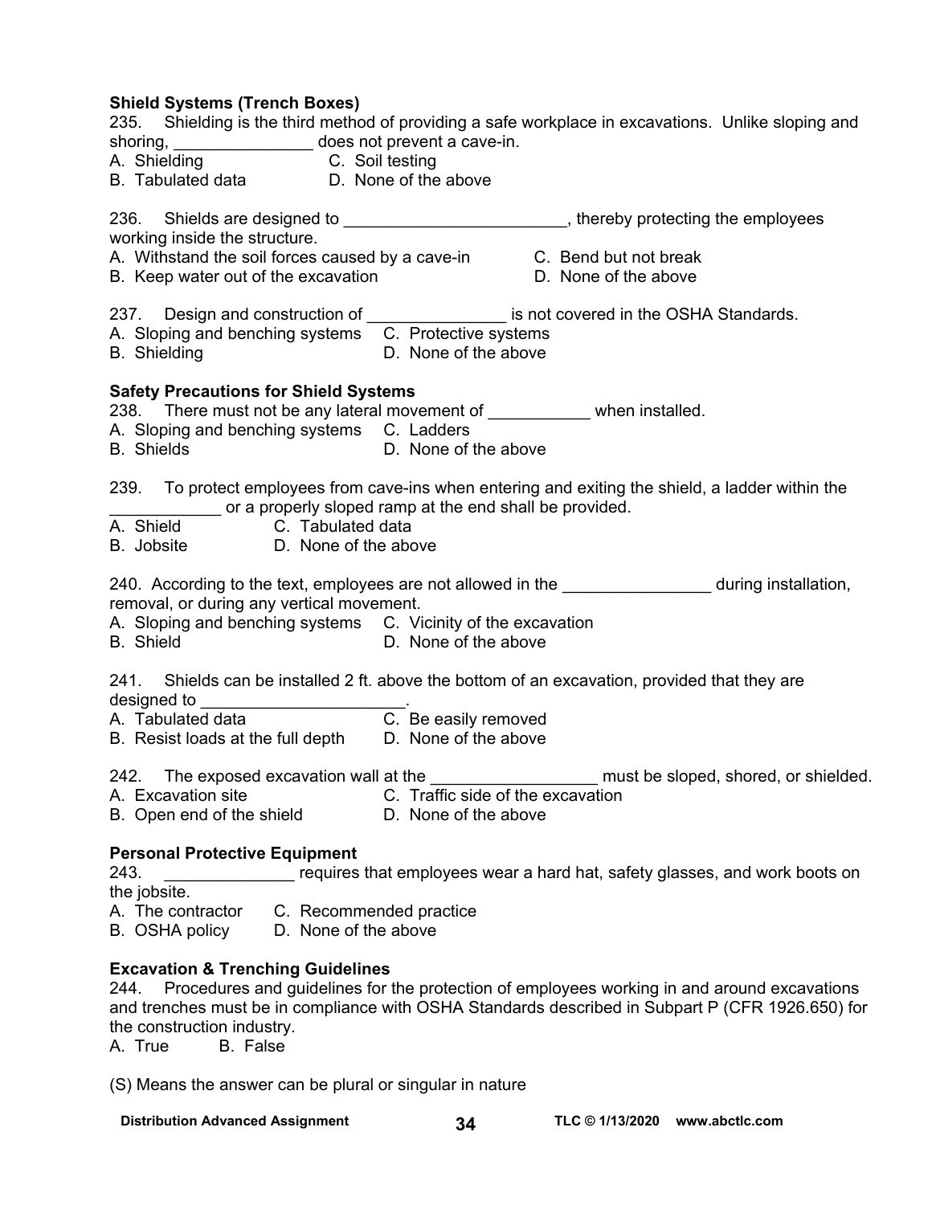**Shield Systems (Trench Boxes)**

235. Shielding is the third method of providing a safe workplace in excavations. Unlike sloping and shoring, _______________ does not prevent a cave-in.

A. Shielding C. Soil testing
B. Tabulated data D. None of the above

236. Shields are designed to ________________________, thereby protecting the employees working inside the structure.

A. Withstand the soil forces caused by a cave-in C. Bend but not break
B. Keep water out of the excavation D. None of the above

237. Design and construction of _______________ is not covered in the OSHA Standards.

A. Sloping and benching systems C. Protective systems
B. Shielding D. None of the above

**Safety Precautions for Shield Systems**

238. There must not be any lateral movement of ___________ when installed.

A. Sloping and benching systems C. Ladders
B. Shields D. None of the above

239. To protect employees from cave-ins when entering and exiting the shield, a ladder within the ____________ or a properly sloped ramp at the end shall be provided.

A. Shield C. Tabulated data
B. Jobsite D. None of the above

240. According to the text, employees are not allowed in the ________________ during installation, removal, or during any vertical movement.

A. Sloping and benching systems C. Vicinity of the excavation
B. Shield D. None of the above

241. Shields can be installed 2 ft. above the bottom of an excavation, provided that they are designed to ______________________.

A. Tabulated data C. Be easily removed
B. Resist loads at the full depth D. None of the above

242. The exposed excavation wall at the __________________ must be sloped, shored, or shielded.

A. Excavation site C. Traffic side of the excavation
B. Open end of the shield D. None of the above

**Personal Protective Equipment**

243. ______________ requires that employees wear a hard hat, safety glasses, and work boots on the jobsite.

A. The contractor C. Recommended practice
B. OSHA policy D. None of the above

**Excavation & Trenching Guidelines**

244. Procedures and guidelines for the protection of employees working in and around excavations and trenches must be in compliance with OSHA Standards described in Subpart P (CFR 1926.650) for the construction industry.

A. True B. False

(S) Means the answer can be plural or singular in nature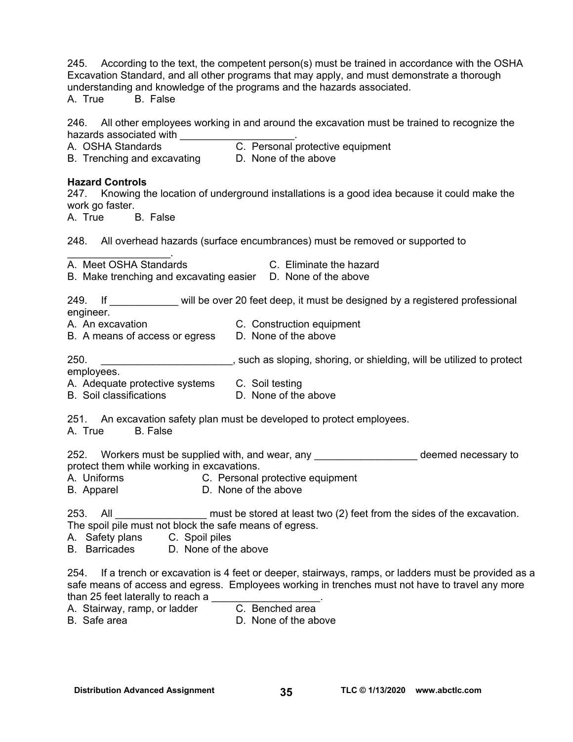245. According to the text, the competent person(s) must be trained in accordance with the OSHA Excavation Standard, and all other programs that may apply, and must demonstrate a thorough understanding and knowledge of the programs and the hazards associated.
A. True B. False

246. All other employees working in and around the excavation must be trained to recognize the hazards associated with ____________________.
A. OSHA Standards
B. Trenching and excavating
C. Personal protective equipment
D. None of the above

**Hazard Controls**

247. Knowing the location of underground installations is a good idea because it could make the work go faster.
A. True B. False

248. All overhead hazards (surface encumbrances) must be removed or supported to __________________.
A. Meet OSHA Standards
B. Make trenching and excavating easier
C. Eliminate the hazard
D. None of the above

249. If ____________ will be over 20 feet deep, it must be designed by a registered professional engineer.
A. An excavation
B. A means of access or egress
C. Construction equipment
D. None of the above

250. _______________________, such as sloping, shoring, or shielding, will be utilized to protect employees.
A. Adequate protective systems
B. Soil classifications
C. Soil testing
D. None of the above

251. An excavation safety plan must be developed to protect employees.
A. True B. False

252. Workers must be supplied with, and wear, any __________________ deemed necessary to protect them while working in excavations.
A. Uniforms
B. Apparel
C. Personal protective equipment
D. None of the above

253. All ________________ must be stored at least two (2) feet from the sides of the excavation. The spoil pile must not block the safe means of egress.
A. Safety plans
B. Barricades
C. Spoil piles
D. None of the above

254. If a trench or excavation is 4 feet or deeper, stairways, ramps, or ladders must be provided as a safe means of access and egress. Employees working in trenches must not have to travel any more than 25 feet laterally to reach a ___________________.
A. Stairway, ramp, or ladder
B. Safe area
C. Benched area
D. None of the above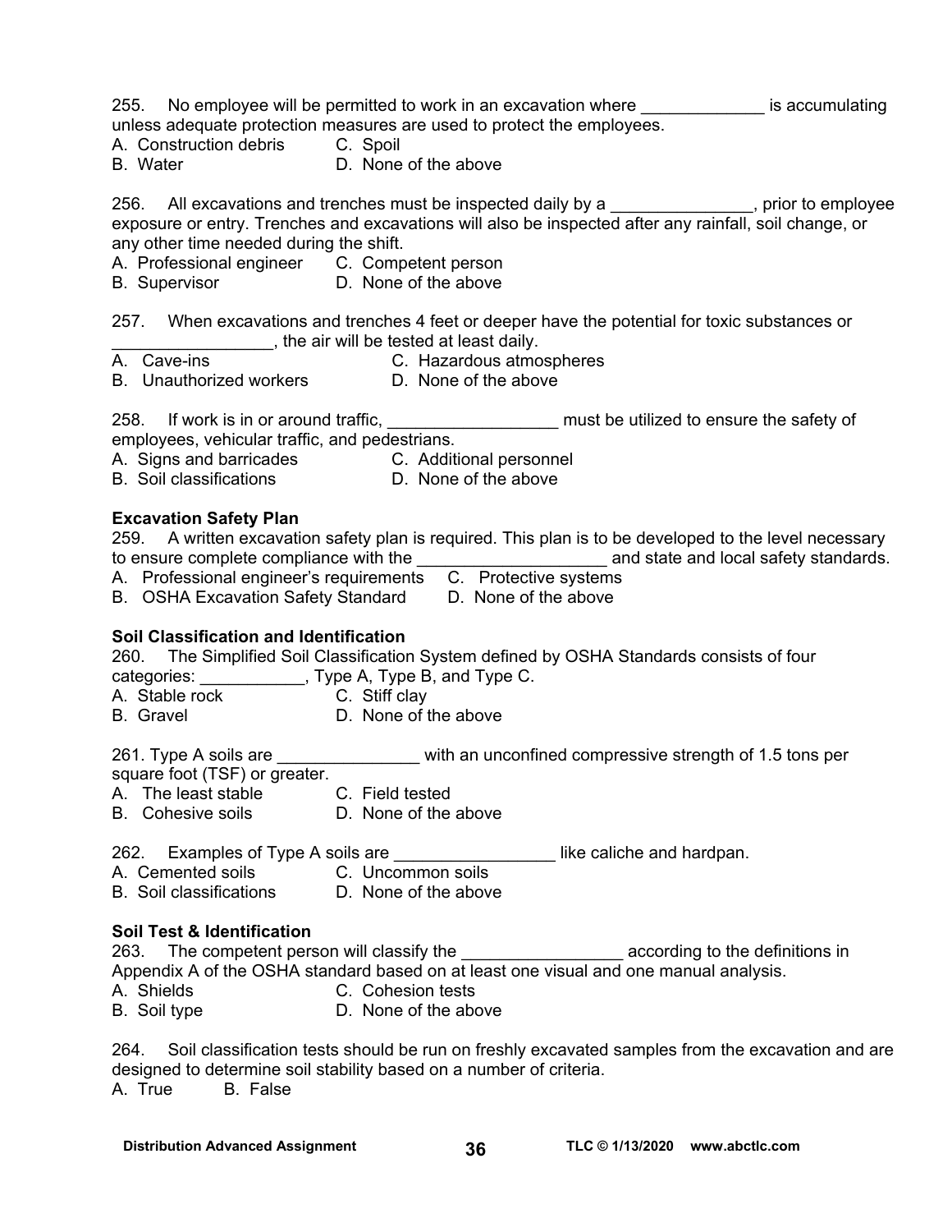255. No employee will be permitted to work in an excavation where _____________ is accumulating unless adequate protection measures are used to protect the employees.
A. Construction debris C. Spoil
B. Water D. None of the above

256. All excavations and trenches must be inspected daily by a _______________, prior to employee exposure or entry. Trenches and excavations will also be inspected after any rainfall, soil change, or any other time needed during the shift.
A. Professional engineer C. Competent person
B. Supervisor D. None of the above

257. When excavations and trenches 4 feet or deeper have the potential for toxic substances or _________________, the air will be tested at least daily.
A. Cave-ins C. Hazardous atmospheres
B. Unauthorized workers D. None of the above

258. If work is in or around traffic, __________________ must be utilized to ensure the safety of employees, vehicular traffic, and pedestrians.
A. Signs and barricades C. Additional personnel
B. Soil classifications D. None of the above

**Excavation Safety Plan**

259. A written excavation safety plan is required. This plan is to be developed to the level necessary to ensure complete compliance with the ____________________ and state and local safety standards.
A. Professional engineer's requirements C. Protective systems
B. OSHA Excavation Safety Standard D. None of the above

**Soil Classification and Identification**

260. The Simplified Soil Classification System defined by OSHA Standards consists of four categories: ___________, Type A, Type B, and Type C.
A. Stable rock C. Stiff clay
B. Gravel D. None of the above

261. Type A soils are _______________ with an unconfined compressive strength of 1.5 tons per square foot (TSF) or greater.
A. The least stable C. Field tested
B. Cohesive soils D. None of the above

262. Examples of Type A soils are _________________ like caliche and hardpan.
A. Cemented soils C. Uncommon soils
B. Soil classifications D. None of the above

**Soil Test & Identification**

263. The competent person will classify the _________________ according to the definitions in Appendix A of the OSHA standard based on at least one visual and one manual analysis.
A. Shields C. Cohesion tests
B. Soil type D. None of the above

264. Soil classification tests should be run on freshly excavated samples from the excavation and are designed to determine soil stability based on a number of criteria.
A. True B. False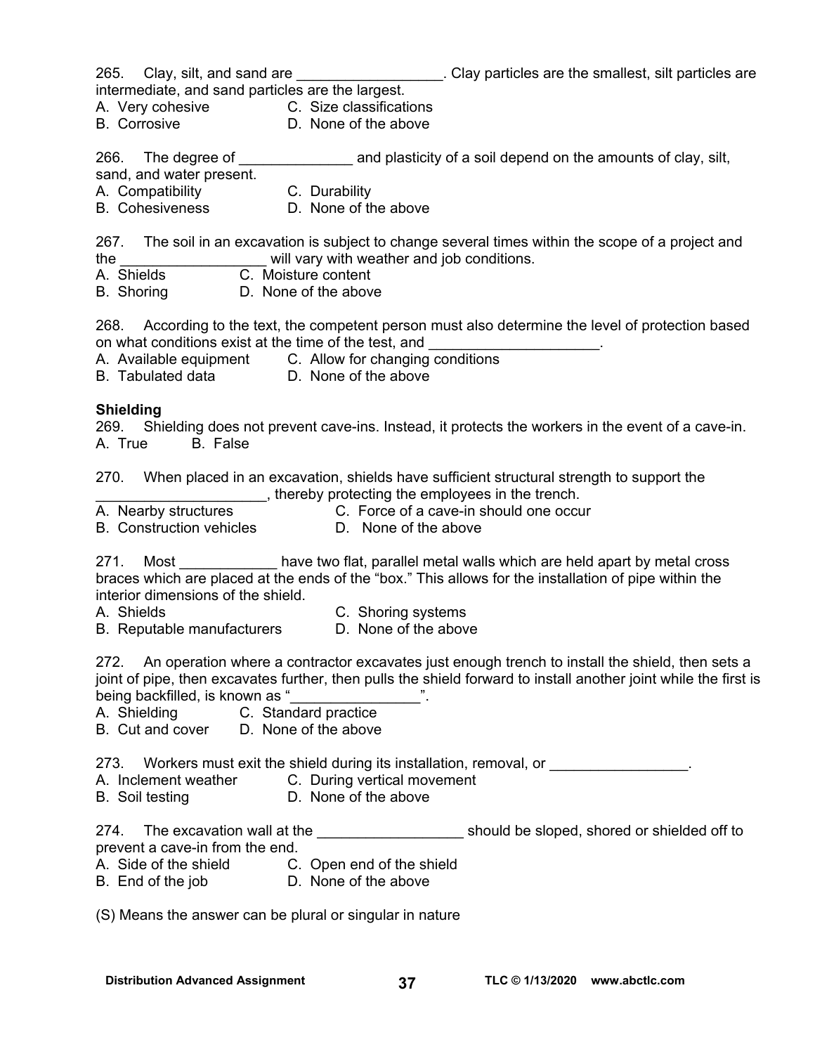265. Clay, silt, and sand are __________________. Clay particles are the smallest, silt particles are intermediate, and sand particles are the largest.
A. Very cohesive C. Size classifications
B. Corrosive D. None of the above

266. The degree of ______________ and plasticity of a soil depend on the amounts of clay, silt, sand, and water present.
A. Compatibility C. Durability
B. Cohesiveness D. None of the above

267. The soil in an excavation is subject to change several times within the scope of a project and the __________________ will vary with weather and job conditions.
A. Shields C. Moisture content
B. Shoring D. None of the above

268. According to the text, the competent person must also determine the level of protection based on what conditions exist at the time of the test, and _____________________.
A. Available equipment C. Allow for changing conditions
B. Tabulated data D. None of the above

**Shielding**

269. Shielding does not prevent cave-ins. Instead, it protects the workers in the event of a cave-in.
A. True B. False

270. When placed in an excavation, shields have sufficient structural strength to support the _____________________, thereby protecting the employees in the trench.
A. Nearby structures C. Force of a cave-in should one occur
B. Construction vehicles D. None of the above

271. Most ____________ have two flat, parallel metal walls which are held apart by metal cross braces which are placed at the ends of the "box." This allows for the installation of pipe within the interior dimensions of the shield.
A. Shields C. Shoring systems
B. Reputable manufacturers D. None of the above

272. An operation where a contractor excavates just enough trench to install the shield, then sets a joint of pipe, then excavates further, then pulls the shield forward to install another joint while the first is being backfilled, is known as "________________".
A. Shielding C. Standard practice
B. Cut and cover D. None of the above

273. Workers must exit the shield during its installation, removal, or _________________.
A. Inclement weather C. During vertical movement
B. Soil testing D. None of the above

274. The excavation wall at the __________________ should be sloped, shored or shielded off to prevent a cave-in from the end.
A. Side of the shield C. Open end of the shield
B. End of the job D. None of the above

(S) Means the answer can be plural or singular in nature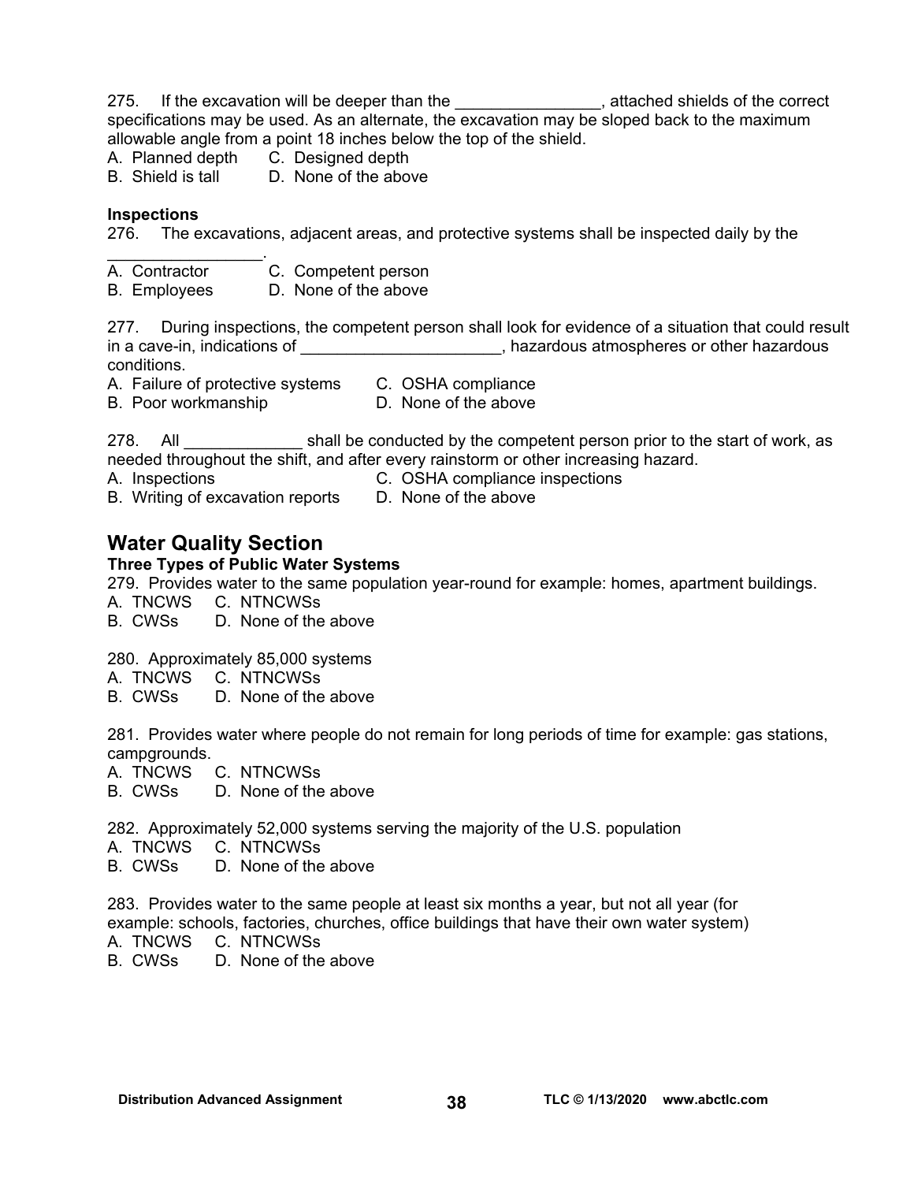275. If the excavation will be deeper than the ________________, attached shields of the correct specifications may be used. As an alternate, the excavation may be sloped back to the maximum allowable angle from a point 18 inches below the top of the shield.
A. Planned depth C. Designed depth
B. Shield is tall D. None of the above

**Inspections**

276. The excavations, adjacent areas, and protective systems shall be inspected daily by the _________________.
A. Contractor C. Competent person
B. Employees D. None of the above

277. During inspections, the competent person shall look for evidence of a situation that could result in a cave-in, indications of ______________________, hazardous atmospheres or other hazardous conditions.
A. Failure of protective systems C. OSHA compliance
B. Poor workmanship D. None of the above

278. All _____________ shall be conducted by the competent person prior to the start of work, as needed throughout the shift, and after every rainstorm or other increasing hazard.
A. Inspections C. OSHA compliance inspections
B. Writing of excavation reports D. None of the above

## Water Quality Section

**Three Types of Public Water Systems**

279. Provides water to the same population year-round for example: homes, apartment buildings.
A. TNCWS C. NTNCWSs
B. CWSs D. None of the above

280. Approximately 85,000 systems
A. TNCWS C. NTNCWSs
B. CWSs D. None of the above

281. Provides water where people do not remain for long periods of time for example: gas stations, campgrounds.
A. TNCWS C. NTNCWSs
B. CWSs D. None of the above

282. Approximately 52,000 systems serving the majority of the U.S. population
A. TNCWS C. NTNCWSs
B. CWSs D. None of the above

283. Provides water to the same people at least six months a year, but not all year (for example: schools, factories, churches, office buildings that have their own water system)
A. TNCWS C. NTNCWSs
B. CWSs D. None of the above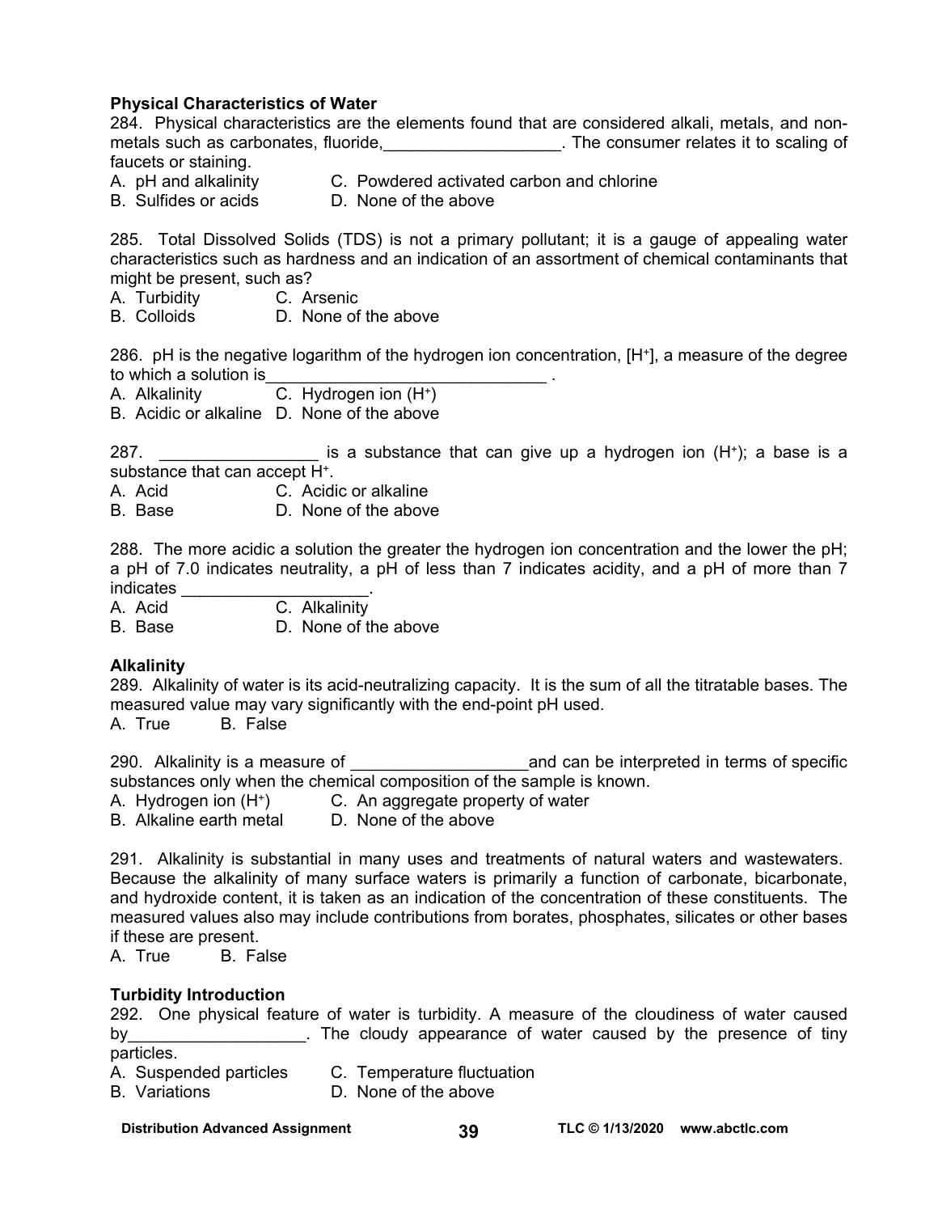### Physical Characteristics of Water

284. Physical characteristics are the elements found that are considered alkali, metals, and non-metals such as carbonates, fluoride,___________________. The consumer relates it to scaling of faucets or staining.

A. pH and alkalinity  C. Powdered activated carbon and chlorine
B. Sulfides or acids  D. None of the above

285. Total Dissolved Solids (TDS) is not a primary pollutant; it is a gauge of appealing water characteristics such as hardness and an indication of an assortment of chemical contaminants that might be present, such as?

A. Turbidity  C. Arsenic
B. Colloids  D. None of the above

286. pH is the negative logarithm of the hydrogen ion concentration, $[H^+]$, a measure of the degree to which a solution is______________________________ .

A. Alkalinity  C. Hydrogen ion ($H^+$)
B. Acidic or alkaline  D. None of the above

287. _________________ is a substance that can give up a hydrogen ion ($H^+$); a base is a substance that can accept $H^+$.

A. Acid  C. Acidic or alkaline
B. Base  D. None of the above

288. The more acidic a solution the greater the hydrogen ion concentration and the lower the pH; a pH of 7.0 indicates neutrality, a pH of less than 7 indicates acidity, and a pH of more than 7 indicates ____________________.

A. Acid  C. Alkalinity
B. Base  D. None of the above

### Alkalinity

289. Alkalinity of water is its acid-neutralizing capacity. It is the sum of all the titratable bases. The measured value may vary significantly with the end-point pH used.

A. True  B. False

290. Alkalinity is a measure of ___________________and can be interpreted in terms of specific substances only when the chemical composition of the sample is known.

A. Hydrogen ion ($H^+$)  C. An aggregate property of water
B. Alkaline earth metal  D. None of the above

291. Alkalinity is substantial in many uses and treatments of natural waters and wastewaters. Because the alkalinity of many surface waters is primarily a function of carbonate, bicarbonate, and hydroxide content, it is taken as an indication of the concentration of these constituents. The measured values also may include contributions from borates, phosphates, silicates or other bases if these are present.

A. True  B. False

### Turbidity Introduction

292. One physical feature of water is turbidity. A measure of the cloudiness of water caused by___________________. The cloudy appearance of water caused by the presence of tiny particles.

A. Suspended particles  C. Temperature fluctuation
B. Variations  D. None of the above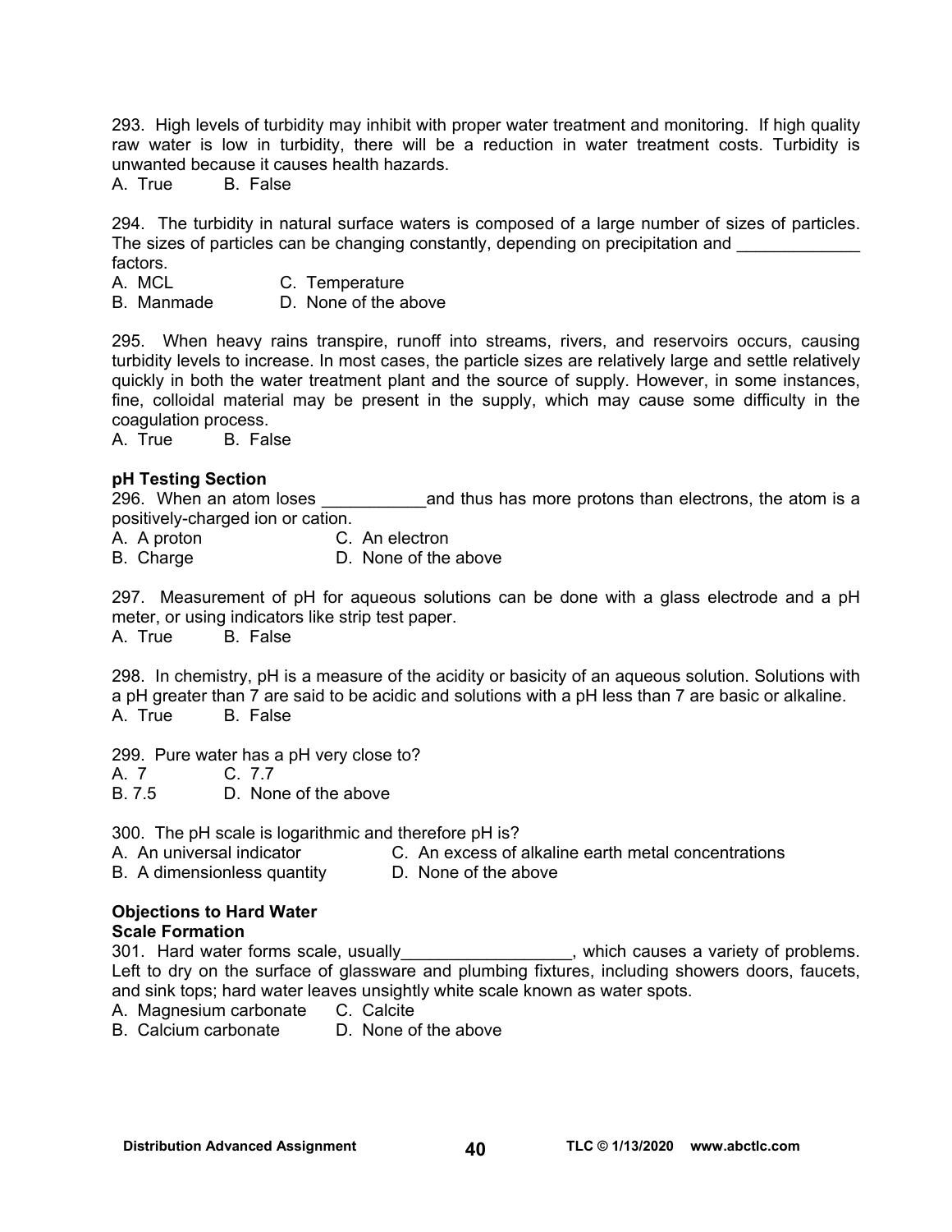293. High levels of turbidity may inhibit with proper water treatment and monitoring. If high quality raw water is low in turbidity, there will be a reduction in water treatment costs. Turbidity is unwanted because it causes health hazards.

A. True B. False

294. The turbidity in natural surface waters is composed of a large number of sizes of particles. The sizes of particles can be changing constantly, depending on precipitation and _____________ factors.

A. MCL C. Temperature
B. Manmade D. None of the above

295. When heavy rains transpire, runoff into streams, rivers, and reservoirs occurs, causing turbidity levels to increase. In most cases, the particle sizes are relatively large and settle relatively quickly in both the water treatment plant and the source of supply. However, in some instances, fine, colloidal material may be present in the supply, which may cause some difficulty in the coagulation process.

A. True B. False

**pH Testing Section**

296. When an atom loses ___________and thus has more protons than electrons, the atom is a positively-charged ion or cation.

A. A proton C. An electron
B. Charge D. None of the above

297. Measurement of pH for aqueous solutions can be done with a glass electrode and a pH meter, or using indicators like strip test paper.

A. True B. False

298. In chemistry, pH is a measure of the acidity or basicity of an aqueous solution. Solutions with a pH greater than 7 are said to be acidic and solutions with a pH less than 7 are basic or alkaline.

A. True B. False

299. Pure water has a pH very close to?

A. 7 C. 7.7
B. 7.5 D. None of the above

300. The pH scale is logarithmic and therefore pH is?

A. An universal indicator C. An excess of alkaline earth metal concentrations
B. A dimensionless quantity D. None of the above

**Objections to Hard Water**

**Scale Formation**

301. Hard water forms scale, usually__________________, which causes a variety of problems. Left to dry on the surface of glassware and plumbing fixtures, including showers doors, faucets, and sink tops; hard water leaves unsightly white scale known as water spots.

A. Magnesium carbonate C. Calcite
B. Calcium carbonate D. None of the above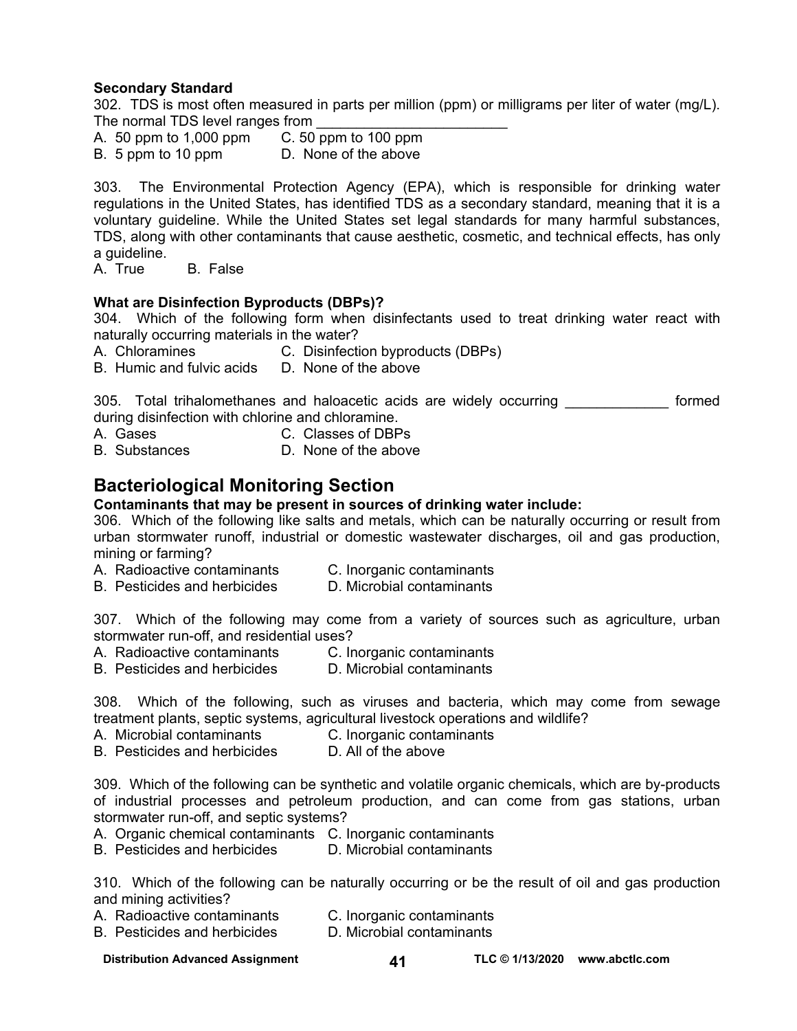**Secondary Standard**

302. TDS is most often measured in parts per million (ppm) or milligrams per liter of water (mg/L). The normal TDS level ranges from ________________________

A. 50 ppm to 1,000 ppm  C. 50 ppm to 100 ppm
B. 5 ppm to 10 ppm  D. None of the above

303. The Environmental Protection Agency (EPA), which is responsible for drinking water regulations in the United States, has identified TDS as a secondary standard, meaning that it is a voluntary guideline. While the United States set legal standards for many harmful substances, TDS, along with other contaminants that cause aesthetic, cosmetic, and technical effects, has only a guideline.

A. True  B. False

**What are Disinfection Byproducts (DBPs)?**

304. Which of the following form when disinfectants used to treat drinking water react with naturally occurring materials in the water?

A. Chloramines  C. Disinfection byproducts (DBPs)
B. Humic and fulvic acids  D. None of the above

305. Total trihalomethanes and haloacetic acids are widely occurring _____________ formed during disinfection with chlorine and chloramine.

A. Gases  C. Classes of DBPs
B. Substances  D. None of the above

## Bacteriological Monitoring Section

**Contaminants that may be present in sources of drinking water include:**

306. Which of the following like salts and metals, which can be naturally occurring or result from urban stormwater runoff, industrial or domestic wastewater discharges, oil and gas production, mining or farming?

A. Radioactive contaminants  C. Inorganic contaminants
B. Pesticides and herbicides  D. Microbial contaminants

307. Which of the following may come from a variety of sources such as agriculture, urban stormwater run-off, and residential uses?

A. Radioactive contaminants  C. Inorganic contaminants
B. Pesticides and herbicides  D. Microbial contaminants

308. Which of the following, such as viruses and bacteria, which may come from sewage treatment plants, septic systems, agricultural livestock operations and wildlife?

A. Microbial contaminants  C. Inorganic contaminants
B. Pesticides and herbicides  D. All of the above

309. Which of the following can be synthetic and volatile organic chemicals, which are by-products of industrial processes and petroleum production, and can come from gas stations, urban stormwater run-off, and septic systems?

A. Organic chemical contaminants  C. Inorganic contaminants
B. Pesticides and herbicides  D. Microbial contaminants

310. Which of the following can be naturally occurring or be the result of oil and gas production and mining activities?

A. Radioactive contaminants  C. Inorganic contaminants
B. Pesticides and herbicides  D. Microbial contaminants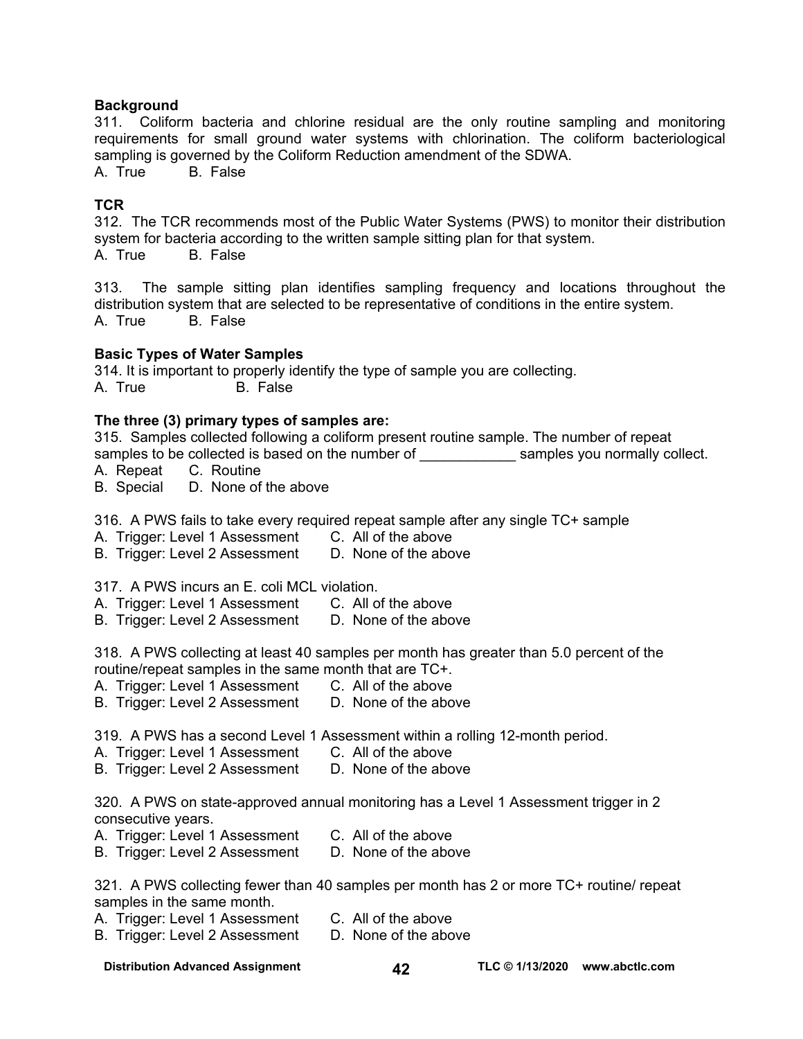**Background**

311. Coliform bacteria and chlorine residual are the only routine sampling and monitoring requirements for small ground water systems with chlorination. The coliform bacteriological sampling is governed by the Coliform Reduction amendment of the SDWA.
A. True B. False

**TCR**

312. The TCR recommends most of the Public Water Systems (PWS) to monitor their distribution system for bacteria according to the written sample sitting plan for that system.
A. True B. False

313. The sample sitting plan identifies sampling frequency and locations throughout the distribution system that are selected to be representative of conditions in the entire system.
A. True B. False

**Basic Types of Water Samples**

314. It is important to properly identify the type of sample you are collecting.
A. True B. False

**The three (3) primary types of samples are:**

315. Samples collected following a coliform present routine sample. The number of repeat samples to be collected is based on the number of ____________ samples you normally collect.
A. Repeat C. Routine
B. Special D. None of the above

316. A PWS fails to take every required repeat sample after any single TC+ sample
A. Trigger: Level 1 Assessment C. All of the above
B. Trigger: Level 2 Assessment D. None of the above

317. A PWS incurs an E. coli MCL violation.
A. Trigger: Level 1 Assessment C. All of the above
B. Trigger: Level 2 Assessment D. None of the above

318. A PWS collecting at least 40 samples per month has greater than 5.0 percent of the routine/repeat samples in the same month that are TC+.
A. Trigger: Level 1 Assessment C. All of the above
B. Trigger: Level 2 Assessment D. None of the above

319. A PWS has a second Level 1 Assessment within a rolling 12-month period.
A. Trigger: Level 1 Assessment C. All of the above
B. Trigger: Level 2 Assessment D. None of the above

320. A PWS on state-approved annual monitoring has a Level 1 Assessment trigger in 2 consecutive years.
A. Trigger: Level 1 Assessment C. All of the above
B. Trigger: Level 2 Assessment D. None of the above

321. A PWS collecting fewer than 40 samples per month has 2 or more TC+ routine/ repeat samples in the same month.
A. Trigger: Level 1 Assessment C. All of the above
B. Trigger: Level 2 Assessment D. None of the above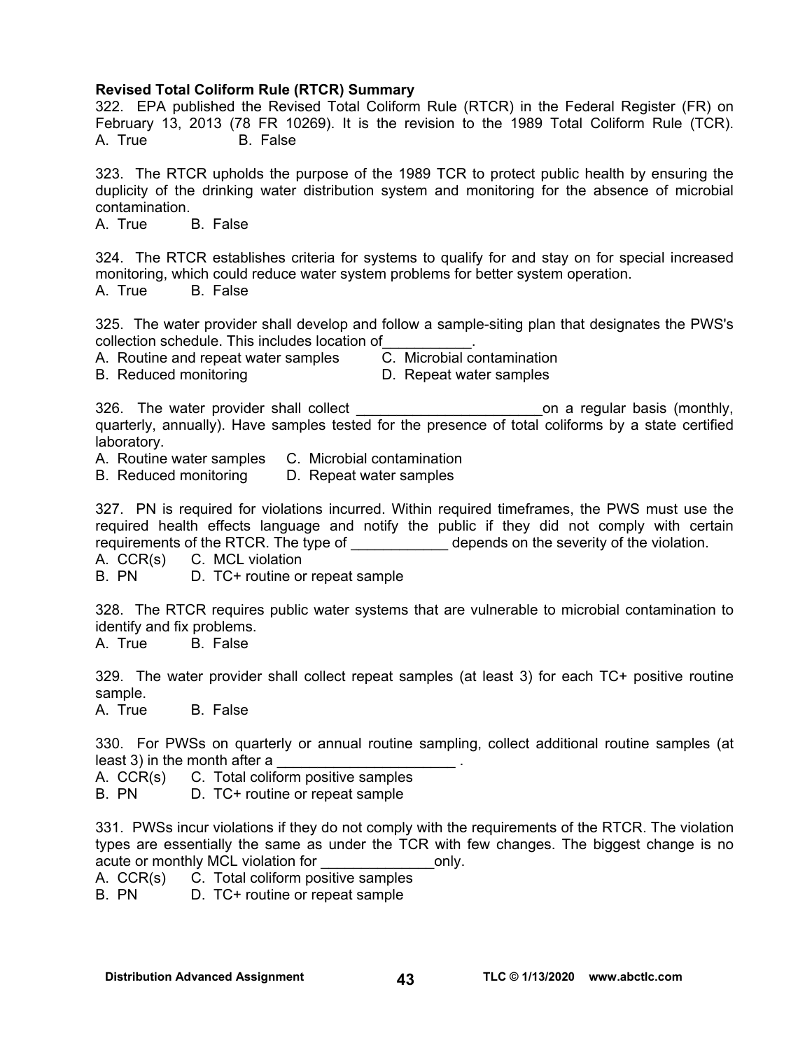**Revised Total Coliform Rule (RTCR) Summary**

322. EPA published the Revised Total Coliform Rule (RTCR) in the Federal Register (FR) on February 13, 2013 (78 FR 10269). It is the revision to the 1989 Total Coliform Rule (TCR).
A. True B. False

323. The RTCR upholds the purpose of the 1989 TCR to protect public health by ensuring the duplicity of the drinking water distribution system and monitoring for the absence of microbial contamination.
A. True B. False

324. The RTCR establishes criteria for systems to qualify for and stay on for special increased monitoring, which could reduce water system problems for better system operation.
A. True B. False

325. The water provider shall develop and follow a sample-siting plan that designates the PWS's collection schedule. This includes location of___________.
A. Routine and repeat water samples
B. Reduced monitoring
C. Microbial contamination
D. Repeat water samples

326. The water provider shall collect _______________________on a regular basis (monthly, quarterly, annually). Have samples tested for the presence of total coliforms by a state certified laboratory.
A. Routine water samples
B. Reduced monitoring
C. Microbial contamination
D. Repeat water samples

327. PN is required for violations incurred. Within required timeframes, the PWS must use the required health effects language and notify the public if they did not comply with certain requirements of the RTCR. The type of ____________ depends on the severity of the violation.
A. CCR(s)
B. PN
C. MCL violation
D. TC+ routine or repeat sample

328. The RTCR requires public water systems that are vulnerable to microbial contamination to identify and fix problems.
A. True B. False

329. The water provider shall collect repeat samples (at least 3) for each TC+ positive routine sample.
A. True B. False

330. For PWSs on quarterly or annual routine sampling, collect additional routine samples (at least 3) in the month after a ______________________ .
A. CCR(s)
B. PN
C. Total coliform positive samples
D. TC+ routine or repeat sample

331. PWSs incur violations if they do not comply with the requirements of the RTCR. The violation types are essentially the same as under the TCR with few changes. The biggest change is no acute or monthly MCL violation for ______________only.
A. CCR(s)
B. PN
C. Total coliform positive samples
D. TC+ routine or repeat sample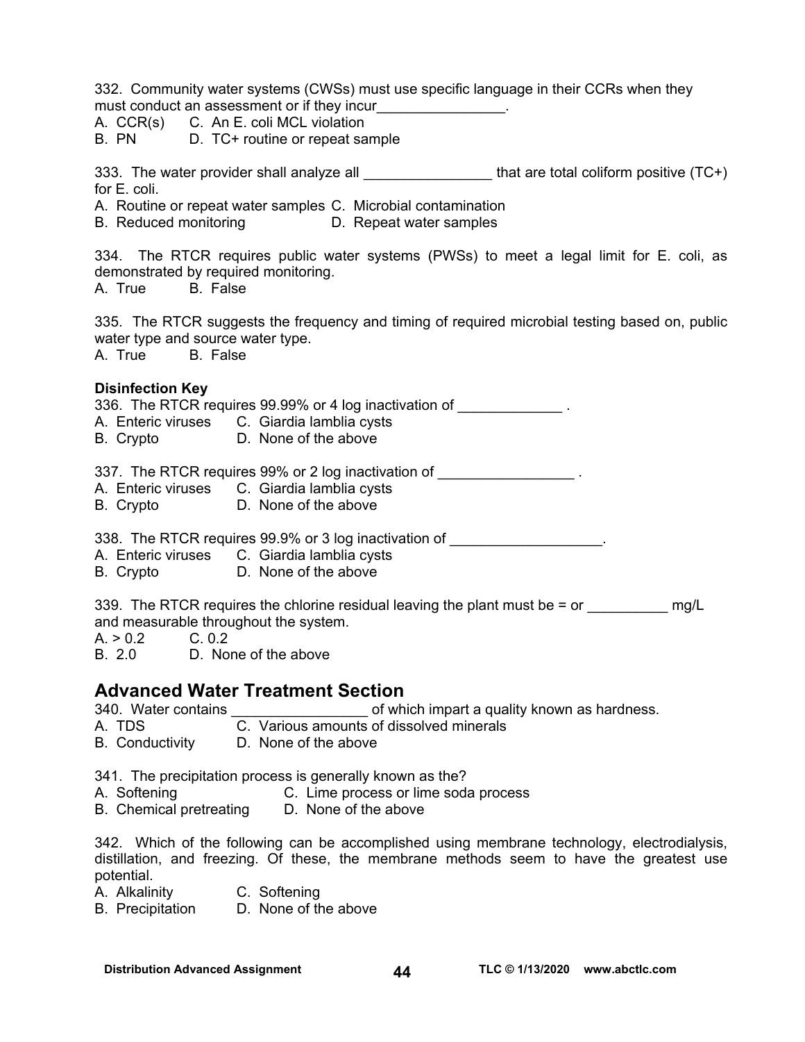332. Community water systems (CWSs) must use specific language in their CCRs when they must conduct an assessment or if they incur________________.

A. CCR(s)  C. An E. coli MCL violation
B. PN  D. TC+ routine or repeat sample

333. The water provider shall analyze all ________________ that are total coliform positive (TC+) for E. coli.

A. Routine or repeat water samples  C. Microbial contamination
B. Reduced monitoring  D. Repeat water samples

334. The RTCR requires public water systems (PWSs) to meet a legal limit for E. coli, as demonstrated by required monitoring.

A. True  B. False

335. The RTCR suggests the frequency and timing of required microbial testing based on, public water type and source water type.

A. True  B. False

**Disinfection Key**

336. The RTCR requires 99.99% or 4 log inactivation of _____________ .

A. Enteric viruses  C. Giardia lamblia cysts
B. Crypto  D. None of the above

337. The RTCR requires 99% or 2 log inactivation of _________________ .

A. Enteric viruses  C. Giardia lamblia cysts
B. Crypto  D. None of the above

338. The RTCR requires 99.9% or 3 log inactivation of ___________________.

A. Enteric viruses  C. Giardia lamblia cysts
B. Crypto  D. None of the above

339. The RTCR requires the chlorine residual leaving the plant must be = or __________ mg/L and measurable throughout the system.

A. > 0.2  C. 0.2
B. 2.0  D. None of the above

## Advanced Water Treatment Section

340. Water contains _________________ of which impart a quality known as hardness.

A. TDS  C. Various amounts of dissolved minerals
B. Conductivity  D. None of the above

341. The precipitation process is generally known as the?

A. Softening  C. Lime process or lime soda process
B. Chemical pretreating  D. None of the above

342. Which of the following can be accomplished using membrane technology, electrodialysis, distillation, and freezing. Of these, the membrane methods seem to have the greatest use potential.

A. Alkalinity  C. Softening
B. Precipitation  D. None of the above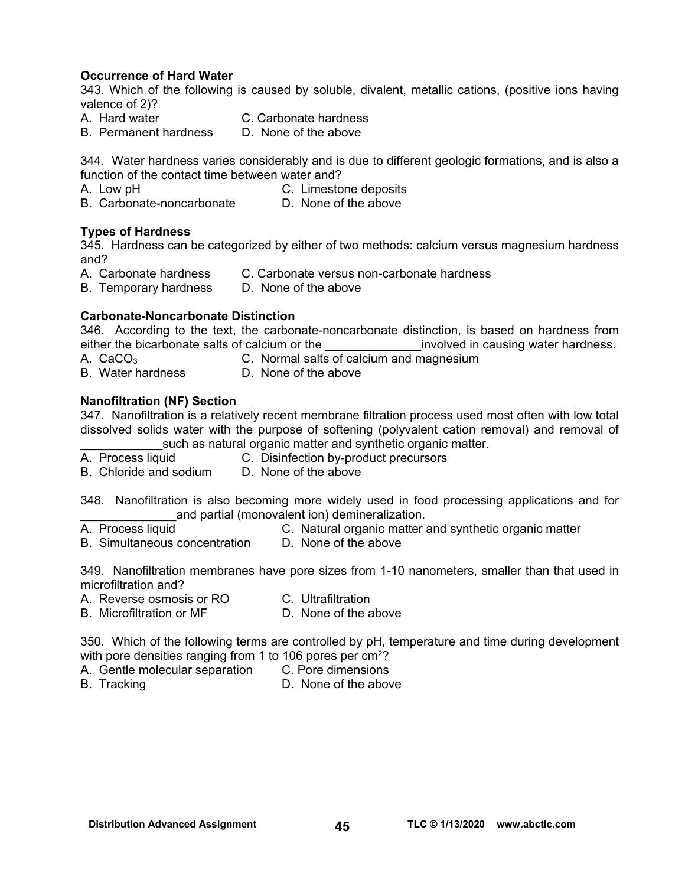**Occurrence of Hard Water**

343. Which of the following is caused by soluble, divalent, metallic cations, (positive ions having valence of 2)?

A. Hard water
B. Permanent hardness
C. Carbonate hardness
D. None of the above

344. Water hardness varies considerably and is due to different geologic formations, and is also a function of the contact time between water and?

A. Low pH
B. Carbonate-noncarbonate
C. Limestone deposits
D. None of the above

**Types of Hardness**

345. Hardness can be categorized by either of two methods: calcium versus magnesium hardness and?

A. Carbonate hardness
B. Temporary hardness
C. Carbonate versus non-carbonate hardness
D. None of the above

**Carbonate-Noncarbonate Distinction**

346. According to the text, the carbonate-noncarbonate distinction, is based on hardness from either the bicarbonate salts of calcium or the ______________involved in causing water hardness.

A. $CaCO_3$
B. Water hardness
C. Normal salts of calcium and magnesium
D. None of the above

**Nanofiltration (NF) Section**

347. Nanofiltration is a relatively recent membrane filtration process used most often with low total dissolved solids water with the purpose of softening (polyvalent cation removal) and removal of ____________such as natural organic matter and synthetic organic matter.

A. Process liquid
B. Chloride and sodium
C. Disinfection by-product precursors
D. None of the above

348. Nanofiltration is also becoming more widely used in food processing applications and for ______________and partial (monovalent ion) demineralization.

A. Process liquid
B. Simultaneous concentration
C. Natural organic matter and synthetic organic matter
D. None of the above

349. Nanofiltration membranes have pore sizes from 1-10 nanometers, smaller than that used in microfiltration and?

A. Reverse osmosis or RO
B. Microfiltration or MF
C. Ultrafiltration
D. None of the above

350. Which of the following terms are controlled by pH, temperature and time during development with pore densities ranging from 1 to 106 pores per $cm^2$?

A. Gentle molecular separation
B. Tracking
C. Pore dimensions
D. None of the above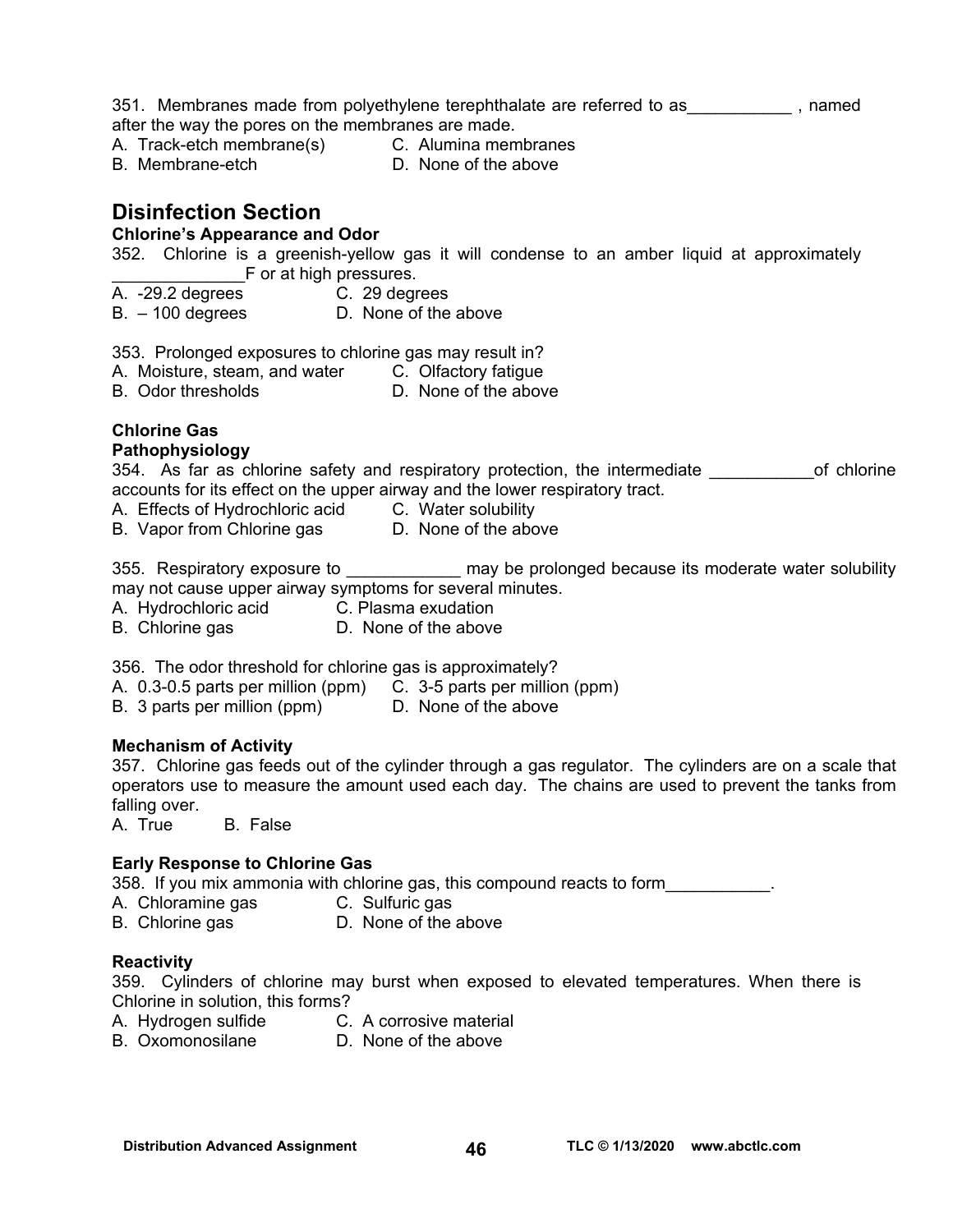351. Membranes made from polyethylene terephthalate are referred to as___________ , named after the way the pores on the membranes are made.
A. Track-etch membrane(s) C. Alumina membranes
B. Membrane-etch D. None of the above

## Disinfection Section

**Chlorine's Appearance and Odor**

352. Chlorine is a greenish-yellow gas it will condense to an amber liquid at approximately ______________F or at high pressures.
A. -29.2 degrees C. 29 degrees
B. – 100 degrees D. None of the above

353. Prolonged exposures to chlorine gas may result in?
A. Moisture, steam, and water C. Olfactory fatigue
B. Odor thresholds D. None of the above

**Chlorine Gas**
**Pathophysiology**

354. As far as chlorine safety and respiratory protection, the intermediate ___________of chlorine accounts for its effect on the upper airway and the lower respiratory tract.
A. Effects of Hydrochloric acid C. Water solubility
B. Vapor from Chlorine gas D. None of the above

355. Respiratory exposure to ____________ may be prolonged because its moderate water solubility may not cause upper airway symptoms for several minutes.
A. Hydrochloric acid C. Plasma exudation
B. Chlorine gas D. None of the above

356. The odor threshold for chlorine gas is approximately?
A. 0.3-0.5 parts per million (ppm) C. 3-5 parts per million (ppm)
B. 3 parts per million (ppm) D. None of the above

**Mechanism of Activity**

357. Chlorine gas feeds out of the cylinder through a gas regulator. The cylinders are on a scale that operators use to measure the amount used each day. The chains are used to prevent the tanks from falling over.
A. True B. False

**Early Response to Chlorine Gas**

358. If you mix ammonia with chlorine gas, this compound reacts to form___________.
A. Chloramine gas C. Sulfuric gas
B. Chlorine gas D. None of the above

**Reactivity**

359. Cylinders of chlorine may burst when exposed to elevated temperatures. When there is Chlorine in solution, this forms?
A. Hydrogen sulfide C. A corrosive material
B. Oxomonosilane D. None of the above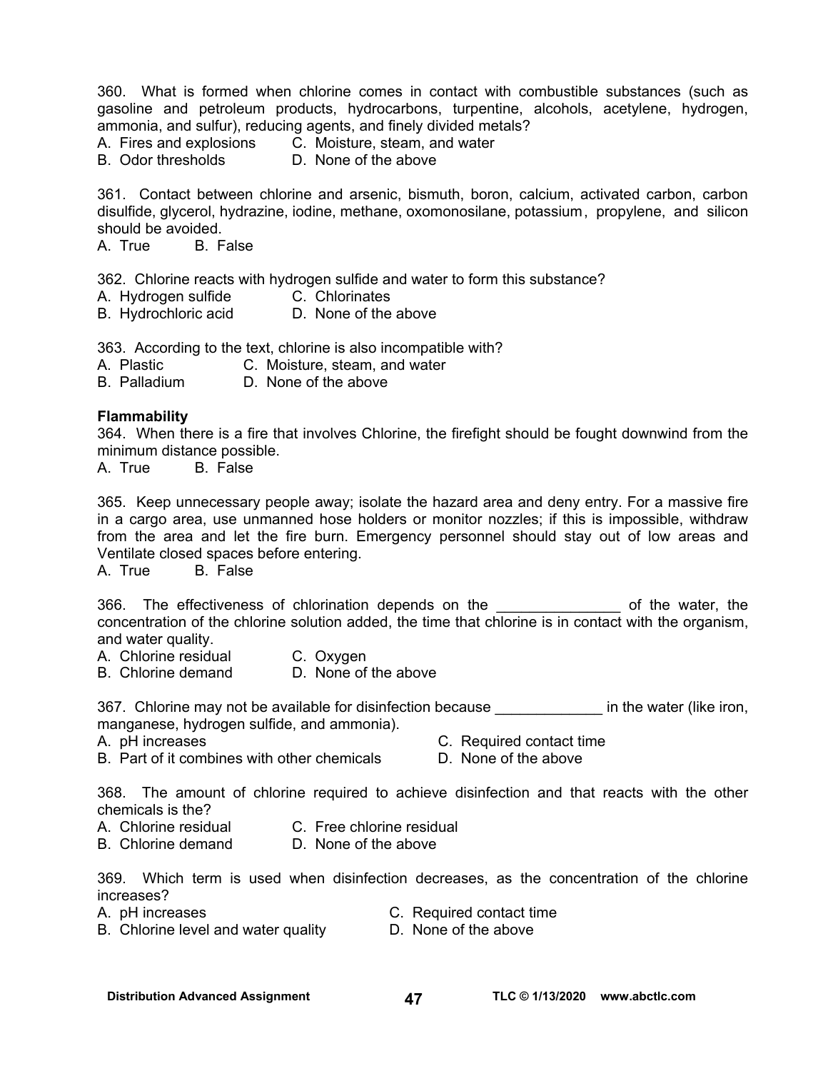360. What is formed when chlorine comes in contact with combustible substances (such as gasoline and petroleum products, hydrocarbons, turpentine, alcohols, acetylene, hydrogen, ammonia, and sulfur), reducing agents, and finely divided metals?

A. Fires and explosions  
B. Odor thresholds  
C. Moisture, steam, and water  
D. None of the above

361. Contact between chlorine and arsenic, bismuth, boron, calcium, activated carbon, carbon disulfide, glycerol, hydrazine, iodine, methane, oxomonosilane, potassium, propylene, and silicon should be avoided.

A. True B. False

362. Chlorine reacts with hydrogen sulfide and water to form this substance?

A. Hydrogen sulfide  
B. Hydrochloric acid  
C. Chlorinates  
D. None of the above

363. According to the text, chlorine is also incompatible with?

A. Plastic  
B. Palladium  
C. Moisture, steam, and water  
D. None of the above

**Flammability**

364. When there is a fire that involves Chlorine, the firefight should be fought downwind from the minimum distance possible.

A. True B. False

365. Keep unnecessary people away; isolate the hazard area and deny entry. For a massive fire in a cargo area, use unmanned hose holders or monitor nozzles; if this is impossible, withdraw from the area and let the fire burn. Emergency personnel should stay out of low areas and Ventilate closed spaces before entering.

A. True B. False

366. The effectiveness of chlorination depends on the _______________ of the water, the concentration of the chlorine solution added, the time that chlorine is in contact with the organism, and water quality.

A. Chlorine residual  
B. Chlorine demand  
C. Oxygen  
D. None of the above

367. Chlorine may not be available for disinfection because _____________ in the water (like iron, manganese, hydrogen sulfide, and ammonia).

A. pH increases  
B. Part of it combines with other chemicals  
C. Required contact time  
D. None of the above

368. The amount of chlorine required to achieve disinfection and that reacts with the other chemicals is the?

A. Chlorine residual  
B. Chlorine demand  
C. Free chlorine residual  
D. None of the above

369. Which term is used when disinfection decreases, as the concentration of the chlorine increases?

A. pH increases  
B. Chlorine level and water quality  
C. Required contact time  
D. None of the above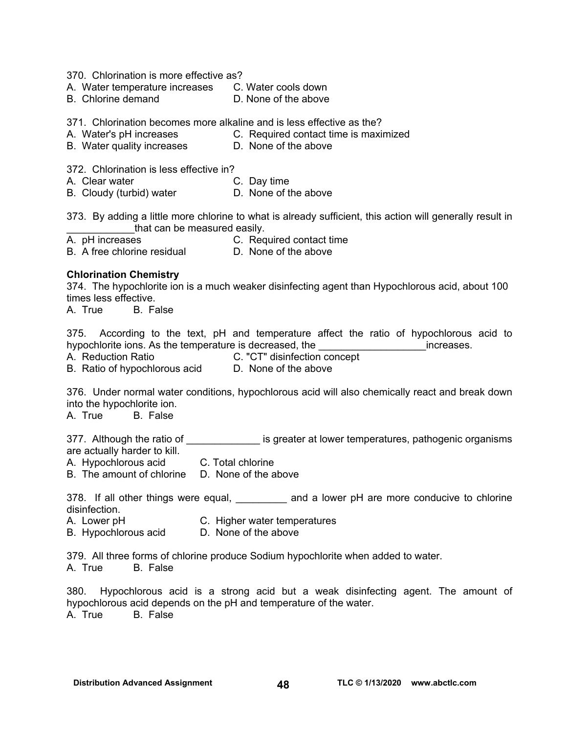370. Chlorination is more effective as?
A. Water temperature increases
B. Chlorine demand
C. Water cools down
D. None of the above

371. Chlorination becomes more alkaline and is less effective as the?
A. Water's pH increases
B. Water quality increases
C. Required contact time is maximized
D. None of the above

372. Chlorination is less effective in?
A. Clear water
B. Cloudy (turbid) water
C. Day time
D. None of the above

373. By adding a little more chlorine to what is already sufficient, this action will generally result in ____________that can be measured easily.
A. pH increases
B. A free chlorine residual
C. Required contact time
D. None of the above

**Chlorination Chemistry**

374. The hypochlorite ion is a much weaker disinfecting agent than Hypochlorous acid, about 100 times less effective.
A. True B. False

375. According to the text, pH and temperature affect the ratio of hypochlorous acid to hypochlorite ions. As the temperature is decreased, the ___________________increases.
A. Reduction Ratio
B. Ratio of hypochlorous acid
C. "CT" disinfection concept
D. None of the above

376. Under normal water conditions, hypochlorous acid will also chemically react and break down into the hypochlorite ion.
A. True B. False

377. Although the ratio of _____________ is greater at lower temperatures, pathogenic organisms are actually harder to kill.
A. Hypochlorous acid
B. The amount of chlorine
C. Total chlorine
D. None of the above

378. If all other things were equal, _________ and a lower pH are more conducive to chlorine disinfection.
A. Lower pH
B. Hypochlorous acid
C. Higher water temperatures
D. None of the above

379. All three forms of chlorine produce Sodium hypochlorite when added to water.
A. True B. False

380. Hypochlorous acid is a strong acid but a weak disinfecting agent. The amount of hypochlorous acid depends on the pH and temperature of the water.
A. True B. False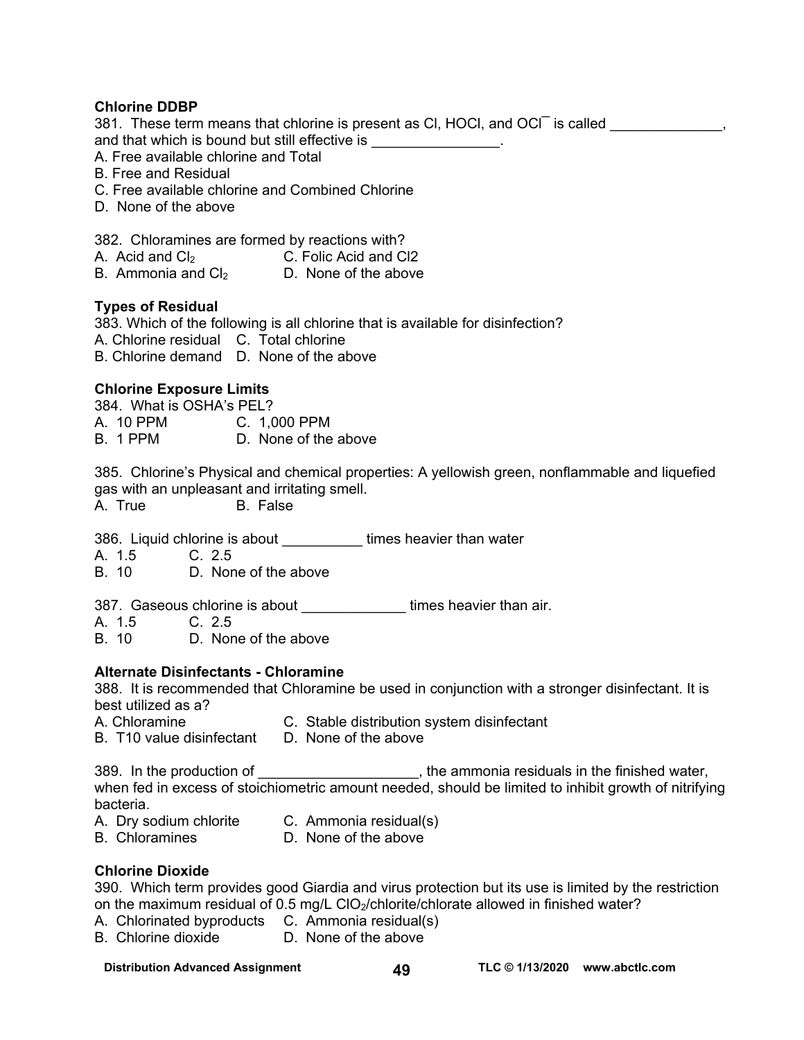**Chlorine DDBP**

381. These term means that chlorine is present as Cl, HOCl, and OCl¯ is called ______________, and that which is bound but still effective is ________________.

A. Free available chlorine and Total
B. Free and Residual
C. Free available chlorine and Combined Chlorine
D. None of the above

382. Chloramines are formed by reactions with?

A. Acid and $Cl_2$
B. Ammonia and $Cl_2$
C. Folic Acid and Cl2
D. None of the above

**Types of Residual**

383. Which of the following is all chlorine that is available for disinfection?

A. Chlorine residual
B. Chlorine demand
C. Total chlorine
D. None of the above

**Chlorine Exposure Limits**

384. What is OSHA's PEL?

A. 10 PPM
B. 1 PPM
C. 1,000 PPM
D. None of the above

385. Chlorine's Physical and chemical properties: A yellowish green, nonflammable and liquefied gas with an unpleasant and irritating smell.

A. True
B. False

386. Liquid chlorine is about __________ times heavier than water

A. 1.5
B. 10
C. 2.5
D. None of the above

387. Gaseous chlorine is about _____________ times heavier than air.

A. 1.5
B. 10
C. 2.5
D. None of the above

**Alternate Disinfectants - Chloramine**

388. It is recommended that Chloramine be used in conjunction with a stronger disinfectant. It is best utilized as a?

A. Chloramine
B. T10 value disinfectant
C. Stable distribution system disinfectant
D. None of the above

389. In the production of ____________________, the ammonia residuals in the finished water, when fed in excess of stoichiometric amount needed, should be limited to inhibit growth of nitrifying bacteria.

A. Dry sodium chlorite
B. Chloramines
C. Ammonia residual(s)
D. None of the above

**Chlorine Dioxide**

390. Which term provides good Giardia and virus protection but its use is limited by the restriction on the maximum residual of 0.5 mg/L $ClO_2$/chlorite/chlorate allowed in finished water?

A. Chlorinated byproducts
B. Chlorine dioxide
C. Ammonia residual(s)
D. None of the above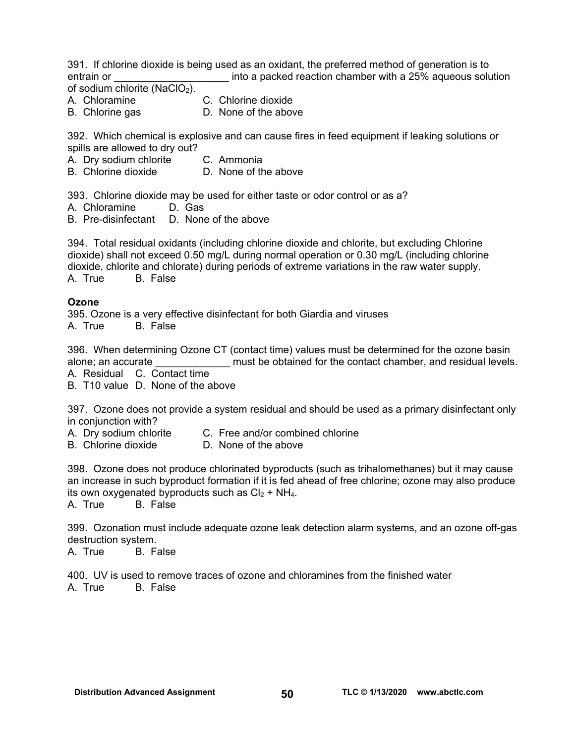391. If chlorine dioxide is being used as an oxidant, the preferred method of generation is to entrain or ___________________ into a packed reaction chamber with a 25% aqueous solution of sodium chlorite ($NaClO_2$).

A. Chloramine C. Chlorine dioxide
B. Chlorine gas D. None of the above

392. Which chemical is explosive and can cause fires in feed equipment if leaking solutions or spills are allowed to dry out?

A. Dry sodium chlorite C. Ammonia
B. Chlorine dioxide D. None of the above

393. Chlorine dioxide may be used for either taste or odor control or as a?

A. Chloramine D. Gas
B. Pre-disinfectant D. None of the above

394. Total residual oxidants (including chlorine dioxide and chlorite, but excluding Chlorine dioxide) shall not exceed 0.50 mg/L during normal operation or 0.30 mg/L (including chlorine dioxide, chlorite and chlorate) during periods of extreme variations in the raw water supply.

A. True B. False

**Ozone**

395. Ozone is a very effective disinfectant for both Giardia and viruses

A. True B. False

396. When determining Ozone CT (contact time) values must be determined for the ozone basin alone; an accurate _____________ must be obtained for the contact chamber, and residual levels.

A. Residual C. Contact time
B. T10 value D. None of the above

397. Ozone does not provide a system residual and should be used as a primary disinfectant only in conjunction with?

A. Dry sodium chlorite C. Free and/or combined chlorine
B. Chlorine dioxide D. None of the above

398. Ozone does not produce chlorinated byproducts (such as trihalomethanes) but it may cause an increase in such byproduct formation if it is fed ahead of free chlorine; ozone may also produce its own oxygenated byproducts such as $Cl_2 + NH_4$.

A. True B. False

399. Ozonation must include adequate ozone leak detection alarm systems, and an ozone off-gas destruction system.

A. True B. False

400. UV is used to remove traces of ozone and chloramines from the finished water

A. True B. False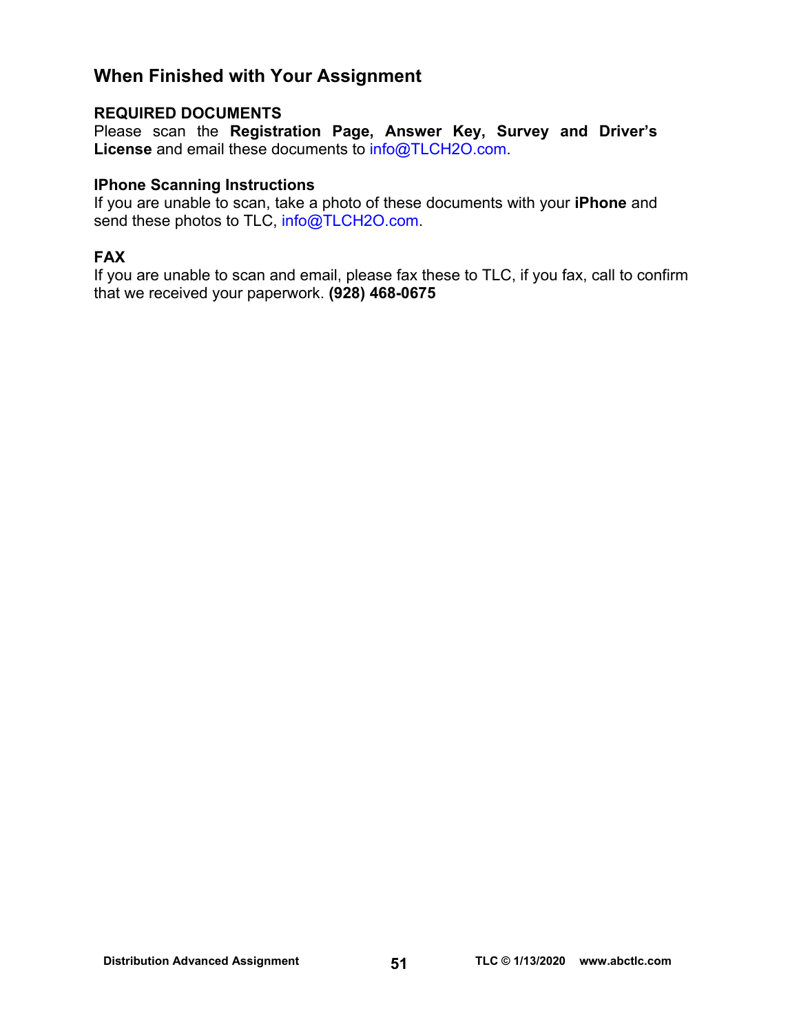## When Finished with Your Assignment

**REQUIRED DOCUMENTS**
Please scan the **Registration Page, Answer Key, Survey and Driver's License** and email these documents to info@TLCH2O.com.

**IPhone Scanning Instructions**
If you are unable to scan, take a photo of these documents with your **iPhone** and send these photos to TLC, info@TLCH2O.com.

**FAX**
If you are unable to scan and email, please fax these to TLC, if you fax, call to confirm that we received your paperwork. **(928) 468-0675**